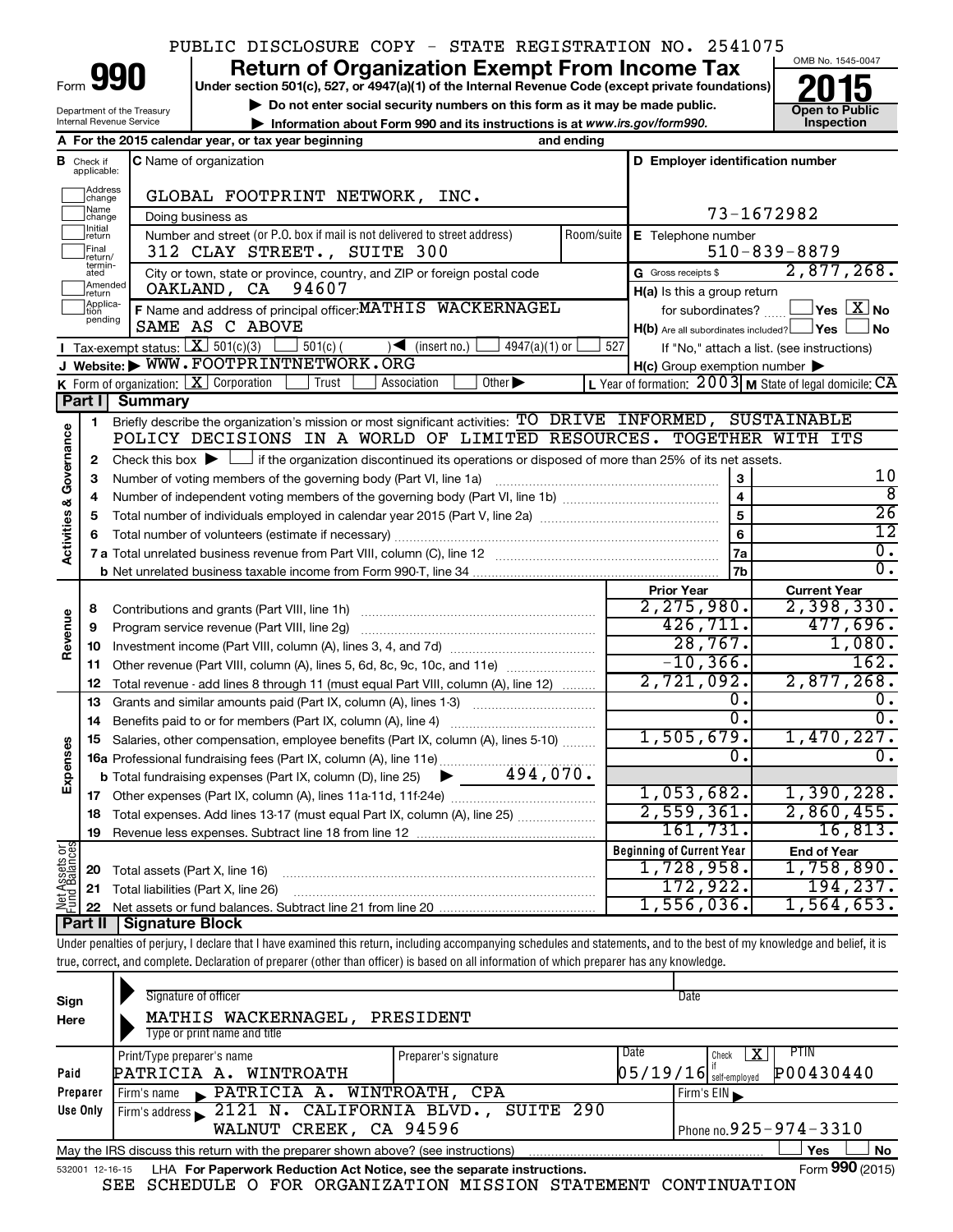PUBLIC DISCLOSURE COPY - STATE REGISTRATION NO. 2541075

# Form 990 — Return of Organization Exempt From Income Tax (2015)

Under section 501(c), 527, or 4947(a)(1) of the Internal Revenue Code (except private foundations)

▶ Do not enter social security numbers on this form as it may be made public.

▶ Information about Form 990 and its instructions is at www.irs.gov/form990.

OMB No. 1545-0047 — Open to Public Inspection

Department of the Treasury, Internal Revenue Service

**A** For the 2015 calendar year, or tax year beginning _______ and ending _______

**B** Check if applicable: Address change, Name change, Initial return, Final return/terminated, Amended return, Application pending

**C** Name of organization: GLOBAL FOOTPRINT NETWORK, INC.

Doing business as

Number and street (or P.O. box if mail is not delivered to street address): 312 CLAY STREET., SUITE 300

City or town, state or province, country, and ZIP or foreign postal code: OAKLAND, CA 94607

**D** Employer identification number: 73-1672982

**E** Telephone number: 510-839-8879

**G** Gross receipts $ 2,877,268.

**F** Name and address of principal officer: MATHIS WACKERNAGEL, SAME AS C ABOVE

**H(a)** Is this a group return for subordinates? Yes [ ] No [X]

**H(b)** Are all subordinates included? Yes [ ] No [ ] If "No," attach a list. (see instructions)

**H(c)** Group exemption number ▶

**I** Tax-exempt status: [X] 501(c)(3) [ ] 501(c) ( ) ◀ (insert no.) [ ] 4947(a)(1) or [ ] 527

**J** Website: ▶ WWW.FOOTPRINTNETWORK.ORG

**K** Form of organization: [X] Corporation [ ] Trust [ ] Association [ ] Other ▶

**L** Year of formation: 2003 **M** State of legal domicile: CA

## Part I Summary

1. Briefly describe the organization's mission or most significant activities: TO DRIVE INFORMED, SUSTAINABLE POLICY DECISIONS IN A WORLD OF LIMITED RESOURCES. TOGETHER WITH ITS

2. Check this box ▶ [ ] if the organization discontinued its operations or disposed of more than 25% of its net assets.

**Activities & Governance**

| Line | Description | No. | Value |
|---|---|---|---|
| 3 | Number of voting members of the governing body (Part VI, line 1a) | 3 | 10 |
| 4 | Number of independent voting members of the governing body (Part VI, line 1b) | 4 | 8 |
| 5 | Total number of individuals employed in calendar year 2015 (Part V, line 2a) | 5 | 26 |
| 6 | Total number of volunteers (estimate if necessary) | 6 | 12 |
| 7a | Total unrelated business revenue from Part VIII, column (C), line 12 | 7a | 0. |
| 7b | Net unrelated business taxable income from Form 990-T, line 34 | 7b | 0. |

| Line | Description | Prior Year | Current Year |
|---|---|---|---|
| **Revenue** | | | |
| 8 | Contributions and grants (Part VIII, line 1h) | 2,275,980. | 2,398,330. |
| 9 | Program service revenue (Part VIII, line 2g) | 426,711. | 477,696. |
| 10 | Investment income (Part VIII, column (A), lines 3, 4, and 7d) | 28,767. | 1,080. |
| 11 | Other revenue (Part VIII, column (A), lines 5, 6d, 8c, 9c, 10c, and 11e) | -10,366. | 162. |
| 12 | Total revenue - add lines 8 through 11 (must equal Part VIII, column (A), line 12) | 2,721,092. | 2,877,268. |
| **Expenses** | | | |
| 13 | Grants and similar amounts paid (Part IX, column (A), lines 1-3) | 0. | 0. |
| 14 | Benefits paid to or for members (Part IX, column (A), line 4) | 0. | 0. |
| 15 | Salaries, other compensation, employee benefits (Part IX, column (A), lines 5-10) | 1,505,679. | 1,470,227. |
| 16a | Professional fundraising fees (Part IX, column (A), line 11e) | 0. | 0. |
| b | Total fundraising expenses (Part IX, column (D), line 25) ▶ 494,070. | | |
| 17 | Other expenses (Part IX, column (A), lines 11a-11d, 11f-24e) | 1,053,682. | 1,390,228. |
| 18 | Total expenses. Add lines 13-17 (must equal Part IX, column (A), line 25) | 2,559,361. | 2,860,455. |
| 19 | Revenue less expenses. Subtract line 18 from line 12 | 161,731. | 16,813. |

| Line | Net Assets or Fund Balances | Beginning of Current Year | End of Year |
|---|---|---|---|
| 20 | Total assets (Part X, line 16) | 1,728,958. | 1,758,890. |
| 21 | Total liabilities (Part X, line 26) | 172,922. | 194,237. |
| 22 | Net assets or fund balances. Subtract line 21 from line 20 | 1,556,036. | 1,564,653. |

## Part II Signature Block

Under penalties of perjury, I declare that I have examined this return, including accompanying schedules and statements, and to the best of my knowledge and belief, it is true, correct, and complete. Declaration of preparer (other than officer) is based on all information of which preparer has any knowledge.

**Sign Here**

Signature of officer ___________ Date ___________

MATHIS WACKERNAGEL, PRESIDENT
Type or print name and title

**Paid Preparer Use Only**

| Print/Type preparer's name | Preparer's signature | Date | Check [X] if self-employed | PTIN |
|---|---|---|---|---|
| PATRICIA A. WINTROATH | | 05/19/16 | X | P00430440 |

Firm's name ▶ PATRICIA A. WINTROATH, CPA — Firm's EIN ▶

Firm's address ▶ 2121 N. CALIFORNIA BLVD., SUITE 290, WALNUT CREEK, CA 94596 — Phone no. 925-974-3310

May the IRS discuss this return with the preparer shown above? (see instructions) [ ] Yes [ ] No

532001 12-16-15 LHA For Paperwork Reduction Act Notice, see the separate instructions. Form **990** (2015)

SEE SCHEDULE O FOR ORGANIZATION MISSION STATEMENT CONTINUATION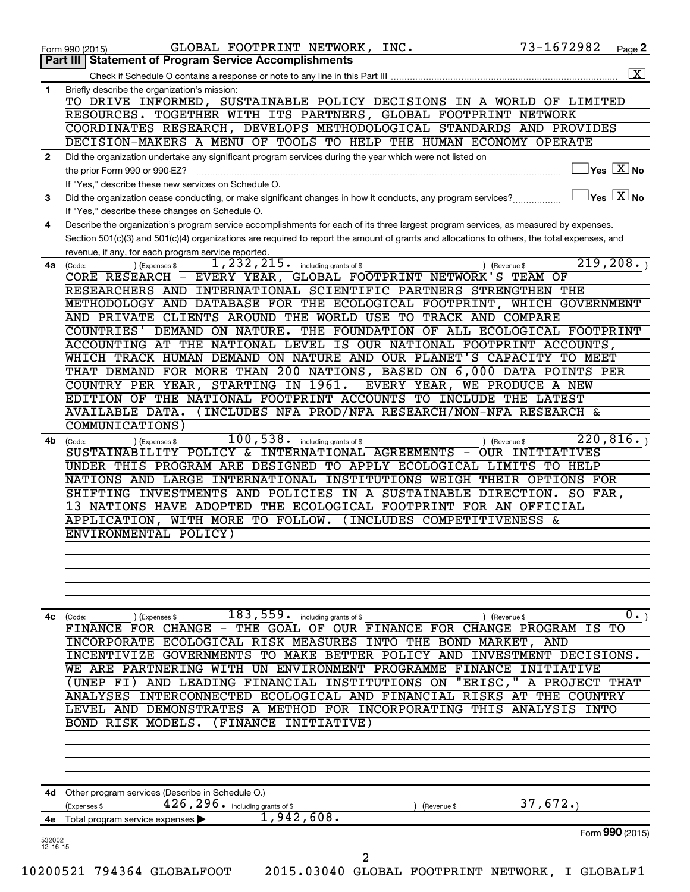Form 990 (2015) GLOBAL FOOTPRINT NETWORK, INC. 73-1672982 Page **2**

**Part III | Statement of Program Service Accomplishments**

Check if Schedule O contains a response or note to any line in this Part III .................... [X]

**1** Briefly describe the organization's mission:

TO DRIVE INFORMED, SUSTAINABLE POLICY DECISIONS IN A WORLD OF LIMITED RESOURCES. TOGETHER WITH ITS PARTNERS, GLOBAL FOOTPRINT NETWORK COORDINATES RESEARCH, DEVELOPS METHODOLOGICAL STANDARDS AND PROVIDES DECISION-MAKERS A MENU OF TOOLS TO HELP THE HUMAN ECONOMY OPERATE

**2** Did the organization undertake any significant program services during the year which were not listed on the prior Form 990 or 990-EZ? .................... [ ] Yes [X] No

If "Yes," describe these new services on Schedule O.

**3** Did the organization cease conducting, or make significant changes in how it conducts, any program services? .................... [ ] Yes [X] No

If "Yes," describe these changes on Schedule O.

**4** Describe the organization's program service accomplishments for each of its three largest program services, as measured by expenses. Section 501(c)(3) and 501(c)(4) organizations are required to report the amount of grants and allocations to others, the total expenses, and revenue, if any, for each program service reported.

**4a** (Code: ) (Expenses $ 1,232,215. including grants of $ ) (Revenue $ 219,208. )

CORE RESEARCH - EVERY YEAR, GLOBAL FOOTPRINT NETWORK'S TEAM OF RESEARCHERS AND INTERNATIONAL SCIENTIFIC PARTNERS STRENGTHEN THE METHODOLOGY AND DATABASE FOR THE ECOLOGICAL FOOTPRINT, WHICH GOVERNMENT AND PRIVATE CLIENTS AROUND THE WORLD USE TO TRACK AND COMPARE COUNTRIES' DEMAND ON NATURE. THE FOUNDATION OF ALL ECOLOGICAL FOOTPRINT ACCOUNTING AT THE NATIONAL LEVEL IS OUR NATIONAL FOOTPRINT ACCOUNTS, WHICH TRACK HUMAN DEMAND ON NATURE AND OUR PLANET'S CAPACITY TO MEET THAT DEMAND FOR MORE THAN 200 NATIONS, BASED ON 6,000 DATA POINTS PER COUNTRY PER YEAR, STARTING IN 1961. EVERY YEAR, WE PRODUCE A NEW EDITION OF THE NATIONAL FOOTPRINT ACCOUNTS TO INCLUDE THE LATEST AVAILABLE DATA. (INCLUDES NFA PROD/NFA RESEARCH/NON-NFA RESEARCH & COMMUNICATIONS)

**4b** (Code: ) (Expenses $ 100,538. including grants of $ ) (Revenue $ 220,816. )

SUSTAINABILITY POLICY & INTERNATIONAL AGREEMENTS - OUR INITIATIVES UNDER THIS PROGRAM ARE DESIGNED TO APPLY ECOLOGICAL LIMITS TO HELP NATIONS AND LARGE INTERNATIONAL INSTITUTIONS WEIGH THEIR OPTIONS FOR SHIFTING INVESTMENTS AND POLICIES IN A SUSTAINABLE DIRECTION. SO FAR, 13 NATIONS HAVE ADOPTED THE ECOLOGICAL FOOTPRINT FOR AN OFFICIAL APPLICATION, WITH MORE TO FOLLOW. (INCLUDES COMPETITIVENESS & ENVIRONMENTAL POLICY)

**4c** (Code: ) (Expenses $ 183,559. including grants of $ ) (Revenue $ 0. )

FINANCE FOR CHANGE - THE GOAL OF OUR FINANCE FOR CHANGE PROGRAM IS TO INCORPORATE ECOLOGICAL RISK MEASURES INTO THE BOND MARKET, AND INCENTIVIZE GOVERNMENTS TO MAKE BETTER POLICY AND INVESTMENT DECISIONS. WE ARE PARTNERING WITH UN ENVIRONMENT PROGRAMME FINANCE INITIATIVE (UNEP FI) AND LEADING FINANCIAL INSTITUTIONS ON "ERISC," A PROJECT THAT ANALYSES INTERCONNECTED ECOLOGICAL AND FINANCIAL RISKS AT THE COUNTRY LEVEL AND DEMONSTRATES A METHOD FOR INCORPORATING THIS ANALYSIS INTO BOND RISK MODELS. (FINANCE INITIATIVE)

**4d** Other program services (Describe in Schedule O.)

(Expenses $ 426,296. including grants of $ ) (Revenue $ 37,672.)

**4e** Total program service expenses ▶ 1,942,608.

Form **990** (2015)

532002 12-16-15

10200521 794364 GLOBALFOOT 2015.03040 GLOBAL FOOTPRINT NETWORK, I GLOBALF1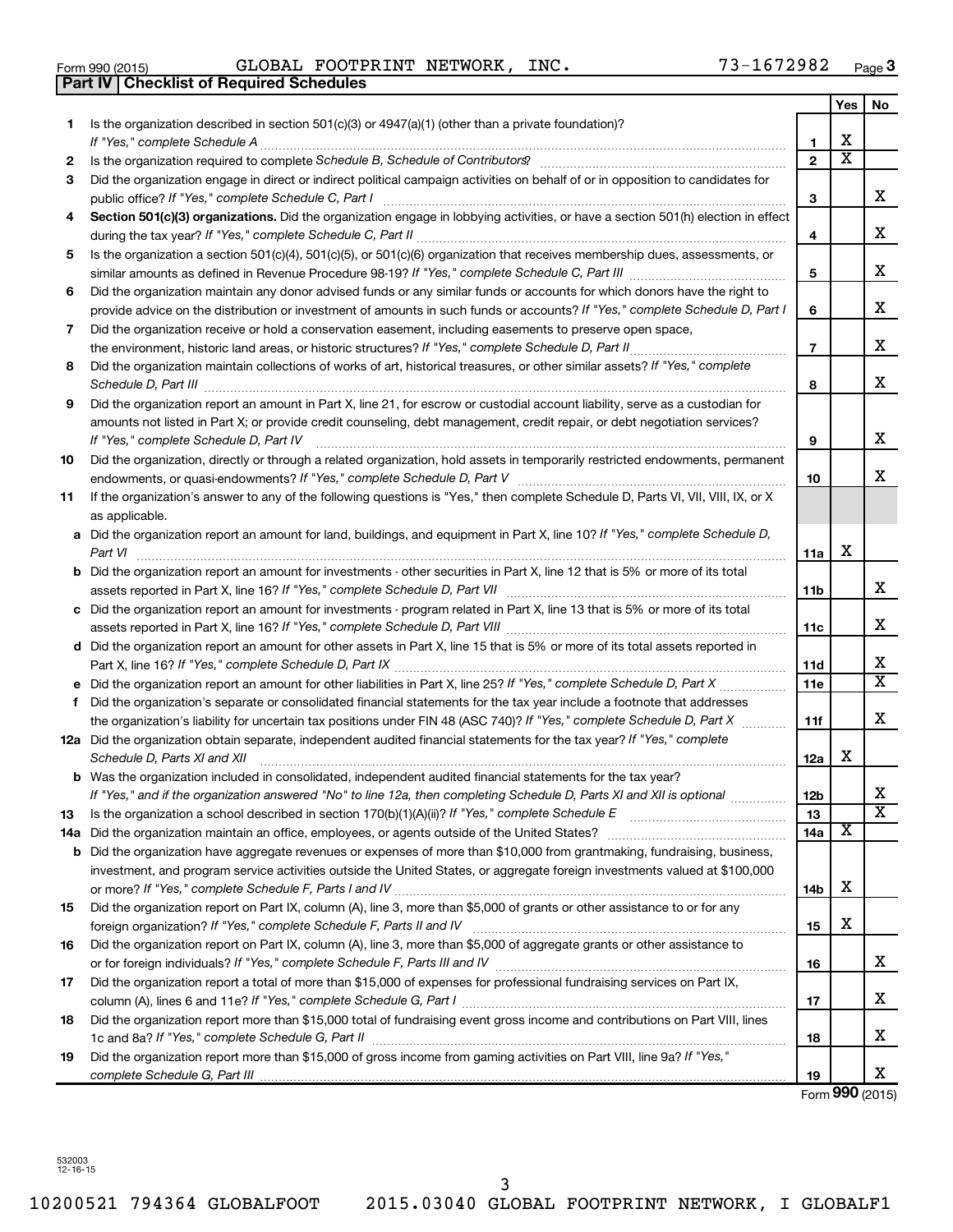Form 990 (2015) GLOBAL FOOTPRINT NETWORK, INC. 73-1672982 Page **3**

**Part IV | Checklist of Required Schedules**

| | | | Yes | No |
|---|---|---|---|---|
| 1 | Is the organization described in section 501(c)(3) or 4947(a)(1) (other than a private foundation)? *If "Yes," complete Schedule A* | 1 | X | |
| 2 | Is the organization required to complete *Schedule B, Schedule of Contributors*? | 2 | X | |
| 3 | Did the organization engage in direct or indirect political campaign activities on behalf of or in opposition to candidates for public office? *If "Yes," complete Schedule C, Part I* | 3 | | X |
| 4 | **Section 501(c)(3) organizations.** Did the organization engage in lobbying activities, or have a section 501(h) election in effect during the tax year? *If "Yes," complete Schedule C, Part II* | 4 | | X |
| 5 | Is the organization a section 501(c)(4), 501(c)(5), or 501(c)(6) organization that receives membership dues, assessments, or similar amounts as defined in Revenue Procedure 98-19? *If "Yes," complete Schedule C, Part III* | 5 | | X |
| 6 | Did the organization maintain any donor advised funds or any similar funds or accounts for which donors have the right to provide advice on the distribution or investment of amounts in such funds or accounts? *If "Yes," complete Schedule D, Part I* | 6 | | X |
| 7 | Did the organization receive or hold a conservation easement, including easements to preserve open space, the environment, historic land areas, or historic structures? *If "Yes," complete Schedule D, Part II* | 7 | | X |
| 8 | Did the organization maintain collections of works of art, historical treasures, or other similar assets? *If "Yes," complete Schedule D, Part III* | 8 | | X |
| 9 | Did the organization report an amount in Part X, line 21, for escrow or custodial account liability, serve as a custodian for amounts not listed in Part X; or provide credit counseling, debt management, credit repair, or debt negotiation services? *If "Yes," complete Schedule D, Part IV* | 9 | | X |
| 10 | Did the organization, directly or through a related organization, hold assets in temporarily restricted endowments, permanent endowments, or quasi-endowments? *If "Yes," complete Schedule D, Part V* | 10 | | X |
| 11 | If the organization's answer to any of the following questions is "Yes," then complete Schedule D, Parts VI, VII, VIII, IX, or X as applicable. | | | |
| a | Did the organization report an amount for land, buildings, and equipment in Part X, line 10? *If "Yes," complete Schedule D, Part VI* | 11a | X | |
| b | Did the organization report an amount for investments - other securities in Part X, line 12 that is 5% or more of its total assets reported in Part X, line 16? *If "Yes," complete Schedule D, Part VII* | 11b | | X |
| c | Did the organization report an amount for investments - program related in Part X, line 13 that is 5% or more of its total assets reported in Part X, line 16? *If "Yes," complete Schedule D, Part VIII* | 11c | | X |
| d | Did the organization report an amount for other assets in Part X, line 15 that is 5% or more of its total assets reported in Part X, line 16? *If "Yes," complete Schedule D, Part IX* | 11d | | X |
| e | Did the organization report an amount for other liabilities in Part X, line 25? *If "Yes," complete Schedule D, Part X* | 11e | | X |
| f | Did the organization's separate or consolidated financial statements for the tax year include a footnote that addresses the organization's liability for uncertain tax positions under FIN 48 (ASC 740)? *If "Yes," complete Schedule D, Part X* | 11f | | X |
| 12a | Did the organization obtain separate, independent audited financial statements for the tax year? *If "Yes," complete Schedule D, Parts XI and XII* | 12a | X | |
| b | Was the organization included in consolidated, independent audited financial statements for the tax year? *If "Yes," and if the organization answered "No" to line 12a, then completing Schedule D, Parts XI and XII is optional* | 12b | | X |
| 13 | Is the organization a school described in section 170(b)(1)(A)(ii)? *If "Yes," complete Schedule E* | 13 | | X |
| 14a | Did the organization maintain an office, employees, or agents outside of the United States? | 14a | X | |
| b | Did the organization have aggregate revenues or expenses of more than $10,000 from grantmaking, fundraising, business, investment, and program service activities outside the United States, or aggregate foreign investments valued at $100,000 or more? *If "Yes," complete Schedule F, Parts I and IV* | 14b | X | |
| 15 | Did the organization report on Part IX, column (A), line 3, more than $5,000 of grants or other assistance to or for any foreign organization? *If "Yes," complete Schedule F, Parts II and IV* | 15 | X | |
| 16 | Did the organization report on Part IX, column (A), line 3, more than $5,000 of aggregate grants or other assistance to or for foreign individuals? *If "Yes," complete Schedule F, Parts III and IV* | 16 | | X |
| 17 | Did the organization report a total of more than $15,000 of expenses for professional fundraising services on Part IX, column (A), lines 6 and 11e? *If "Yes," complete Schedule G, Part I* | 17 | | X |
| 18 | Did the organization report more than $15,000 total of fundraising event gross income and contributions on Part VIII, lines 1c and 8a? *If "Yes," complete Schedule G, Part II* | 18 | | X |
| 19 | Did the organization report more than $15,000 of gross income from gaming activities on Part VIII, line 9a? *If "Yes," complete Schedule G, Part III* | 19 | | X |

Form **990** (2015)

532003 12-16-15

10200521 794364 GLOBALFOOT 2015.03040 GLOBAL FOOTPRINT NETWORK, I GLOBALF1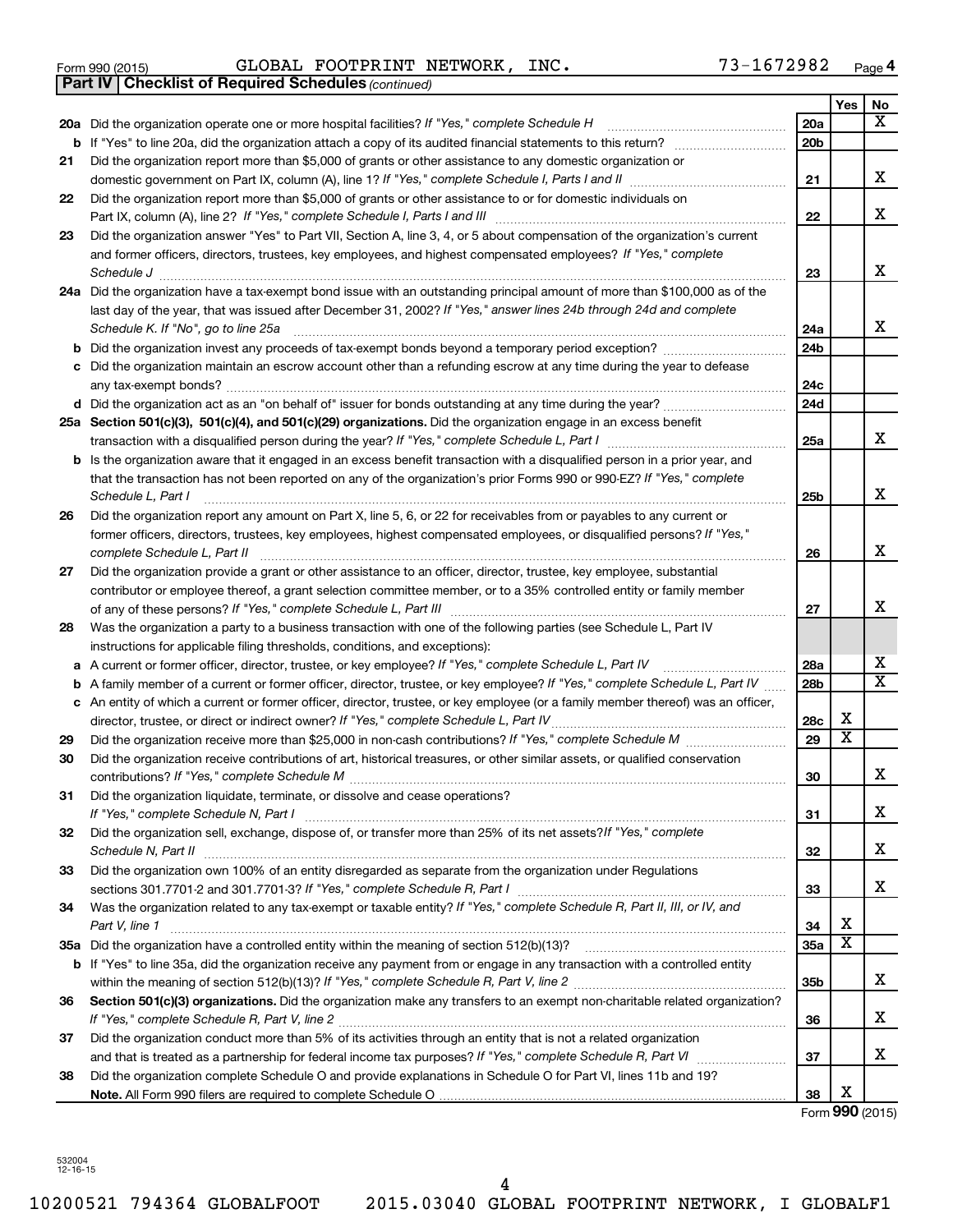Form 990 (2015) GLOBAL FOOTPRINT NETWORK, INC. 73-1672982 Page 4

**Part IV | Checklist of Required Schedules** *(continued)*

| | | | Yes | No |
|---|---|---|---|---|
| **20a** | Did the organization operate one or more hospital facilities? *If "Yes," complete Schedule H* | 20a | | X |
| **b** | If "Yes" to line 20a, did the organization attach a copy of its audited financial statements to this return? | 20b | | |
| **21** | Did the organization report more than $5,000 of grants or other assistance to any domestic organization or domestic government on Part IX, column (A), line 1? *If "Yes," complete Schedule I, Parts I and II* | 21 | | X |
| **22** | Did the organization report more than $5,000 of grants or other assistance to or for domestic individuals on Part IX, column (A), line 2? *If "Yes," complete Schedule I, Parts I and III* | 22 | | X |
| **23** | Did the organization answer "Yes" to Part VII, Section A, line 3, 4, or 5 about compensation of the organization's current and former officers, directors, trustees, key employees, and highest compensated employees? *If "Yes," complete Schedule J* | 23 | | X |
| **24a** | Did the organization have a tax-exempt bond issue with an outstanding principal amount of more than $100,000 as of the last day of the year, that was issued after December 31, 2002? *If "Yes," answer lines 24b through 24d and complete Schedule K. If "No", go to line 25a* | 24a | | X |
| **b** | Did the organization invest any proceeds of tax-exempt bonds beyond a temporary period exception? | 24b | | |
| **c** | Did the organization maintain an escrow account other than a refunding escrow at any time during the year to defease any tax-exempt bonds? | 24c | | |
| **d** | Did the organization act as an "on behalf of" issuer for bonds outstanding at any time during the year? | 24d | | |
| **25a** | **Section 501(c)(3), 501(c)(4), and 501(c)(29) organizations.** Did the organization engage in an excess benefit transaction with a disqualified person during the year? *If "Yes," complete Schedule L, Part I* | 25a | | X |
| **b** | Is the organization aware that it engaged in an excess benefit transaction with a disqualified person in a prior year, and that the transaction has not been reported on any of the organization's prior Forms 990 or 990-EZ? *If "Yes," complete Schedule L, Part I* | 25b | | X |
| **26** | Did the organization report any amount on Part X, line 5, 6, or 22 for receivables from or payables to any current or former officers, directors, trustees, key employees, highest compensated employees, or disqualified persons? *If "Yes," complete Schedule L, Part II* | 26 | | X |
| **27** | Did the organization provide a grant or other assistance to an officer, director, trustee, key employee, substantial contributor or employee thereof, a grant selection committee member, or to a 35% controlled entity or family member of any of these persons? *If "Yes," complete Schedule L, Part III* | 27 | | X |
| **28** | Was the organization a party to a business transaction with one of the following parties (see Schedule L, Part IV instructions for applicable filing thresholds, conditions, and exceptions): | | | |
| **a** | A current or former officer, director, trustee, or key employee? *If "Yes," complete Schedule L, Part IV* | 28a | | X |
| **b** | A family member of a current or former officer, director, trustee, or key employee? *If "Yes," complete Schedule L, Part IV* | 28b | | X |
| **c** | An entity of which a current or former officer, director, trustee, or key employee (or a family member thereof) was an officer, director, trustee, or direct or indirect owner? *If "Yes," complete Schedule L, Part IV* | 28c | X | |
| **29** | Did the organization receive more than $25,000 in non-cash contributions? *If "Yes," complete Schedule M* | 29 | X | |
| **30** | Did the organization receive contributions of art, historical treasures, or other similar assets, or qualified conservation contributions? *If "Yes," complete Schedule M* | 30 | | X |
| **31** | Did the organization liquidate, terminate, or dissolve and cease operations? *If "Yes," complete Schedule N, Part I* | 31 | | X |
| **32** | Did the organization sell, exchange, dispose of, or transfer more than 25% of its net assets? *If "Yes," complete Schedule N, Part II* | 32 | | X |
| **33** | Did the organization own 100% of an entity disregarded as separate from the organization under Regulations sections 301.7701-2 and 301.7701-3? *If "Yes," complete Schedule R, Part I* | 33 | | X |
| **34** | Was the organization related to any tax-exempt or taxable entity? *If "Yes," complete Schedule R, Part II, III, or IV, and Part V, line 1* | 34 | X | |
| **35a** | Did the organization have a controlled entity within the meaning of section 512(b)(13)? | 35a | X | |
| **b** | If "Yes" to line 35a, did the organization receive any payment from or engage in any transaction with a controlled entity within the meaning of section 512(b)(13)? *If "Yes," complete Schedule R, Part V, line 2* | 35b | | X |
| **36** | **Section 501(c)(3) organizations.** Did the organization make any transfers to an exempt non-charitable related organization? *If "Yes," complete Schedule R, Part V, line 2* | 36 | | X |
| **37** | Did the organization conduct more than 5% of its activities through an entity that is not a related organization and that is treated as a partnership for federal income tax purposes? *If "Yes," complete Schedule R, Part VI* | 37 | | X |
| **38** | Did the organization complete Schedule O and provide explanations in Schedule O for Part VI, lines 11b and 19? **Note.** All Form 990 filers are required to complete Schedule O | 38 | X | |

Form **990** (2015)

532004 12-16-15

10200521 794364 GLOBALFOOT 2015.03040 GLOBAL FOOTPRINT NETWORK, I GLOBALF1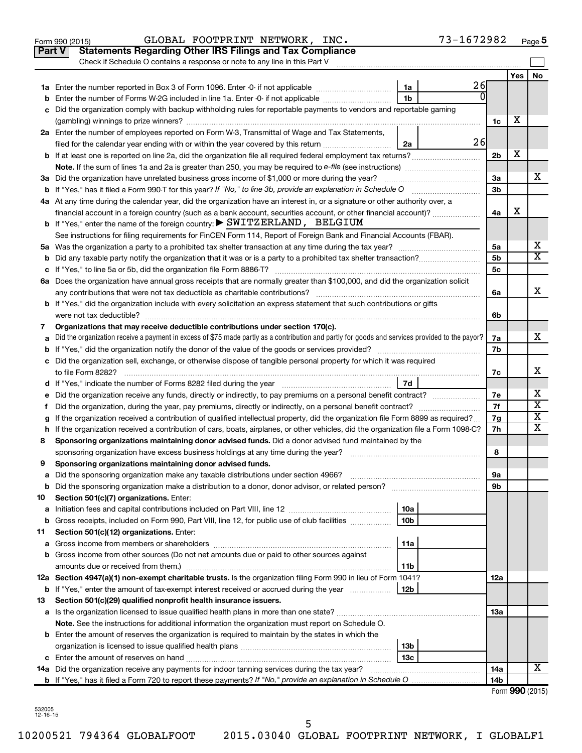Form 990 (2015) GLOBAL FOOTPRINT NETWORK, INC. 73-1672982 Page 5

**Part V Statements Regarding Other IRS Filings and Tax Compliance**

Check if Schedule O contains a response or note to any line in this Part V

| | | | | | Yes | No |
|---|---|---|---|---|---|---|
| **1a** | Enter the number reported in Box 3 of Form 1096. Enter -0- if not applicable | 1a | 26 | | | |
| **b** | Enter the number of Forms W-2G included in line 1a. Enter -0- if not applicable | 1b | 0 | | | |
| **c** | Did the organization comply with backup withholding rules for reportable payments to vendors and reportable gaming (gambling) winnings to prize winners? | | | 1c | X | |
| **2a** | Enter the number of employees reported on Form W-3, Transmittal of Wage and Tax Statements, filed for the calendar year ending with or within the year covered by this return | 2a | 26 | | | |
| **b** | If at least one is reported on line 2a, did the organization file all required federal employment tax returns? | | | 2b | X | |
| | **Note.** If the sum of lines 1a and 2a is greater than 250, you may be required to *e-file* (see instructions) | | | | | |
| **3a** | Did the organization have unrelated business gross income of $1,000 or more during the year? | | | 3a | | X |
| **b** | If "Yes," has it filed a Form 990-T for this year? *If "No," to line 3b, provide an explanation in Schedule O* | | | 3b | | |
| **4a** | At any time during the calendar year, did the organization have an interest in, or a signature or other authority over, a financial account in a foreign country (such as a bank account, securities account, or other financial account)? | | | 4a | X | |
| **b** | If "Yes," enter the name of the foreign country: ▶ SWITZERLAND, BELGIUM | | | | | |
| | See instructions for filing requirements for FinCEN Form 114, Report of Foreign Bank and Financial Accounts (FBAR). | | | | | |
| **5a** | Was the organization a party to a prohibited tax shelter transaction at any time during the tax year? | | | 5a | | X |
| **b** | Did any taxable party notify the organization that it was or is a party to a prohibited tax shelter transaction? | | | 5b | | X |
| **c** | If "Yes," to line 5a or 5b, did the organization file Form 8886-T? | | | 5c | | |
| **6a** | Does the organization have annual gross receipts that are normally greater than $100,000, and did the organization solicit any contributions that were not tax deductible as charitable contributions? | | | 6a | | X |
| **b** | If "Yes," did the organization include with every solicitation an express statement that such contributions or gifts were not tax deductible? | | | 6b | | |
| **7** | **Organizations that may receive deductible contributions under section 170(c).** | | | | | |
| **a** | Did the organization receive a payment in excess of $75 made partly as a contribution and partly for goods and services provided to the payor? | | | 7a | | X |
| **b** | If "Yes," did the organization notify the donor of the value of the goods or services provided? | | | 7b | | |
| **c** | Did the organization sell, exchange, or otherwise dispose of tangible personal property for which it was required to file Form 8282? | | | 7c | | X |
| **d** | If "Yes," indicate the number of Forms 8282 filed during the year | 7d | | | | |
| **e** | Did the organization receive any funds, directly or indirectly, to pay premiums on a personal benefit contract? | | | 7e | | X |
| **f** | Did the organization, during the year, pay premiums, directly or indirectly, on a personal benefit contract? | | | 7f | | X |
| **g** | If the organization received a contribution of qualified intellectual property, did the organization file Form 8899 as required? | | | 7g | | X |
| **h** | If the organization received a contribution of cars, boats, airplanes, or other vehicles, did the organization file a Form 1098-C? | | | 7h | | X |
| **8** | **Sponsoring organizations maintaining donor advised funds.** Did a donor advised fund maintained by the sponsoring organization have excess business holdings at any time during the year? | | | 8 | | |
| **9** | **Sponsoring organizations maintaining donor advised funds.** | | | | | |
| **a** | Did the sponsoring organization make any taxable distributions under section 4966? | | | 9a | | |
| **b** | Did the sponsoring organization make a distribution to a donor, donor advisor, or related person? | | | 9b | | |
| **10** | **Section 501(c)(7) organizations.** Enter: | | | | | |
| **a** | Initiation fees and capital contributions included on Part VIII, line 12 | 10a | | | | |
| **b** | Gross receipts, included on Form 990, Part VIII, line 12, for public use of club facilities | 10b | | | | |
| **11** | **Section 501(c)(12) organizations.** Enter: | | | | | |
| **a** | Gross income from members or shareholders | 11a | | | | |
| **b** | Gross income from other sources (Do not net amounts due or paid to other sources against amounts due or received from them.) | 11b | | | | |
| **12a** | **Section 4947(a)(1) non-exempt charitable trusts.** Is the organization filing Form 990 in lieu of Form 1041? | | | 12a | | |
| **b** | If "Yes," enter the amount of tax-exempt interest received or accrued during the year | 12b | | | | |
| **13** | **Section 501(c)(29) qualified nonprofit health insurance issuers.** | | | | | |
| **a** | Is the organization licensed to issue qualified health plans in more than one state? | | | 13a | | |
| | **Note.** See the instructions for additional information the organization must report on Schedule O. | | | | | |
| **b** | Enter the amount of reserves the organization is required to maintain by the states in which the organization is licensed to issue qualified health plans | 13b | | | | |
| **c** | Enter the amount of reserves on hand | 13c | | | | |
| **14a** | Did the organization receive any payments for indoor tanning services during the tax year? | | | 14a | | X |
| **b** | If "Yes," has it filed a Form 720 to report these payments? *If "No," provide an explanation in Schedule O* | | | 14b | | |

Form **990** (2015)

532005 12-16-15

10200521 794364 GLOBALFOOT 2015.03040 GLOBAL FOOTPRINT NETWORK, I GLOBALF1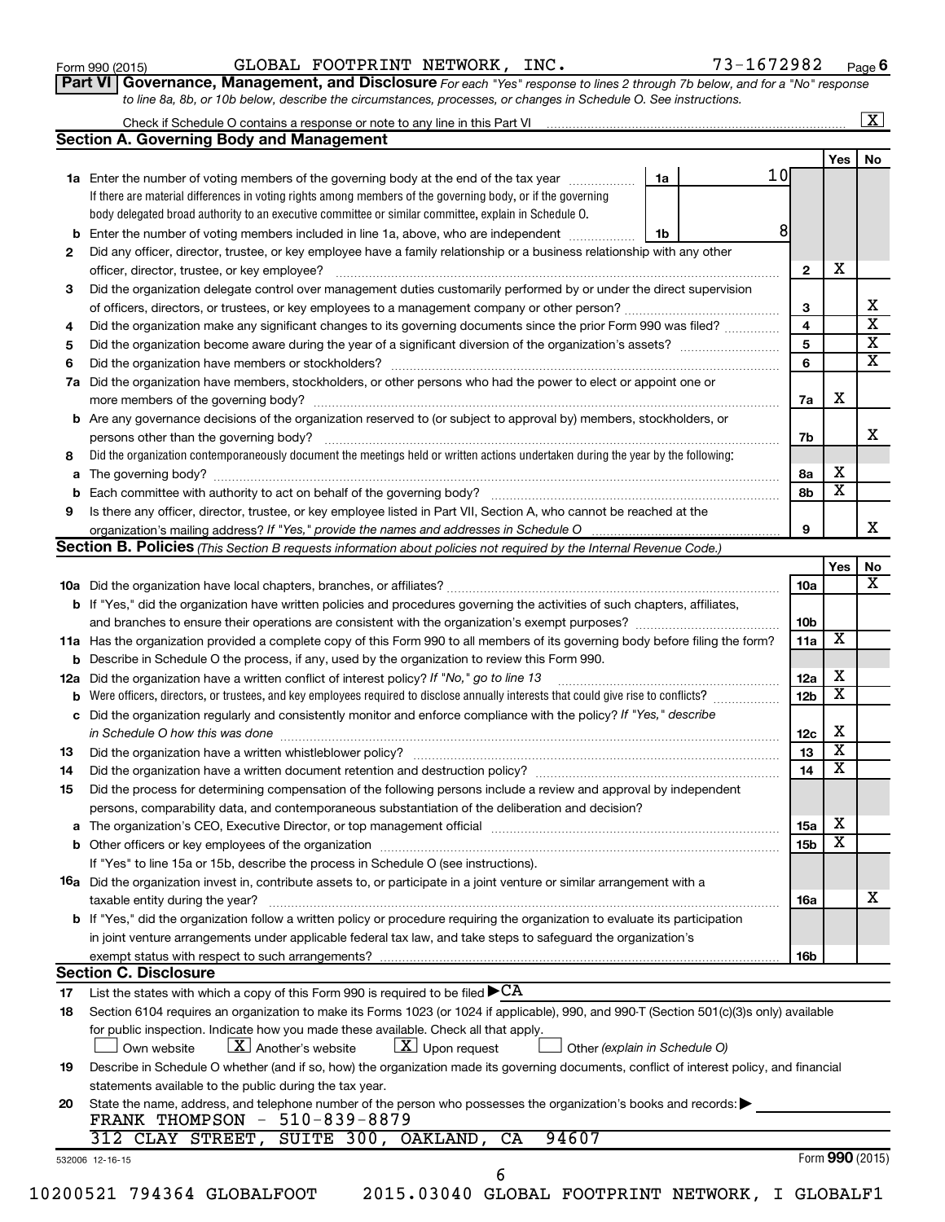Form 990 (2015) GLOBAL FOOTPRINT NETWORK, INC. 73-1672982 Page **6**

**Part VI Governance, Management, and Disclosure** *For each "Yes" response to lines 2 through 7b below, and for a "No" response to line 8a, 8b, or 10b below, describe the circumstances, processes, or changes in Schedule O. See instructions.*

Check if Schedule O contains a response or note to any line in this Part VI .......... [X]

### Section A. Governing Body and Management

| | | | Yes | No |
|---|---|---|---|---|
| **1a** | Enter the number of voting members of the governing body at the end of the tax year ... **1a** 10. If there are material differences in voting rights among members of the governing body, or if the governing body delegated broad authority to an executive committee or similar committee, explain in Schedule O. | | | |
| **b** | Enter the number of voting members included in line 1a, above, who are independent ... **1b** 8 | | | |
| **2** | Did any officer, director, trustee, or key employee have a family relationship or a business relationship with any other officer, director, trustee, or key employee? | **2** | X | |
| **3** | Did the organization delegate control over management duties customarily performed by or under the direct supervision of officers, directors, or trustees, or key employees to a management company or other person? | **3** | | X |
| **4** | Did the organization make any significant changes to its governing documents since the prior Form 990 was filed? | **4** | | X |
| **5** | Did the organization become aware during the year of a significant diversion of the organization's assets? | **5** | | X |
| **6** | Did the organization have members or stockholders? | **6** | | X |
| **7a** | Did the organization have members, stockholders, or other persons who had the power to elect or appoint one or more members of the governing body? | **7a** | X | |
| **b** | Are any governance decisions of the organization reserved to (or subject to approval by) members, stockholders, or persons other than the governing body? | **7b** | | X |
| **8** | Did the organization contemporaneously document the meetings held or written actions undertaken during the year by the following: | | | |
| **a** | The governing body? | **8a** | X | |
| **b** | Each committee with authority to act on behalf of the governing body? | **8b** | X | |
| **9** | Is there any officer, director, trustee, or key employee listed in Part VII, Section A, who cannot be reached at the organization's mailing address? *If "Yes," provide the names and addresses in Schedule O* | **9** | | X |

### Section B. Policies *(This Section B requests information about policies not required by the Internal Revenue Code.)*

| | | | Yes | No |
|---|---|---|---|---|
| **10a** | Did the organization have local chapters, branches, or affiliates? | **10a** | | X |
| **b** | If "Yes," did the organization have written policies and procedures governing the activities of such chapters, affiliates, and branches to ensure their operations are consistent with the organization's exempt purposes? | **10b** | | |
| **11a** | Has the organization provided a complete copy of this Form 990 to all members of its governing body before filing the form? | **11a** | X | |
| **b** | Describe in Schedule O the process, if any, used by the organization to review this Form 990. | | | |
| **12a** | Did the organization have a written conflict of interest policy? *If "No," go to line 13* | **12a** | X | |
| **b** | Were officers, directors, or trustees, and key employees required to disclose annually interests that could give rise to conflicts? | **12b** | X | |
| **c** | Did the organization regularly and consistently monitor and enforce compliance with the policy? *If "Yes," describe in Schedule O how this was done* | **12c** | X | |
| **13** | Did the organization have a written whistleblower policy? | **13** | X | |
| **14** | Did the organization have a written document retention and destruction policy? | **14** | X | |
| **15** | Did the process for determining compensation of the following persons include a review and approval by independent persons, comparability data, and contemporaneous substantiation of the deliberation and decision? | | | |
| **a** | The organization's CEO, Executive Director, or top management official | **15a** | X | |
| **b** | Other officers or key employees of the organization | **15b** | X | |
| | If "Yes" to line 15a or 15b, describe the process in Schedule O (see instructions). | | | |
| **16a** | Did the organization invest in, contribute assets to, or participate in a joint venture or similar arrangement with a taxable entity during the year? | **16a** | | X |
| **b** | If "Yes," did the organization follow a written policy or procedure requiring the organization to evaluate its participation in joint venture arrangements under applicable federal tax law, and take steps to safeguard the organization's exempt status with respect to such arrangements? | **16b** | | |

### Section C. Disclosure

**17** List the states with which a copy of this Form 990 is required to be filed ▶ CA

**18** Section 6104 requires an organization to make its Forms 1023 (or 1024 if applicable), 990, and 990-T (Section 501(c)(3)s only) available for public inspection. Indicate how you made these available. Check all that apply.

[ ] Own website [X] Another's website [X] Upon request [ ] Other *(explain in Schedule O)*

**19** Describe in Schedule O whether (and if so, how) the organization made its governing documents, conflict of interest policy, and financial statements available to the public during the tax year.

**20** State the name, address, and telephone number of the person who possesses the organization's books and records: ▶

FRANK THOMPSON - 510-839-8879
312 CLAY STREET, SUITE 300, OAKLAND, CA 94607

532006 12-16-15 Form **990** (2015)

10200521 794364 GLOBALFOOT 2015.03040 GLOBAL FOOTPRINT NETWORK, I GLOBALF1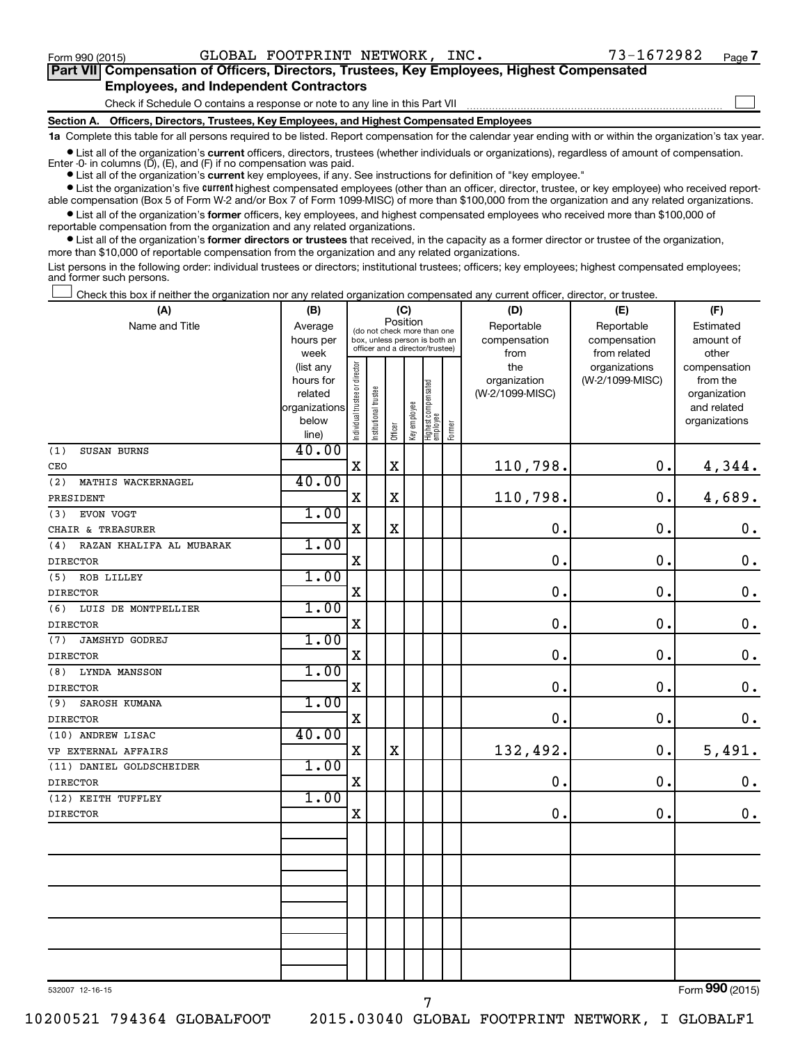Form 990 (2015) GLOBAL FOOTPRINT NETWORK, INC. 73-1672982 Page 7

**Part VII Compensation of Officers, Directors, Trustees, Key Employees, Highest Compensated Employees, and Independent Contractors**

Check if Schedule O contains a response or note to any line in this Part VII

**Section A. Officers, Directors, Trustees, Key Employees, and Highest Compensated Employees**

**1a** Complete this table for all persons required to be listed. Report compensation for the calendar year ending with or within the organization's tax year.

- List all of the organization's **current** officers, directors, trustees (whether individuals or organizations), regardless of amount of compensation. Enter -0- in columns (D), (E), and (F) if no compensation was paid.
- List all of the organization's **current** key employees, if any. See instructions for definition of "key employee."
- List the organization's five **current** highest compensated employees (other than an officer, director, trustee, or key employee) who received reportable compensation (Box 5 of Form W-2 and/or Box 7 of Form 1099-MISC) of more than $100,000 from the organization and any related organizations.
- List all of the organization's **former** officers, key employees, and highest compensated employees who received more than $100,000 of reportable compensation from the organization and any related organizations.
- List all of the organization's **former directors or trustees** that received, in the capacity as a former director or trustee of the organization, more than $10,000 of reportable compensation from the organization and any related organizations.

List persons in the following order: individual trustees or directors; institutional trustees; officers; key employees; highest compensated employees; and former such persons.

Check this box if neither the organization nor any related organization compensated any current officer, director, or trustee.

| (A) Name and Title | (B) Average hours per week (list any hours for related organizations below line) | (C) Position: Individual trustee or director | Institutional trustee | Officer | Key employee | Highest compensated employee | Former | (D) Reportable compensation from the organization (W-2/1099-MISC) | (E) Reportable compensation from related organizations (W-2/1099-MISC) | (F) Estimated amount of other compensation from the organization and related organizations |
|---|---|---|---|---|---|---|---|---|---|---|
| (1) SUSAN BURNS<br>CEO | 40.00 | X | | X | | | | 110,798. | 0. | 4,344. |
| (2) MATHIS WACKERNAGEL<br>PRESIDENT | 40.00 | X | | X | | | | 110,798. | 0. | 4,689. |
| (3) EVON VOGT<br>CHAIR & TREASURER | 1.00 | X | | X | | | | 0. | 0. | 0. |
| (4) RAZAN KHALIFA AL MUBARAK<br>DIRECTOR | 1.00 | X | | | | | | 0. | 0. | 0. |
| (5) ROB LILLEY<br>DIRECTOR | 1.00 | X | | | | | | 0. | 0. | 0. |
| (6) LUIS DE MONTPELLIER<br>DIRECTOR | 1.00 | X | | | | | | 0. | 0. | 0. |
| (7) JAMSHYD GODREJ<br>DIRECTOR | 1.00 | X | | | | | | 0. | 0. | 0. |
| (8) LYNDA MANSSON<br>DIRECTOR | 1.00 | X | | | | | | 0. | 0. | 0. |
| (9) SAROSH KUMANA<br>DIRECTOR | 1.00 | X | | | | | | 0. | 0. | 0. |
| (10) ANDREW LISAC<br>VP EXTERNAL AFFAIRS | 40.00 | X | | X | | | | 132,492. | 0. | 5,491. |
| (11) DANIEL GOLDSCHEIDER<br>DIRECTOR | 1.00 | X | | | | | | 0. | 0. | 0. |
| (12) KEITH TUFFLEY<br>DIRECTOR | 1.00 | X | | | | | | 0. | 0. | 0. |

532007 12-16-15

Form 990 (2015)

10200521 794364 GLOBALFOOT 2015.03040 GLOBAL FOOTPRINT NETWORK, I GLOBALF1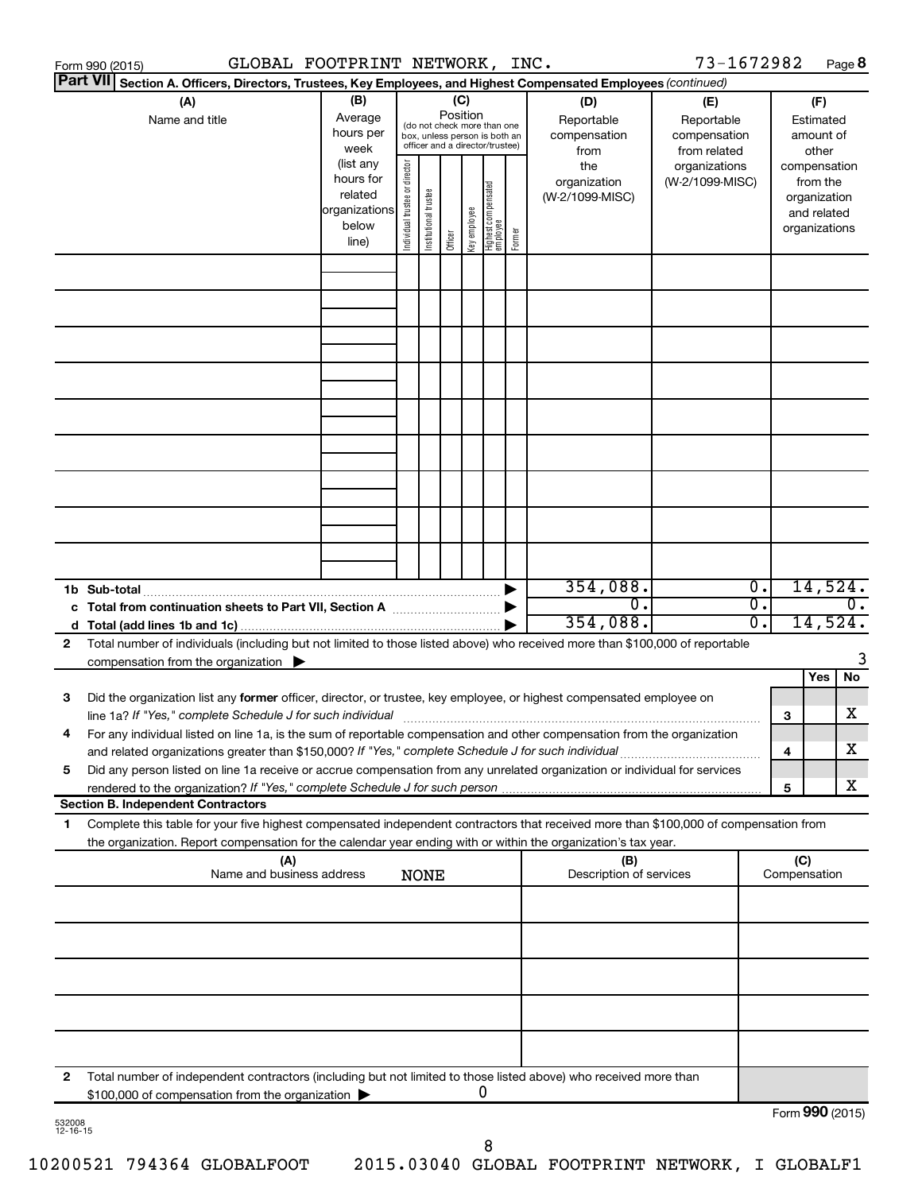Form 990 (2015) GLOBAL FOOTPRINT NETWORK, INC. 73-1672982 Page 8

**Part VII** Section A. Officers, Directors, Trustees, Key Employees, and Highest Compensated Employees *(continued)*

| (A) Name and title | (B) Average hours per week (list any hours for related organizations below line) | (C) Position (do not check more than one box, unless person is both an officer and a director/trustee): Individual trustee or director | Institutional trustee | Officer | Key employee | Highest compensated employee | Former | (D) Reportable compensation from the organization (W-2/1099-MISC) | (E) Reportable compensation from related organizations (W-2/1099-MISC) | (F) Estimated amount of other compensation from the organization and related organizations |
|---|---|---|---|---|---|---|---|---|---|---|
| | | | | | | | | | | |
| | | | | | | | | | | |
| | | | | | | | | | | |
| | | | | | | | | | | |
| | | | | | | | | | | |
| | | | | | | | | | | |
| | | | | | | | | | | |
| | | | | | | | | | | |
| | | | | | | | | | | |
| **1b Sub-total** | | | | | | | | 354,088. | 0. | 14,524. |
| **c Total from continuation sheets to Part VII, Section A** | | | | | | | | 0. | 0. | 0. |
| **d Total (add lines 1b and 1c)** | | | | | | | | 354,088. | 0. | 14,524. |

**2** Total number of individuals (including but not limited to those listed above) who received more than $100,000 of reportable compensation from the organization ▶ 3

| | | | Yes | No |
|---|---|---|---|---|
| **3** | Did the organization list any **former** officer, director, or trustee, key employee, or highest compensated employee on line 1a? *If "Yes," complete Schedule J for such individual* | 3 | | X |
| **4** | For any individual listed on line 1a, is the sum of reportable compensation and other compensation from the organization and related organizations greater than $150,000? *If "Yes," complete Schedule J for such individual* | 4 | | X |
| **5** | Did any person listed on line 1a receive or accrue compensation from any unrelated organization or individual for services rendered to the organization? *If "Yes," complete Schedule J for such person* | 5 | | X |

**Section B. Independent Contractors**

**1** Complete this table for your five highest compensated independent contractors that received more than $100,000 of compensation from the organization. Report compensation for the calendar year ending with or within the organization's tax year.

| (A) Name and business address | (B) Description of services | (C) Compensation |
|---|---|---|
| NONE | | |
| | | |
| | | |
| | | |
| | | |

**2** Total number of independent contractors (including but not limited to those listed above) who received more than $100,000 of compensation from the organization ▶ 0

Form **990** (2015)

532008 12-16-15

10200521 794364 GLOBALFOOT 2015.03040 GLOBAL FOOTPRINT NETWORK, I GLOBALF1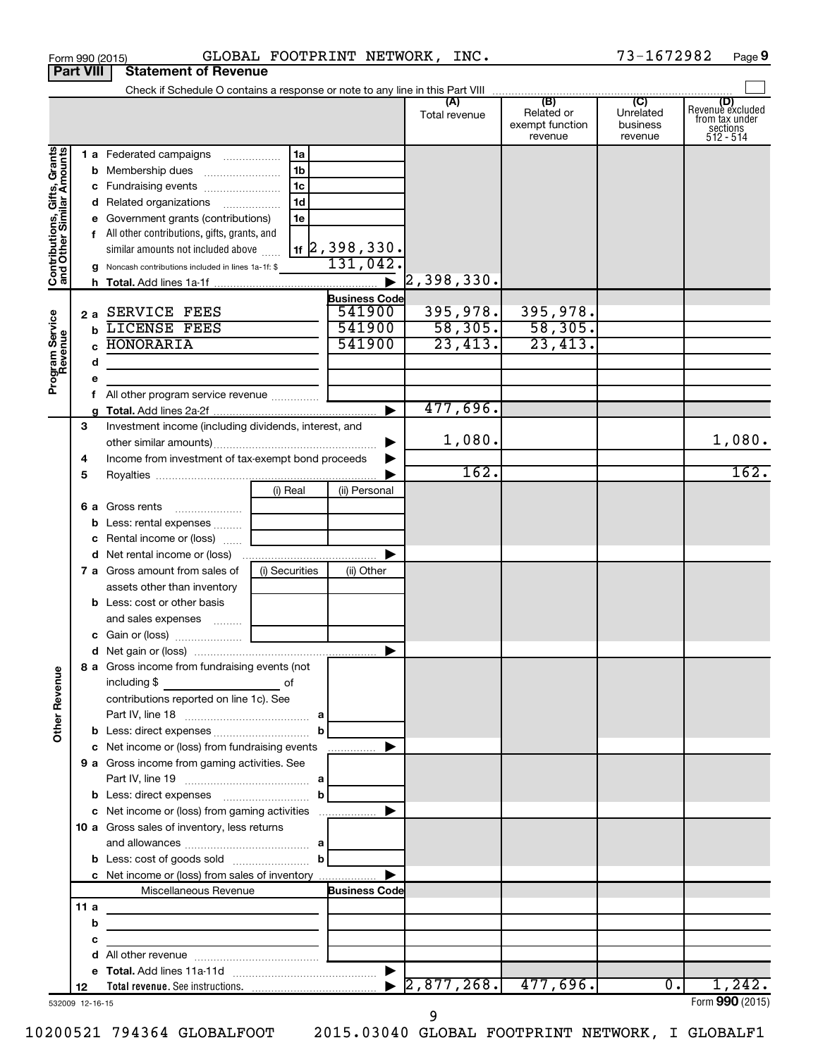Form 990 (2015) GLOBAL FOOTPRINT NETWORK, INC. 73-1672982 Page **9**

## Part VIII Statement of Revenue

Check if Schedule O contains a response or note to any line in this Part VIII

| | | | | (A) Total revenue | (B) Related or exempt function revenue | (C) Unrelated business revenue | (D) Revenue excluded from tax under sections 512 - 514 |
|---|---|---|---|---|---|---|---|
| **Contributions, Gifts, Grants and Other Similar Amounts** | 1 a Federated campaigns | 1a | | | | | |
| | b Membership dues | 1b | | | | | |
| | c Fundraising events | 1c | | | | | |
| | d Related organizations | 1d | | | | | |
| | e Government grants (contributions) | 1e | | | | | |
| | f All other contributions, gifts, grants, and similar amounts not included above | 1f | 2,398,330. | | | | |
| | g Noncash contributions included in lines 1a-1f: $ | | 131,042. | | | | |
| | h **Total.** Add lines 1a-1f | | ▶ | 2,398,330. | | | |
| **Program Service Revenue** | | | **Business Code** | | | | |
| | 2 a SERVICE FEES | | 541900 | 395,978. | 395,978. | | |
| | b LICENSE FEES | | 541900 | 58,305. | 58,305. | | |
| | c HONORARIA | | 541900 | 23,413. | 23,413. | | |
| | d | | | | | | |
| | e | | | | | | |
| | f All other program service revenue | | | | | | |
| | g **Total.** Add lines 2a-2f | | ▶ | 477,696. | | | |
| **Other Revenue** | 3 Investment income (including dividends, interest, and other similar amounts) | | ▶ | 1,080. | | | 1,080. |
| | 4 Income from investment of tax-exempt bond proceeds | | ▶ | | | | |
| | 5 Royalties | | ▶ | 162. | | | 162. |
| | | (i) Real | (ii) Personal | | | | |
| | 6 a Gross rents | | | | | | |
| | b Less: rental expenses | | | | | | |
| | c Rental income or (loss) | | | | | | |
| | d Net rental income or (loss) | | ▶ | | | | |
| | 7 a Gross amount from sales of assets other than inventory | (i) Securities | (ii) Other | | | | |
| | b Less: cost or other basis and sales expenses | | | | | | |
| | c Gain or (loss) | | | | | | |
| | d Net gain or (loss) | | ▶ | | | | |
| | 8 a Gross income from fundraising events (not including $ ______ of contributions reported on line 1c). See Part IV, line 18 | a | | | | | |
| | b Less: direct expenses | b | | | | | |
| | c Net income or (loss) from fundraising events | | ▶ | | | | |
| | 9 a Gross income from gaming activities. See Part IV, line 19 | a | | | | | |
| | b Less: direct expenses | b | | | | | |
| | c Net income or (loss) from gaming activities | | ▶ | | | | |
| | 10 a Gross sales of inventory, less returns and allowances | a | | | | | |
| | b Less: cost of goods sold | b | | | | | |
| | c Net income or (loss) from sales of inventory | | ▶ | | | | |
| | Miscellaneous Revenue | | **Business Code** | | | | |
| | 11 a | | | | | | |
| | b | | | | | | |
| | c | | | | | | |
| | d All other revenue | | | | | | |
| | e **Total.** Add lines 11a-11d | | ▶ | | | | |
| | 12 **Total revenue.** See instructions. | | ▶ | 2,877,268. | 477,696. | 0. | 1,242. |

532009 12-16-15

Form **990** (2015)

10200521 794364 GLOBALFOOT 2015.03040 GLOBAL FOOTPRINT NETWORK, I GLOBALF1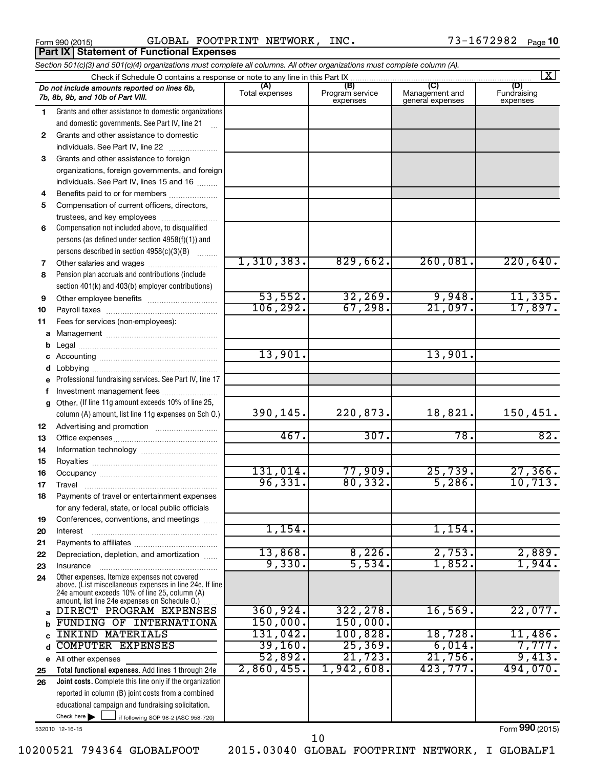Form 990 (2015) GLOBAL FOOTPRINT NETWORK, INC. 73-1672982 Page **10**

## Part IX Statement of Functional Expenses

*Section 501(c)(3) and 501(c)(4) organizations must complete all columns. All other organizations must complete column (A).*

Check if Schedule O contains a response or note to any line in this Part IX ..... [X]

| *Do not include amounts reported on lines 6b, 7b, 8b, 9b, and 10b of Part VIII.* | (A) Total expenses | (B) Program service expenses | (C) Management and general expenses | (D) Fundraising expenses |
|---|---|---|---|---|
| **1** Grants and other assistance to domestic organizations and domestic governments. See Part IV, line 21 | | | | |
| **2** Grants and other assistance to domestic individuals. See Part IV, line 22 | | | | |
| **3** Grants and other assistance to foreign organizations, foreign governments, and foreign individuals. See Part IV, lines 15 and 16 | | | | |
| **4** Benefits paid to or for members | | | | |
| **5** Compensation of current officers, directors, trustees, and key employees | | | | |
| **6** Compensation not included above, to disqualified persons (as defined under section 4958(f)(1)) and persons described in section 4958(c)(3)(B) | | | | |
| **7** Other salaries and wages | 1,310,383. | 829,662. | 260,081. | 220,640. |
| **8** Pension plan accruals and contributions (include section 401(k) and 403(b) employer contributions) | | | | |
| **9** Other employee benefits | 53,552. | 32,269. | 9,948. | 11,335. |
| **10** Payroll taxes | 106,292. | 67,298. | 21,097. | 17,897. |
| **11** Fees for services (non-employees): | | | | |
| **a** Management | | | | |
| **b** Legal | | | | |
| **c** Accounting | 13,901. | | 13,901. | |
| **d** Lobbying | | | | |
| **e** Professional fundraising services. See Part IV, line 17 | | | | |
| **f** Investment management fees | | | | |
| **g** Other. (If line 11g amount exceeds 10% of line 25, column (A) amount, list line 11g expenses on Sch O.) | 390,145. | 220,873. | 18,821. | 150,451. |
| **12** Advertising and promotion | | | | |
| **13** Office expenses | 467. | 307. | 78. | 82. |
| **14** Information technology | | | | |
| **15** Royalties | | | | |
| **16** Occupancy | 131,014. | 77,909. | 25,739. | 27,366. |
| **17** Travel | 96,331. | 80,332. | 5,286. | 10,713. |
| **18** Payments of travel or entertainment expenses for any federal, state, or local public officials | | | | |
| **19** Conferences, conventions, and meetings | | | | |
| **20** Interest | 1,154. | | 1,154. | |
| **21** Payments to affiliates | | | | |
| **22** Depreciation, depletion, and amortization | 13,868. | 8,226. | 2,753. | 2,889. |
| **23** Insurance | 9,330. | 5,534. | 1,852. | 1,944. |
| **24** Other expenses. Itemize expenses not covered above. (List miscellaneous expenses in line 24e. If line 24e amount exceeds 10% of line 25, column (A) amount, list line 24e expenses on Schedule O.) | | | | |
| **a** DIRECT PROGRAM EXPENSES | 360,924. | 322,278. | 16,569. | 22,077. |
| **b** FUNDING OF INTERNATIONA | 150,000. | 150,000. | | |
| **c** INKIND MATERIALS | 131,042. | 100,828. | 18,728. | 11,486. |
| **d** COMPUTER EXPENSES | 39,160. | 25,369. | 6,014. | 7,777. |
| **e** All other expenses | 52,892. | 21,723. | 21,756. | 9,413. |
| **25 Total functional expenses.** Add lines 1 through 24e | 2,860,455. | 1,942,608. | 423,777. | 494,070. |
| **26 Joint costs.** Complete this line only if the organization reported in column (B) joint costs from a combined educational campaign and fundraising solicitation. Check here [ ] if following SOP 98-2 (ASC 958-720) | | | | |

532010 12-16-15

Form **990** (2015)

10200521 794364 GLOBALFOOT 2015.03040 GLOBAL FOOTPRINT NETWORK, I GLOBALF1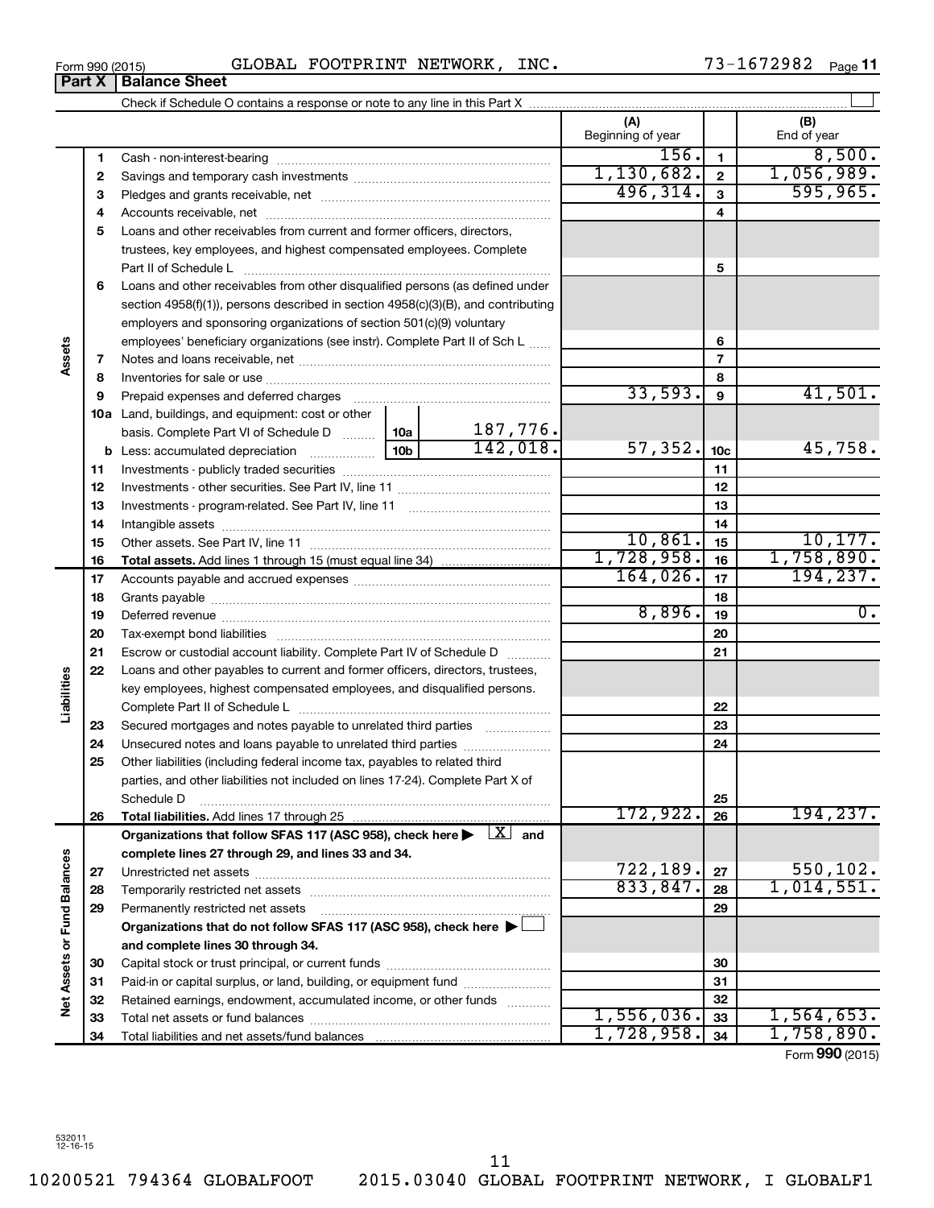Form 990 (2015) GLOBAL FOOTPRINT NETWORK, INC. 73-1672982 Page 11

## Part X Balance Sheet

Check if Schedule O contains a response or note to any line in this Part X

| | | | | (A) Beginning of year | | (B) End of year |
|---|---|---|---|---|---|---|
| Assets | 1 | Cash - non-interest-bearing | | 156. | 1 | 8,500. |
| | 2 | Savings and temporary cash investments | | 1,130,682. | 2 | 1,056,989. |
| | 3 | Pledges and grants receivable, net | | 496,314. | 3 | 595,965. |
| | 4 | Accounts receivable, net | | | 4 | |
| | 5 | Loans and other receivables from current and former officers, directors, trustees, key employees, and highest compensated employees. Complete Part II of Schedule L | | | 5 | |
| | 6 | Loans and other receivables from other disqualified persons (as defined under section 4958(f)(1)), persons described in section 4958(c)(3)(B), and contributing employers and sponsoring organizations of section 501(c)(9) voluntary employees' beneficiary organizations (see instr). Complete Part II of Sch L | | | 6 | |
| | 7 | Notes and loans receivable, net | | | 7 | |
| | 8 | Inventories for sale or use | | | 8 | |
| | 9 | Prepaid expenses and deferred charges | | 33,593. | 9 | 41,501. |
| | 10a | Land, buildings, and equipment: cost or other basis. Complete Part VI of Schedule D | 10a 187,776. | | | |
| | b | Less: accumulated depreciation | 10b 142,018. | 57,352. | 10c | 45,758. |
| | 11 | Investments - publicly traded securities | | | 11 | |
| | 12 | Investments - other securities. See Part IV, line 11 | | | 12 | |
| | 13 | Investments - program-related. See Part IV, line 11 | | | 13 | |
| | 14 | Intangible assets | | | 14 | |
| | 15 | Other assets. See Part IV, line 11 | | 10,861. | 15 | 10,177. |
| | 16 | **Total assets.** Add lines 1 through 15 (must equal line 34) | | 1,728,958. | 16 | 1,758,890. |
| Liabilities | 17 | Accounts payable and accrued expenses | | 164,026. | 17 | 194,237. |
| | 18 | Grants payable | | | 18 | |
| | 19 | Deferred revenue | | 8,896. | 19 | 0. |
| | 20 | Tax-exempt bond liabilities | | | 20 | |
| | 21 | Escrow or custodial account liability. Complete Part IV of Schedule D | | | 21 | |
| | 22 | Loans and other payables to current and former officers, directors, trustees, key employees, highest compensated employees, and disqualified persons. Complete Part II of Schedule L | | | 22 | |
| | 23 | Secured mortgages and notes payable to unrelated third parties | | | 23 | |
| | 24 | Unsecured notes and loans payable to unrelated third parties | | | 24 | |
| | 25 | Other liabilities (including federal income tax, payables to related third parties, and other liabilities not included on lines 17-24). Complete Part X of Schedule D | | | 25 | |
| | 26 | **Total liabilities.** Add lines 17 through 25 | | 172,922. | 26 | 194,237. |
| Net Assets or Fund Balances | | **Organizations that follow SFAS 117 (ASC 958), check here ▶ [X] and complete lines 27 through 29, and lines 33 and 34.** | | | | |
| | 27 | Unrestricted net assets | | 722,189. | 27 | 550,102. |
| | 28 | Temporarily restricted net assets | | 833,847. | 28 | 1,014,551. |
| | 29 | Permanently restricted net assets | | | 29 | |
| | | **Organizations that do not follow SFAS 117 (ASC 958), check here ▶ [ ] and complete lines 30 through 34.** | | | | |
| | 30 | Capital stock or trust principal, or current funds | | | 30 | |
| | 31 | Paid-in or capital surplus, or land, building, or equipment fund | | | 31 | |
| | 32 | Retained earnings, endowment, accumulated income, or other funds | | | 32 | |
| | 33 | Total net assets or fund balances | | 1,556,036. | 33 | 1,564,653. |
| | 34 | Total liabilities and net assets/fund balances | | 1,728,958. | 34 | 1,758,890. |

Form **990** (2015)

532011 12-16-15

10200521 794364 GLOBALFOOT 2015.03040 GLOBAL FOOTPRINT NETWORK, I GLOBALF1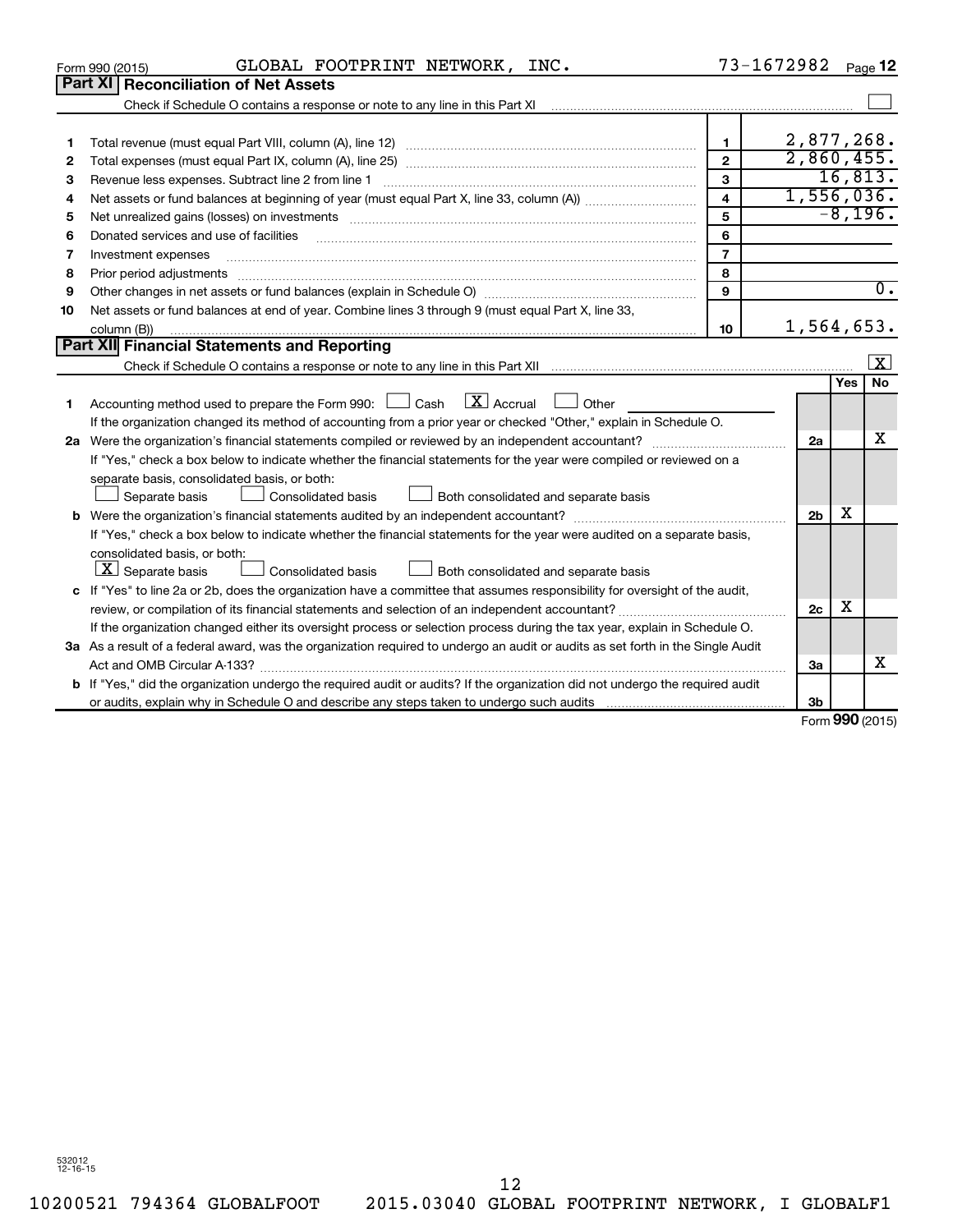Form 990 (2015) GLOBAL FOOTPRINT NETWORK, INC. 73-1672982 Page 12

## Part XI Reconciliation of Net Assets

Check if Schedule O contains a response or note to any line in this Part XI ☐

| | | | |
|---|---|---|---|
| 1 | Total revenue (must equal Part VIII, column (A), line 12) | 1 | 2,877,268. |
| 2 | Total expenses (must equal Part IX, column (A), line 25) | 2 | 2,860,455. |
| 3 | Revenue less expenses. Subtract line 2 from line 1 | 3 | 16,813. |
| 4 | Net assets or fund balances at beginning of year (must equal Part X, line 33, column (A)) | 4 | 1,556,036. |
| 5 | Net unrealized gains (losses) on investments | 5 | -8,196. |
| 6 | Donated services and use of facilities | 6 | |
| 7 | Investment expenses | 7 | |
| 8 | Prior period adjustments | 8 | |
| 9 | Other changes in net assets or fund balances (explain in Schedule O) | 9 | 0. |
| 10 | Net assets or fund balances at end of year. Combine lines 3 through 9 (must equal Part X, line 33, column (B)) | 10 | 1,564,653. |

## Part XII Financial Statements and Reporting

Check if Schedule O contains a response or note to any line in this Part XII ☒

| | | | Yes | No |
|---|---|---|---|---|
| 1 | Accounting method used to prepare the Form 990: ☐ Cash ☒ Accrual ☐ Other<br>If the organization changed its method of accounting from a prior year or checked "Other," explain in Schedule O. | | | |
| 2a | Were the organization's financial statements compiled or reviewed by an independent accountant?<br>If "Yes," check a box below to indicate whether the financial statements for the year were compiled or reviewed on a separate basis, consolidated basis, or both:<br>☐ Separate basis ☐ Consolidated basis ☐ Both consolidated and separate basis | 2a | | X |
| b | Were the organization's financial statements audited by an independent accountant?<br>If "Yes," check a box below to indicate whether the financial statements for the year were audited on a separate basis, consolidated basis, or both:<br>☒ Separate basis ☐ Consolidated basis ☐ Both consolidated and separate basis | 2b | X | |
| c | If "Yes" to line 2a or 2b, does the organization have a committee that assumes responsibility for oversight of the audit, review, or compilation of its financial statements and selection of an independent accountant?<br>If the organization changed either its oversight process or selection process during the tax year, explain in Schedule O. | 2c | X | |
| 3a | As a result of a federal award, was the organization required to undergo an audit or audits as set forth in the Single Audit Act and OMB Circular A-133? | 3a | | X |
| b | If "Yes," did the organization undergo the required audit or audits? If the organization did not undergo the required audit or audits, explain why in Schedule O and describe any steps taken to undergo such audits | 3b | | |

Form 990 (2015)

532012 12-16-15

10200521 794364 GLOBALFOOT 2015.03040 GLOBAL FOOTPRINT NETWORK, I GLOBALF1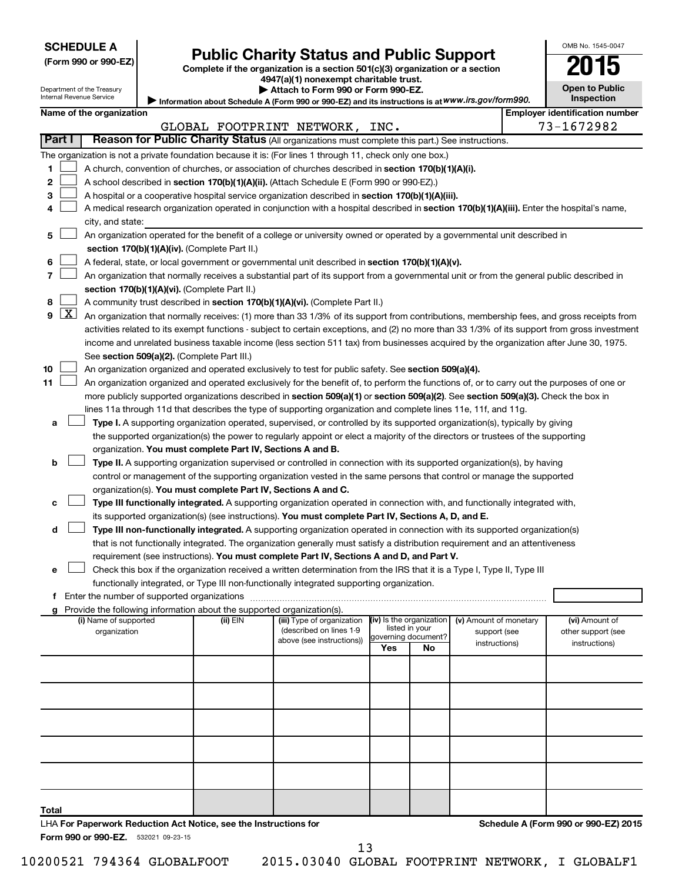**SCHEDULE A**
**(Form 990 or 990-EZ)**

Department of the Treasury
Internal Revenue Service

# Public Charity Status and Public Support

**Complete if the organization is a section 501(c)(3) organization or a section 4947(a)(1) nonexempt charitable trust.**
**▶ Attach to Form 990 or Form 990-EZ.**
▶ Information about Schedule A (Form 990 or 990-EZ) and its instructions is at *www.irs.gov/form990.*

OMB No. 1545-0047
**2015**
**Open to Public Inspection**

| Name of the organization | Employer identification number |
|---|---|
| GLOBAL FOOTPRINT NETWORK, INC. | 73-1672982 |

## Part I — Reason for Public Charity Status (All organizations must complete this part.) See instructions.

The organization is not a private foundation because it is: (For lines 1 through 11, check only one box.)

1. [ ] A church, convention of churches, or association of churches described in **section 170(b)(1)(A)(i).**
2. [ ] A school described in **section 170(b)(1)(A)(ii).** (Attach Schedule E (Form 990 or 990-EZ).)
3. [ ] A hospital or a cooperative hospital service organization described in **section 170(b)(1)(A)(iii).**
4. [ ] A medical research organization operated in conjunction with a hospital described in **section 170(b)(1)(A)(iii).** Enter the hospital's name, city, and state: ______
5. [ ] An organization operated for the benefit of a college or university owned or operated by a governmental unit described in **section 170(b)(1)(A)(iv).** (Complete Part II.)
6. [ ] A federal, state, or local government or governmental unit described in **section 170(b)(1)(A)(v).**
7. [ ] An organization that normally receives a substantial part of its support from a governmental unit or from the general public described in **section 170(b)(1)(A)(vi).** (Complete Part II.)
8. [ ] A community trust described in **section 170(b)(1)(A)(vi).** (Complete Part II.)
9. [X] An organization that normally receives: (1) more than 33 1/3% of its support from contributions, membership fees, and gross receipts from activities related to its exempt functions - subject to certain exceptions, and (2) no more than 33 1/3% of its support from gross investment income and unrelated business taxable income (less section 511 tax) from businesses acquired by the organization after June 30, 1975. See **section 509(a)(2).** (Complete Part III.)
10. [ ] An organization organized and operated exclusively to test for public safety. See **section 509(a)(4).**
11. [ ] An organization organized and operated exclusively for the benefit of, to perform the functions of, or to carry out the purposes of one or more publicly supported organizations described in **section 509(a)(1)** or **section 509(a)(2)**. See **section 509(a)(3).** Check the box in lines 11a through 11d that describes the type of supporting organization and complete lines 11e, 11f, and 11g.
   - **a** [ ] **Type I.** A supporting organization operated, supervised, or controlled by its supported organization(s), typically by giving the supported organization(s) the power to regularly appoint or elect a majority of the directors or trustees of the supporting organization. **You must complete Part IV, Sections A and B.**
   - **b** [ ] **Type II.** A supporting organization supervised or controlled in connection with its supported organization(s), by having control or management of the supporting organization vested in the same persons that control or manage the supported organization(s). **You must complete Part IV, Sections A and C.**
   - **c** [ ] **Type III functionally integrated.** A supporting organization operated in connection with, and functionally integrated with, its supported organization(s) (see instructions). **You must complete Part IV, Sections A, D, and E.**
   - **d** [ ] **Type III non-functionally integrated.** A supporting organization operated in connection with its supported organization(s) that is not functionally integrated. The organization generally must satisfy a distribution requirement and an attentiveness requirement (see instructions). **You must complete Part IV, Sections A and D, and Part V.**
   - **e** [ ] Check this box if the organization received a written determination from the IRS that it is a Type I, Type II, Type III functionally integrated, or Type III non-functionally integrated supporting organization.
   - **f** Enter the number of supported organizations ______
   - **g** Provide the following information about the supported organization(s).

| (i) Name of supported organization | (ii) EIN | (iii) Type of organization (described on lines 1-9 above (see instructions)) | (iv) Is the organization listed in your governing document? Yes | No | (v) Amount of monetary support (see instructions) | (vi) Amount of other support (see instructions) |
|---|---|---|---|---|---|---|
| | | | | | | |
| | | | | | | |
| | | | | | | |
| | | | | | | |
| | | | | | | |
| Total | | | | | | |

LHA **For Paperwork Reduction Act Notice, see the Instructions for Form 990 or 990-EZ.** 532021 09-23-15

**Schedule A (Form 990 or 990-EZ) 2015**

10200521 794364 GLOBALFOOT 2015.03040 GLOBAL FOOTPRINT NETWORK, I GLOBALF1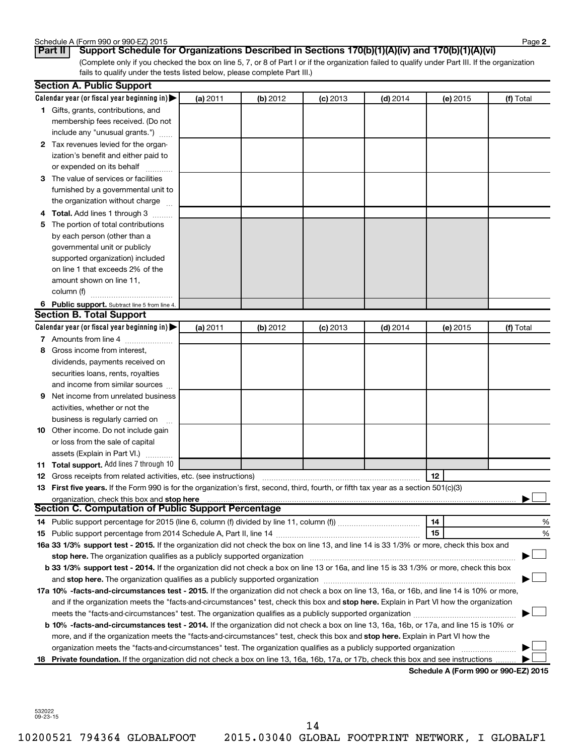Schedule A (Form 990 or 990-EZ) 2015 Page **2**

## Part II Support Schedule for Organizations Described in Sections 170(b)(1)(A)(iv) and 170(b)(1)(A)(vi)

(Complete only if you checked the box on line 5, 7, or 8 of Part I or if the organization failed to qualify under Part III. If the organization fails to qualify under the tests listed below, please complete Part III.)

### Section A. Public Support

| Calendar year (or fiscal year beginning in) ▶ | (a) 2011 | (b) 2012 | (c) 2013 | (d) 2014 | (e) 2015 | (f) Total |
|---|---|---|---|---|---|---|
| **1** Gifts, grants, contributions, and membership fees received. (Do not include any "unusual grants.") | | | | | | |
| **2** Tax revenues levied for the organization's benefit and either paid to or expended on its behalf | | | | | | |
| **3** The value of services or facilities furnished by a governmental unit to the organization without charge | | | | | | |
| **4 Total.** Add lines 1 through 3 | | | | | | |
| **5** The portion of total contributions by each person (other than a governmental unit or publicly supported organization) included on line 1 that exceeds 2% of the amount shown on line 11, column (f) | | | | | | |
| **6 Public support.** Subtract line 5 from line 4. | | | | | | |

### Section B. Total Support

| Calendar year (or fiscal year beginning in) ▶ | (a) 2011 | (b) 2012 | (c) 2013 | (d) 2014 | (e) 2015 | (f) Total |
|---|---|---|---|---|---|---|
| **7** Amounts from line 4 | | | | | | |
| **8** Gross income from interest, dividends, payments received on securities loans, rents, royalties and income from similar sources | | | | | | |
| **9** Net income from unrelated business activities, whether or not the business is regularly carried on | | | | | | |
| **10** Other income. Do not include gain or loss from the sale of capital assets (Explain in Part VI.) | | | | | | |
| **11 Total support.** Add lines 7 through 10 | | | | | | |

**12** Gross receipts from related activities, etc. (see instructions) **12**

**13 First five years.** If the Form 990 is for the organization's first, second, third, fourth, or fifth tax year as a section 501(c)(3) organization, check this box and **stop here** ▶ ☐

### Section C. Computation of Public Support Percentage

**14** Public support percentage for 2015 (line 6, column (f) divided by line 11, column (f)) **14** %

**15** Public support percentage from 2014 Schedule A, Part II, line 14 **15** %

**16a 33 1/3% support test - 2015.** If the organization did not check the box on line 13, and line 14 is 33 1/3% or more, check this box and **stop here.** The organization qualifies as a publicly supported organization ▶ ☐

**b 33 1/3% support test - 2014.** If the organization did not check a box on line 13 or 16a, and line 15 is 33 1/3% or more, check this box and **stop here.** The organization qualifies as a publicly supported organization ▶ ☐

**17a 10% -facts-and-circumstances test - 2015.** If the organization did not check a box on line 13, 16a, or 16b, and line 14 is 10% or more, and if the organization meets the "facts-and-circumstances" test, check this box and **stop here.** Explain in Part VI how the organization meets the "facts-and-circumstances" test. The organization qualifies as a publicly supported organization ▶ ☐

**b 10% -facts-and-circumstances test - 2014.** If the organization did not check a box on line 13, 16a, 16b, or 17a, and line 15 is 10% or more, and if the organization meets the "facts-and-circumstances" test, check this box and **stop here.** Explain in Part VI how the organization meets the "facts-and-circumstances" test. The organization qualifies as a publicly supported organization ▶ ☐

**18 Private foundation.** If the organization did not check a box on line 13, 16a, 16b, 17a, or 17b, check this box and see instructions ▶ ☐

**Schedule A (Form 990 or 990-EZ) 2015**

532022
09-23-15

10200521 794364 GLOBALFOOT 2015.03040 GLOBAL FOOTPRINT NETWORK, I GLOBALF1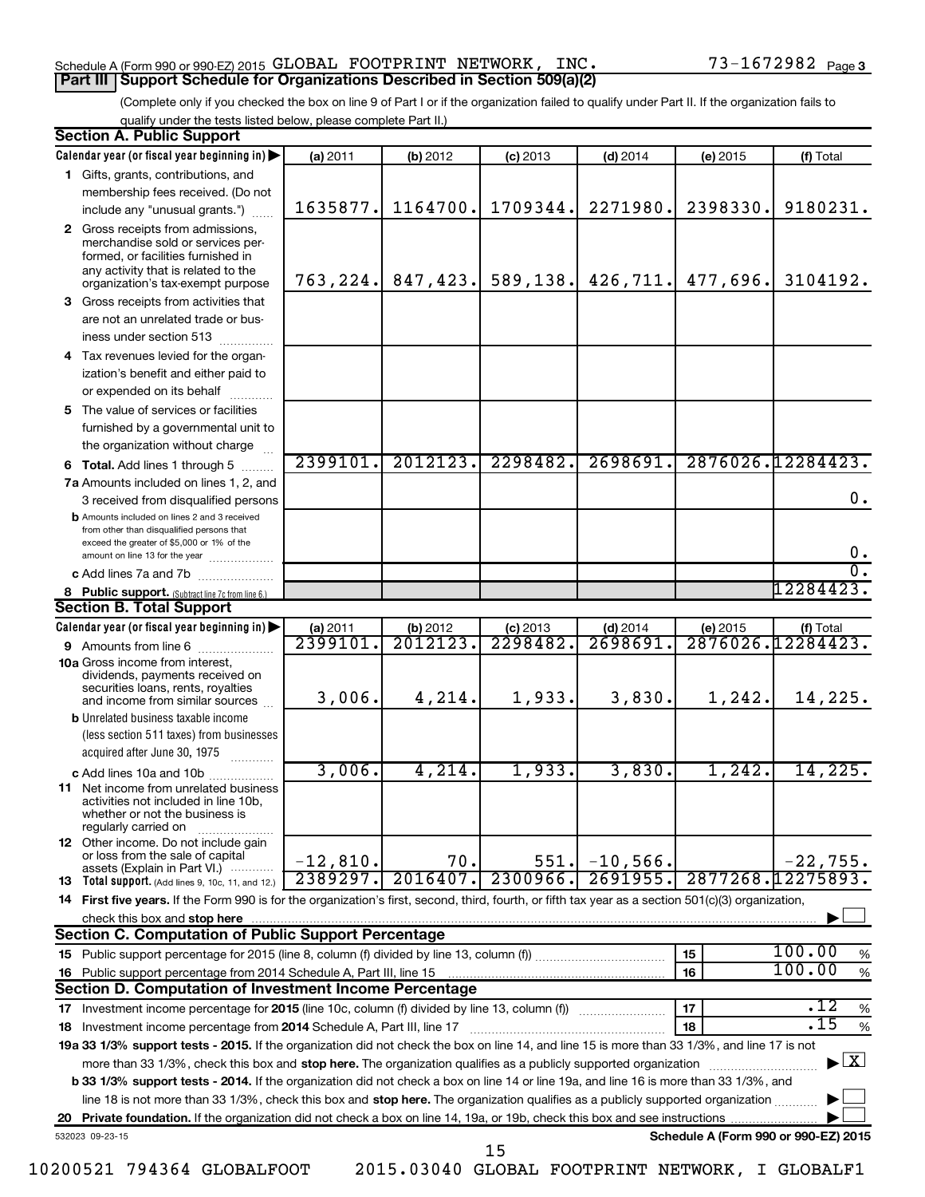Schedule A (Form 990 or 990-EZ) 2015 GLOBAL FOOTPRINT NETWORK, INC. 73-1672982 Page 3

**Part III | Support Schedule for Organizations Described in Section 509(a)(2)**

(Complete only if you checked the box on line 9 of Part I or if the organization failed to qualify under Part II. If the organization fails to qualify under the tests listed below, please complete Part II.)

## Section A. Public Support

| Calendar year (or fiscal year beginning in) ▶ | (a) 2011 | (b) 2012 | (c) 2013 | (d) 2014 | (e) 2015 | (f) Total |
|---|---|---|---|---|---|---|
| **1** Gifts, grants, contributions, and membership fees received. (Do not include any "unusual grants.") | 1635877. | 1164700. | 1709344. | 2271980. | 2398330. | 9180231. |
| **2** Gross receipts from admissions, merchandise sold or services performed, or facilities furnished in any activity that is related to the organization's tax-exempt purpose | 763,224. | 847,423. | 589,138. | 426,711. | 477,696. | 3104192. |
| **3** Gross receipts from activities that are not an unrelated trade or business under section 513 | | | | | | |
| **4** Tax revenues levied for the organization's benefit and either paid to or expended on its behalf | | | | | | |
| **5** The value of services or facilities furnished by a governmental unit to the organization without charge | | | | | | |
| **6 Total.** Add lines 1 through 5 | 2399101. | 2012123. | 2298482. | 2698691. | 2876026. | 12284423. |
| **7a** Amounts included on lines 1, 2, and 3 received from disqualified persons | | | | | | 0. |
| **b** Amounts included on lines 2 and 3 received from other than disqualified persons that exceed the greater of $5,000 or 1% of the amount on line 13 for the year | | | | | | 0. |
| **c** Add lines 7a and 7b | | | | | | 0. |
| **8 Public support.** (Subtract line 7c from line 6.) | | | | | | 12284423. |

## Section B. Total Support

| Calendar year (or fiscal year beginning in) ▶ | (a) 2011 | (b) 2012 | (c) 2013 | (d) 2014 | (e) 2015 | (f) Total |
|---|---|---|---|---|---|---|
| **9** Amounts from line 6 | 2399101. | 2012123. | 2298482. | 2698691. | 2876026. | 12284423. |
| **10a** Gross income from interest, dividends, payments received on securities loans, rents, royalties and income from similar sources | 3,006. | 4,214. | 1,933. | 3,830. | 1,242. | 14,225. |
| **b** Unrelated business taxable income (less section 511 taxes) from businesses acquired after June 30, 1975 | | | | | | |
| **c** Add lines 10a and 10b | 3,006. | 4,214. | 1,933. | 3,830. | 1,242. | 14,225. |
| **11** Net income from unrelated business activities not included in line 10b, whether or not the business is regularly carried on | | | | | | |
| **12** Other income. Do not include gain or loss from the sale of capital assets (Explain in Part VI.) | -12,810. | 70. | 551. | -10,566. | | -22,755. |
| **13 Total support.** (Add lines 9, 10c, 11, and 12.) | 2389297. | 2016407. | 2300966. | 2691955. | 2877268. | 12275893. |

**14 First five years.** If the Form 990 is for the organization's first, second, third, fourth, or fifth tax year as a section 501(c)(3) organization, check this box and **stop here** ▶ ☐

## Section C. Computation of Public Support Percentage

| | | | |
|---|---|---|---|
| **15** Public support percentage for 2015 (line 8, column (f) divided by line 13, column (f)) | 15 | 100.00 | % |
| **16** Public support percentage from 2014 Schedule A, Part III, line 15 | 16 | 100.00 | % |

## Section D. Computation of Investment Income Percentage

| | | | |
|---|---|---|---|
| **17** Investment income percentage for **2015** (line 10c, column (f) divided by line 13, column (f)) | 17 | .12 | % |
| **18** Investment income percentage from **2014** Schedule A, Part III, line 17 | 18 | .15 | % |

**19a 33 1/3% support tests - 2015.** If the organization did not check the box on line 14, and line 15 is more than 33 1/3%, and line 17 is not more than 33 1/3%, check this box and **stop here.** The organization qualifies as a publicly supported organization ▶ ☒

**b 33 1/3% support tests - 2014.** If the organization did not check a box on line 14 or line 19a, and line 16 is more than 33 1/3%, and line 18 is not more than 33 1/3%, check this box and **stop here.** The organization qualifies as a publicly supported organization ▶ ☐

**20 Private foundation.** If the organization did not check a box on line 14, 19a, or 19b, check this box and see instructions ▶ ☐

532023 09-23-15 **Schedule A (Form 990 or 990-EZ) 2015**

10200521 794364 GLOBALFOOT 2015.03040 GLOBAL FOOTPRINT NETWORK, I GLOBALF1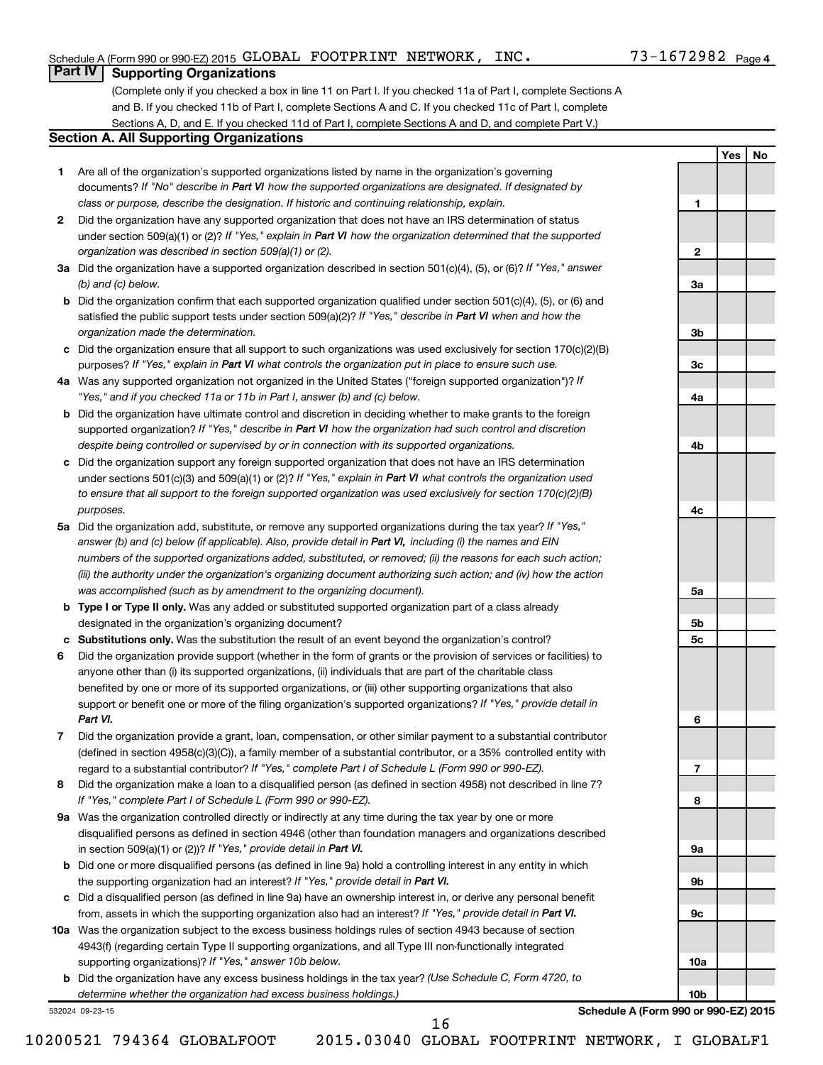Schedule A (Form 990 or 990-EZ) 2015 GLOBAL FOOTPRINT NETWORK, INC. 73-1672982 Page 4

## Part IV Supporting Organizations

(Complete only if you checked a box in line 11 on Part I. If you checked 11a of Part I, complete Sections A and B. If you checked 11b of Part I, complete Sections A and C. If you checked 11c of Part I, complete Sections A, D, and E. If you checked 11d of Part I, complete Sections A and D, and complete Part V.)

### Section A. All Supporting Organizations

| | | | Yes | No |
|---|---|---|---|---|
| **1** | Are all of the organization's supported organizations listed by name in the organization's governing documents? *If "No" describe in **Part VI** how the supported organizations are designated. If designated by class or purpose, describe the designation. If historic and continuing relationship, explain.* | 1 | | |
| **2** | Did the organization have any supported organization that does not have an IRS determination of status under section 509(a)(1) or (2)? *If "Yes," explain in **Part VI** how the organization determined that the supported organization was described in section 509(a)(1) or (2).* | 2 | | |
| **3a** | Did the organization have a supported organization described in section 501(c)(4), (5), or (6)? *If "Yes," answer (b) and (c) below.* | 3a | | |
| **b** | Did the organization confirm that each supported organization qualified under section 501(c)(4), (5), or (6) and satisfied the public support tests under section 509(a)(2)? *If "Yes," describe in **Part VI** when and how the organization made the determination.* | 3b | | |
| **c** | Did the organization ensure that all support to such organizations was used exclusively for section 170(c)(2)(B) purposes? *If "Yes," explain in **Part VI** what controls the organization put in place to ensure such use.* | 3c | | |
| **4a** | Was any supported organization not organized in the United States ("foreign supported organization")? *If "Yes," and if you checked 11a or 11b in Part I, answer (b) and (c) below.* | 4a | | |
| **b** | Did the organization have ultimate control and discretion in deciding whether to make grants to the foreign supported organization? *If "Yes," describe in **Part VI** how the organization had such control and discretion despite being controlled or supervised by or in connection with its supported organizations.* | 4b | | |
| **c** | Did the organization support any foreign supported organization that does not have an IRS determination under sections 501(c)(3) and 509(a)(1) or (2)? *If "Yes," explain in **Part VI** what controls the organization used to ensure that all support to the foreign supported organization was used exclusively for section 170(c)(2)(B) purposes.* | 4c | | |
| **5a** | Did the organization add, substitute, or remove any supported organizations during the tax year? *If "Yes," answer (b) and (c) below (if applicable). Also, provide detail in **Part VI,** including (i) the names and EIN numbers of the supported organizations added, substituted, or removed; (ii) the reasons for each such action; (iii) the authority under the organization's organizing document authorizing such action; and (iv) how the action was accomplished (such as by amendment to the organizing document).* | 5a | | |
| **b** | **Type I or Type II only.** Was any added or substituted supported organization part of a class already designated in the organization's organizing document? | 5b | | |
| **c** | **Substitutions only.** Was the substitution the result of an event beyond the organization's control? | 5c | | |
| **6** | Did the organization provide support (whether in the form of grants or the provision of services or facilities) to anyone other than (i) its supported organizations, (ii) individuals that are part of the charitable class benefited by one or more of its supported organizations, or (iii) other supporting organizations that also support or benefit one or more of the filing organization's supported organizations? *If "Yes," provide detail in **Part VI.*** | 6 | | |
| **7** | Did the organization provide a grant, loan, compensation, or other similar payment to a substantial contributor (defined in section 4958(c)(3)(C)), a family member of a substantial contributor, or a 35% controlled entity with regard to a substantial contributor? *If "Yes," complete Part I of Schedule L (Form 990 or 990-EZ).* | 7 | | |
| **8** | Did the organization make a loan to a disqualified person (as defined in section 4958) not described in line 7? *If "Yes," complete Part I of Schedule L (Form 990 or 990-EZ).* | 8 | | |
| **9a** | Was the organization controlled directly or indirectly at any time during the tax year by one or more disqualified persons as defined in section 4946 (other than foundation managers and organizations described in section 509(a)(1) or (2))? *If "Yes," provide detail in **Part VI.*** | 9a | | |
| **b** | Did one or more disqualified persons (as defined in line 9a) hold a controlling interest in any entity in which the supporting organization had an interest? *If "Yes," provide detail in **Part VI.*** | 9b | | |
| **c** | Did a disqualified person (as defined in line 9a) have an ownership interest in, or derive any personal benefit from, assets in which the supporting organization also had an interest? *If "Yes," provide detail in **Part VI.*** | 9c | | |
| **10a** | Was the organization subject to the excess business holdings rules of section 4943 because of section 4943(f) (regarding certain Type II supporting organizations, and all Type III non-functionally integrated supporting organizations)? *If "Yes," answer 10b below.* | 10a | | |
| **b** | Did the organization have any excess business holdings in the tax year? *(Use Schedule C, Form 4720, to determine whether the organization had excess business holdings.)* | 10b | | |

532024 09-23-15 **Schedule A (Form 990 or 990-EZ) 2015**

10200521 794364 GLOBALFOOT 2015.03040 GLOBAL FOOTPRINT NETWORK, I GLOBALF1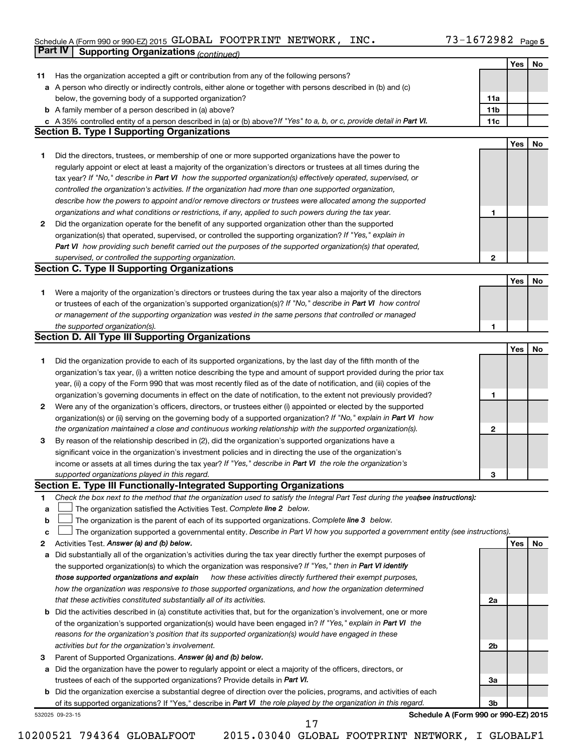Schedule A (Form 990 or 990-EZ) 2015 GLOBAL FOOTPRINT NETWORK, INC. 73-1672982 Page 5

## Part IV Supporting Organizations *(continued)*

| | | | Yes | No |
|---|---|---|---|---|
| **11** | Has the organization accepted a gift or contribution from any of the following persons? | | | |
| **a** | A person who directly or indirectly controls, either alone or together with persons described in (b) and (c) below, the governing body of a supported organization? | **11a** | | |
| **b** | A family member of a person described in (a) above? | **11b** | | |
| **c** | A 35% controlled entity of a person described in (a) or (b) above? *If "Yes" to a, b, or c, provide detail in* ***Part VI.*** | **11c** | | |

### Section B. Type I Supporting Organizations

| | | | Yes | No |
|---|---|---|---|---|
| **1** | Did the directors, trustees, or membership of one or more supported organizations have the power to regularly appoint or elect at least a majority of the organization's directors or trustees at all times during the tax year? *If "No," describe in* ***Part VI*** *how the supported organization(s) effectively operated, supervised, or controlled the organization's activities. If the organization had more than one supported organization, describe how the powers to appoint and/or remove directors or trustees were allocated among the supported organizations and what conditions or restrictions, if any, applied to such powers during the tax year.* | **1** | | |
| **2** | Did the organization operate for the benefit of any supported organization other than the supported organization(s) that operated, supervised, or controlled the supporting organization? *If "Yes," explain in* ***Part VI*** *how providing such benefit carried out the purposes of the supported organization(s) that operated, supervised, or controlled the supporting organization.* | **2** | | |

### Section C. Type II Supporting Organizations

| | | | Yes | No |
|---|---|---|---|---|
| **1** | Were a majority of the organization's directors or trustees during the tax year also a majority of the directors or trustees of each of the organization's supported organization(s)? *If "No," describe in* ***Part VI*** *how control or management of the supporting organization was vested in the same persons that controlled or managed the supported organization(s).* | **1** | | |

### Section D. All Type III Supporting Organizations

| | | | Yes | No |
|---|---|---|---|---|
| **1** | Did the organization provide to each of its supported organizations, by the last day of the fifth month of the organization's tax year, (i) a written notice describing the type and amount of support provided during the prior tax year, (ii) a copy of the Form 990 that was most recently filed as of the date of notification, and (iii) copies of the organization's governing documents in effect on the date of notification, to the extent not previously provided? | **1** | | |
| **2** | Were any of the organization's officers, directors, or trustees either (i) appointed or elected by the supported organization(s) or (ii) serving on the governing body of a supported organization? *If "No," explain in* ***Part VI*** *how the organization maintained a close and continuous working relationship with the supported organization(s).* | **2** | | |
| **3** | By reason of the relationship described in (2), did the organization's supported organizations have a significant voice in the organization's investment policies and in directing the use of the organization's income or assets at all times during the tax year? *If "Yes," describe in* ***Part VI*** *the role the organization's supported organizations played in this regard.* | **3** | | |

### Section E. Type III Functionally-Integrated Supporting Organizations

**1** *Check the box next to the method that the organization used to satisfy the Integral Part Test during the year* ***(see instructions):***

- **a** ☐ The organization satisfied the Activities Test. *Complete* ***line 2*** *below.*
- **b** ☐ The organization is the parent of each of its supported organizations. *Complete* ***line 3*** *below.*
- **c** ☐ The organization supported a governmental entity. *Describe in Part VI how you supported a government entity (see instructions).*

| | | | Yes | No |
|---|---|---|---|---|
| **2** | Activities Test. ***Answer (a) and (b) below.*** | | | |
| **a** | Did substantially all of the organization's activities during the tax year directly further the exempt purposes of the supported organization(s) to which the organization was responsive? *If "Yes," then in* ***Part VI identify those supported organizations and explain*** *how these activities directly furthered their exempt purposes, how the organization was responsive to those supported organizations, and how the organization determined that these activities constituted substantially all of its activities.* | **2a** | | |
| **b** | Did the activities described in (a) constitute activities that, but for the organization's involvement, one or more of the organization's supported organization(s) would have been engaged in? *If "Yes," explain in* ***Part VI*** *the reasons for the organization's position that its supported organization(s) would have engaged in these activities but for the organization's involvement.* | **2b** | | |
| **3** | Parent of Supported Organizations. ***Answer (a) and (b) below.*** | | | |
| **a** | Did the organization have the power to regularly appoint or elect a majority of the officers, directors, or trustees of each of the supported organizations? Provide details in ***Part VI.*** | **3a** | | |
| **b** | Did the organization exercise a substantial degree of direction over the policies, programs, and activities of each of its supported organizations? If "Yes," describe in ***Part VI*** *the role played by the organization in this regard.* | **3b** | | |

532025 09-23-15 **Schedule A (Form 990 or 990-EZ) 2015**

10200521 794364 GLOBALFOOT 2015.03040 GLOBAL FOOTPRINT NETWORK, I GLOBALF1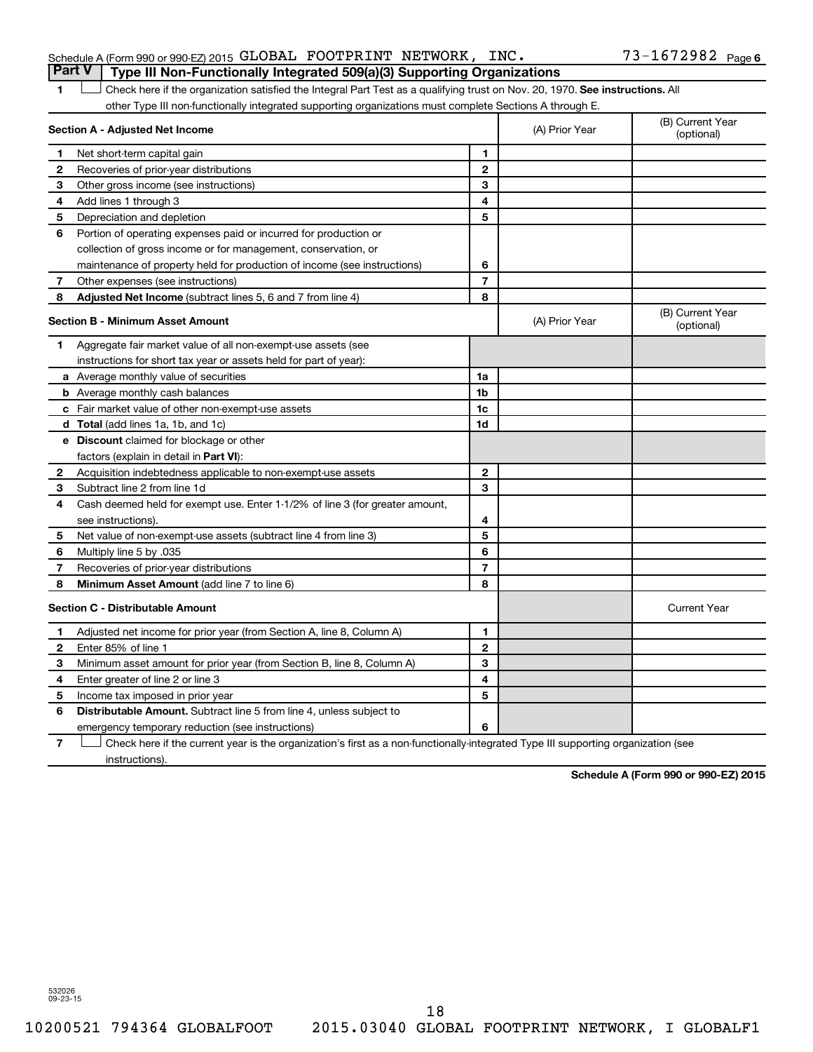Schedule A (Form 990 or 990-EZ) 2015 GLOBAL FOOTPRINT NETWORK, INC. 73-1672982 Page 6

## Part V Type III Non-Functionally Integrated 509(a)(3) Supporting Organizations

1 ☐ Check here if the organization satisfied the Integral Part Test as a qualifying trust on Nov. 20, 1970. **See instructions.** All other Type III non-functionally integrated supporting organizations must complete Sections A through E.

| **Section A - Adjusted Net Income** | | | (A) Prior Year | (B) Current Year (optional) |
|---|---|---|---|---|
| 1 | Net short-term capital gain | 1 | | |
| 2 | Recoveries of prior-year distributions | 2 | | |
| 3 | Other gross income (see instructions) | 3 | | |
| 4 | Add lines 1 through 3 | 4 | | |
| 5 | Depreciation and depletion | 5 | | |
| 6 | Portion of operating expenses paid or incurred for production or collection of gross income or for management, conservation, or maintenance of property held for production of income (see instructions) | 6 | | |
| 7 | Other expenses (see instructions) | 7 | | |
| 8 | **Adjusted Net Income** (subtract lines 5, 6 and 7 from line 4) | 8 | | |

| **Section B - Minimum Asset Amount** | | | (A) Prior Year | (B) Current Year (optional) |
|---|---|---|---|---|
| 1 | Aggregate fair market value of all non-exempt-use assets (see instructions for short tax year or assets held for part of year): | | | |
| a | Average monthly value of securities | 1a | | |
| b | Average monthly cash balances | 1b | | |
| c | Fair market value of other non-exempt-use assets | 1c | | |
| d | **Total** (add lines 1a, 1b, and 1c) | 1d | | |
| e | **Discount** claimed for blockage or other factors (explain in detail in **Part VI**): | | | |
| 2 | Acquisition indebtedness applicable to non-exempt-use assets | 2 | | |
| 3 | Subtract line 2 from line 1d | 3 | | |
| 4 | Cash deemed held for exempt use. Enter 1-1/2% of line 3 (for greater amount, see instructions). | 4 | | |
| 5 | Net value of non-exempt-use assets (subtract line 4 from line 3) | 5 | | |
| 6 | Multiply line 5 by .035 | 6 | | |
| 7 | Recoveries of prior-year distributions | 7 | | |
| 8 | **Minimum Asset Amount** (add line 7 to line 6) | 8 | | |

| **Section C - Distributable Amount** | | | | Current Year |
|---|---|---|---|---|
| 1 | Adjusted net income for prior year (from Section A, line 8, Column A) | 1 | | |
| 2 | Enter 85% of line 1 | 2 | | |
| 3 | Minimum asset amount for prior year (from Section B, line 8, Column A) | 3 | | |
| 4 | Enter greater of line 2 or line 3 | 4 | | |
| 5 | Income tax imposed in prior year | 5 | | |
| 6 | **Distributable Amount.** Subtract line 5 from line 4, unless subject to emergency temporary reduction (see instructions) | 6 | | |

7 ☐ Check here if the current year is the organization's first as a non-functionally-integrated Type III supporting organization (see instructions).

**Schedule A (Form 990 or 990-EZ) 2015**

532026 09-23-15

10200521 794364 GLOBALFOOT 2015.03040 GLOBAL FOOTPRINT NETWORK, I GLOBALF1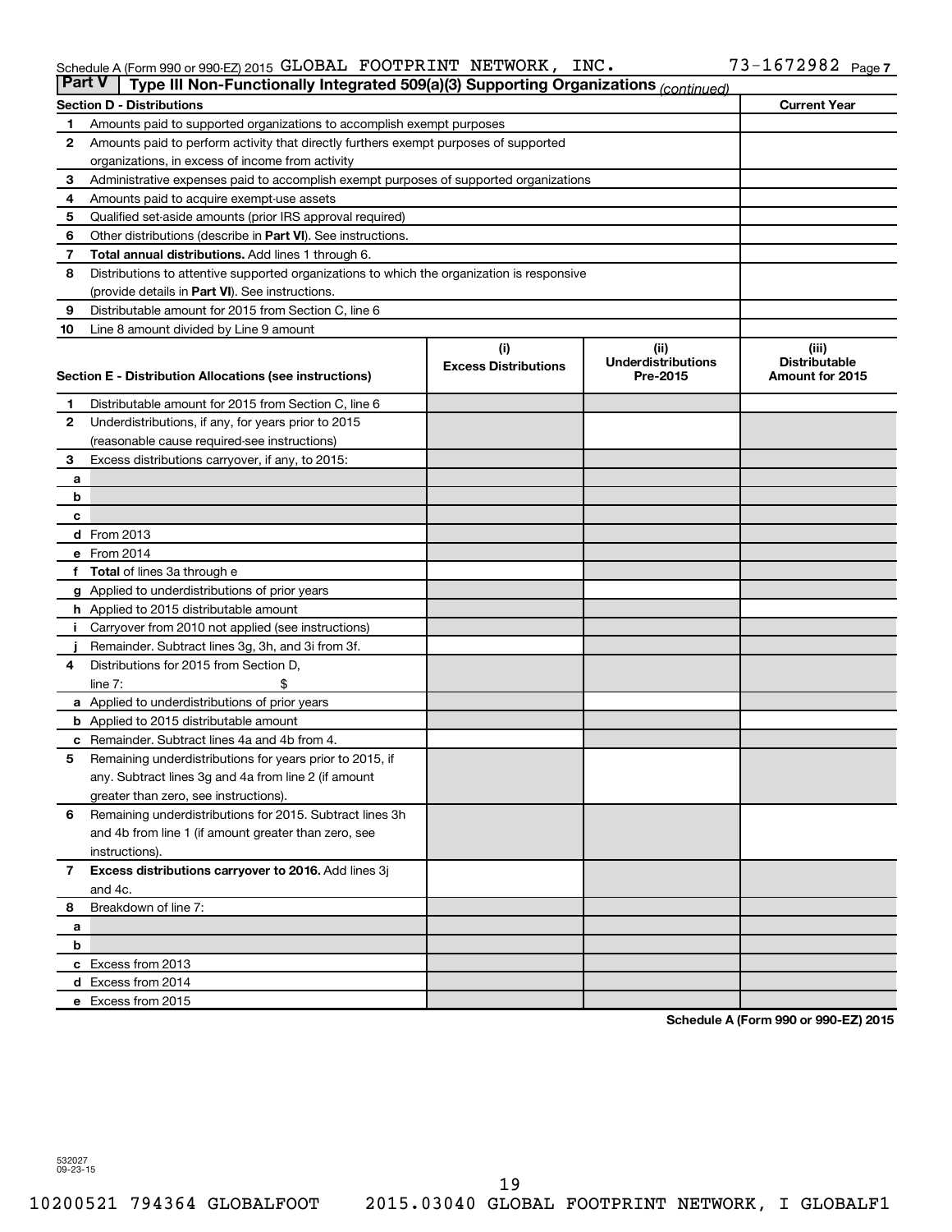Schedule A (Form 990 or 990-EZ) 2015 GLOBAL FOOTPRINT NETWORK, INC. 73-1672982 Page 7

## Part V | Type III Non-Functionally Integrated 509(a)(3) Supporting Organizations *(continued)*

| **Section D - Distributions** | | **Current Year** |
|---|---|---|
| 1 | Amounts paid to supported organizations to accomplish exempt purposes | |
| 2 | Amounts paid to perform activity that directly furthers exempt purposes of supported organizations, in excess of income from activity | |
| 3 | Administrative expenses paid to accomplish exempt purposes of supported organizations | |
| 4 | Amounts paid to acquire exempt-use assets | |
| 5 | Qualified set-aside amounts (prior IRS approval required) | |
| 6 | Other distributions (describe in **Part VI**). See instructions. | |
| 7 | **Total annual distributions.** Add lines 1 through 6. | |
| 8 | Distributions to attentive supported organizations to which the organization is responsive (provide details in **Part VI**). See instructions. | |
| 9 | Distributable amount for 2015 from Section C, line 6 | |
| 10 | Line 8 amount divided by Line 9 amount | |

| **Section E - Distribution Allocations (see instructions)** | | (i) Excess Distributions | (ii) Underdistributions Pre-2015 | (iii) Distributable Amount for 2015 |
|---|---|---|---|---|
| 1 | Distributable amount for 2015 from Section C, line 6 | | | |
| 2 | Underdistributions, if any, for years prior to 2015 (reasonable cause required-see instructions) | | | |
| 3 | Excess distributions carryover, if any, to 2015: | | | |
| a | | | | |
| b | | | | |
| c | | | | |
| d | From 2013 | | | |
| e | From 2014 | | | |
| f | **Total** of lines 3a through e | | | |
| g | Applied to underdistributions of prior years | | | |
| h | Applied to 2015 distributable amount | | | |
| i | Carryover from 2010 not applied (see instructions) | | | |
| j | Remainder. Subtract lines 3g, 3h, and 3i from 3f. | | | |
| 4 | Distributions for 2015 from Section D, line 7: $ | | | |
| a | Applied to underdistributions of prior years | | | |
| b | Applied to 2015 distributable amount | | | |
| c | Remainder. Subtract lines 4a and 4b from 4. | | | |
| 5 | Remaining underdistributions for years prior to 2015, if any. Subtract lines 3g and 4a from line 2 (if amount greater than zero, see instructions). | | | |
| 6 | Remaining underdistributions for 2015. Subtract lines 3h and 4b from line 1 (if amount greater than zero, see instructions). | | | |
| 7 | **Excess distributions carryover to 2016.** Add lines 3j and 4c. | | | |
| 8 | Breakdown of line 7: | | | |
| a | | | | |
| b | | | | |
| c | Excess from 2013 | | | |
| d | Excess from 2014 | | | |
| e | Excess from 2015 | | | |

**Schedule A (Form 990 or 990-EZ) 2015**

532027 09-23-15

10200521 794364 GLOBALFOOT 2015.03040 GLOBAL FOOTPRINT NETWORK, I GLOBALF1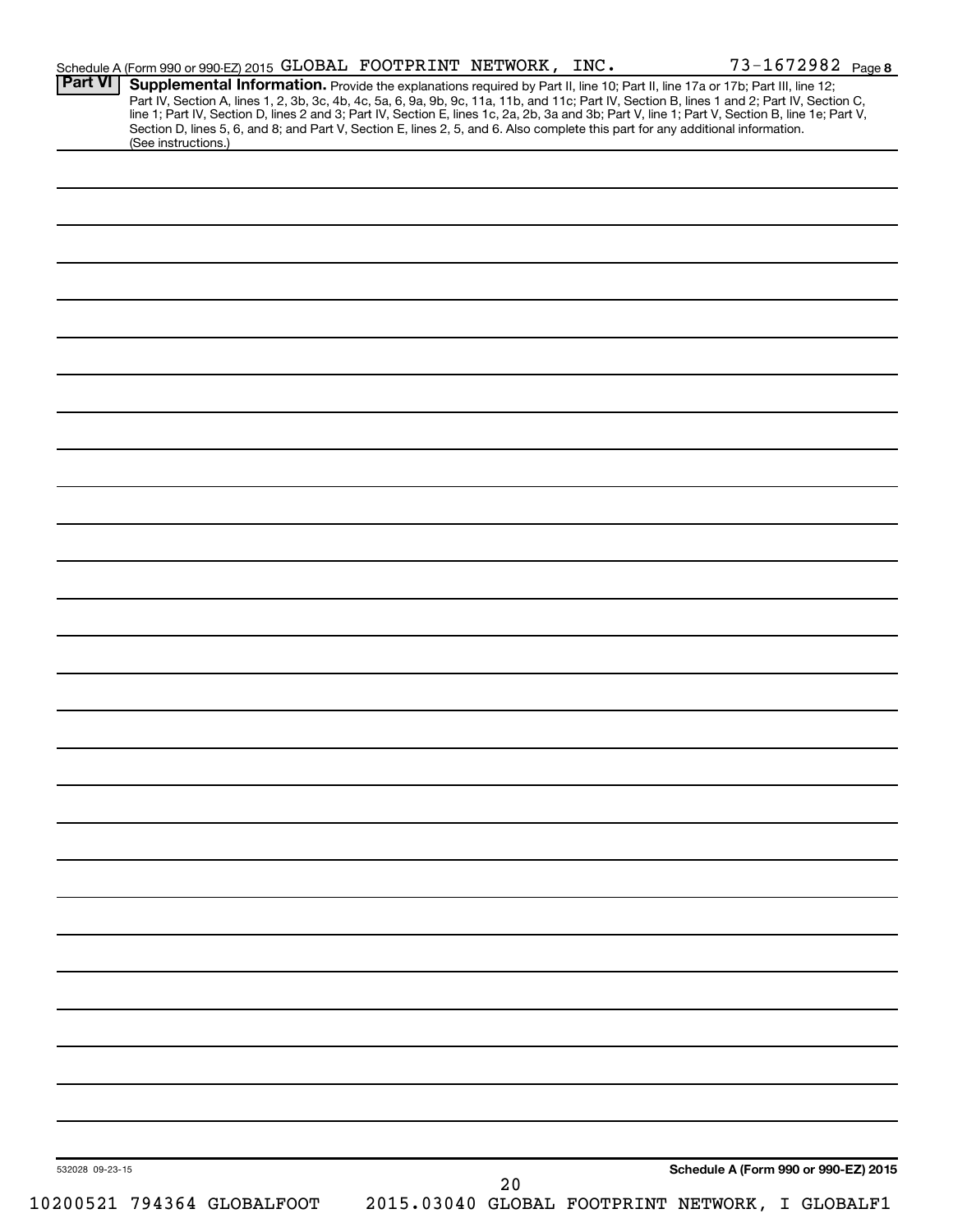Schedule A (Form 990 or 990-EZ) 2015 GLOBAL FOOTPRINT NETWORK, INC. 73-1672982 Page **8**

**Part VI** **Supplemental Information.** Provide the explanations required by Part II, line 10; Part II, line 17a or 17b; Part III, line 12; Part IV, Section A, lines 1, 2, 3b, 3c, 4b, 4c, 5a, 6, 9a, 9b, 9c, 11a, 11b, and 11c; Part IV, Section B, lines 1 and 2; Part IV, Section C, line 1; Part IV, Section D, lines 2 and 3; Part IV, Section E, lines 1c, 2a, 2b, 3a and 3b; Part V, line 1; Part V, Section B, line 1e; Part V, Section D, lines 5, 6, and 8; and Part V, Section E, lines 2, 5, and 6. Also complete this part for any additional information. (See instructions.)

532028 09-23-15

**Schedule A (Form 990 or 990-EZ) 2015**

10200521 794364 GLOBALFOOT 2015.03040 GLOBAL FOOTPRINT NETWORK, I GLOBALF1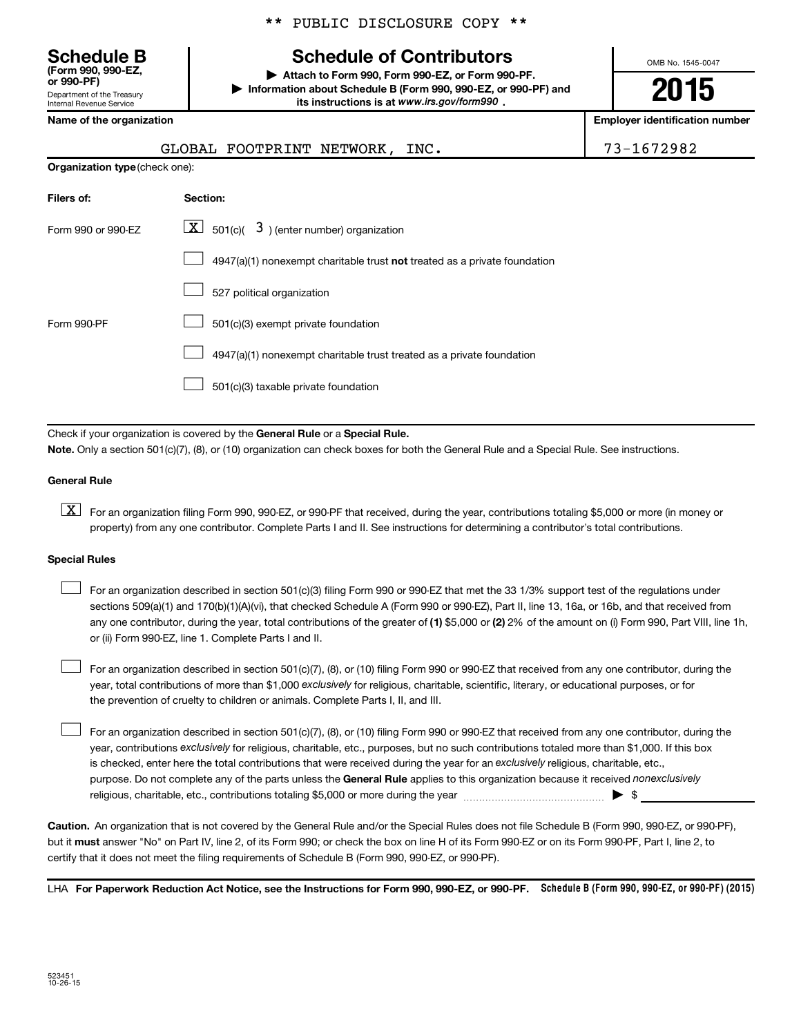\*\* PUBLIC DISCLOSURE COPY \*\*

# Schedule B

**(Form 990, 990-EZ, or 990-PF)**

Department of the Treasury
Internal Revenue Service

## Schedule of Contributors

▶ **Attach to Form 990, Form 990-EZ, or Form 990-PF.**

▶ **Information about Schedule B (Form 990, 990-EZ, or 990-PF) and its instructions is at** ***www.irs.gov/form990*** **.**

OMB No. 1545-0047

**2015**

| **Name of the organization** | **Employer identification number** |
|---|---|
| GLOBAL FOOTPRINT NETWORK, INC. | 73-1672982 |

**Organization type** (check one):

| **Filers of:** | **Section:** |
|---|---|
| Form 990 or 990-EZ | [X] 501(c)( 3 ) (enter number) organization |
| | [ ] 4947(a)(1) nonexempt charitable trust **not** treated as a private foundation |
| | [ ] 527 political organization |
| Form 990-PF | [ ] 501(c)(3) exempt private foundation |
| | [ ] 4947(a)(1) nonexempt charitable trust treated as a private foundation |
| | [ ] 501(c)(3) taxable private foundation |

Check if your organization is covered by the **General Rule** or a **Special Rule.**

**Note.** Only a section 501(c)(7), (8), or (10) organization can check boxes for both the General Rule and a Special Rule. See instructions.

### General Rule

[X] For an organization filing Form 990, 990-EZ, or 990-PF that received, during the year, contributions totaling $5,000 or more (in money or property) from any one contributor. Complete Parts I and II. See instructions for determining a contributor's total contributions.

### Special Rules

[ ] For an organization described in section 501(c)(3) filing Form 990 or 990-EZ that met the 33 1/3% support test of the regulations under sections 509(a)(1) and 170(b)(1)(A)(vi), that checked Schedule A (Form 990 or 990-EZ), Part II, line 13, 16a, or 16b, and that received from any one contributor, during the year, total contributions of the greater of **(1)** $5,000 or **(2)** 2% of the amount on (i) Form 990, Part VIII, line 1h, or (ii) Form 990-EZ, line 1. Complete Parts I and II.

[ ] For an organization described in section 501(c)(7), (8), or (10) filing Form 990 or 990-EZ that received from any one contributor, during the year, total contributions of more than $1,000 *exclusively* for religious, charitable, scientific, literary, or educational purposes, or for the prevention of cruelty to children or animals. Complete Parts I, II, and III.

[ ] For an organization described in section 501(c)(7), (8), or (10) filing Form 990 or 990-EZ that received from any one contributor, during the year, contributions *exclusively* for religious, charitable, etc., purposes, but no such contributions totaled more than $1,000. If this box is checked, enter here the total contributions that were received during the year for an *exclusively* religious, charitable, etc., purpose. Do not complete any of the parts unless the **General Rule** applies to this organization because it received *nonexclusively* religious, charitable, etc., contributions totaling $5,000 or more during the year ▶ $ ____________

**Caution.** An organization that is not covered by the General Rule and/or the Special Rules does not file Schedule B (Form 990, 990-EZ, or 990-PF), but it **must** answer "No" on Part IV, line 2, of its Form 990; or check the box on line H of its Form 990-EZ or on its Form 990-PF, Part I, line 2, to certify that it does not meet the filing requirements of Schedule B (Form 990, 990-EZ, or 990-PF).

LHA **For Paperwork Reduction Act Notice, see the Instructions for Form 990, 990-EZ, or 990-PF.** **Schedule B (Form 990, 990-EZ, or 990-PF) (2015)**

523451
10-26-15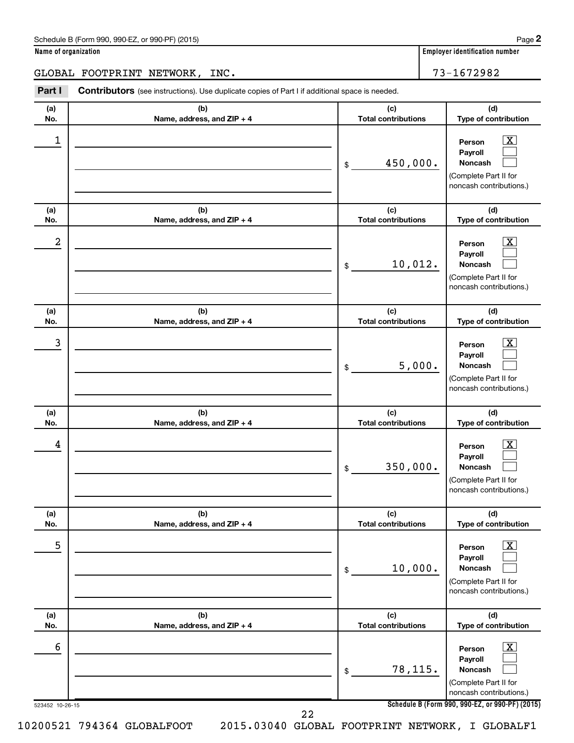Schedule B (Form 990, 990-EZ, or 990-PF) (2015) Page **2**

**Name of organization** | **Employer identification number**

GLOBAL FOOTPRINT NETWORK, INC. | 73-1672982

**Part I** **Contributors** (see instructions). Use duplicate copies of Part I if additional space is needed.

| (a) No. | (b) Name, address, and ZIP + 4 | (c) Total contributions | (d) Type of contribution |
|---|---|---|---|
| 1 | | $ 450,000. | Person [X] Payroll [ ] Noncash [ ] (Complete Part II for noncash contributions.) |
| 2 | | $ 10,012. | Person [X] Payroll [ ] Noncash [ ] (Complete Part II for noncash contributions.) |
| 3 | | $ 5,000. | Person [X] Payroll [ ] Noncash [ ] (Complete Part II for noncash contributions.) |
| 4 | | $ 350,000. | Person [X] Payroll [ ] Noncash [ ] (Complete Part II for noncash contributions.) |
| 5 | | $ 10,000. | Person [X] Payroll [ ] Noncash [ ] (Complete Part II for noncash contributions.) |
| 6 | | $ 78,115. | Person [X] Payroll [ ] Noncash [ ] (Complete Part II for noncash contributions.) |

523452 10-26-15 **Schedule B (Form 990, 990-EZ, or 990-PF) (2015)**

10200521 794364 GLOBALFOOT 2015.03040 GLOBAL FOOTPRINT NETWORK, I GLOBALF1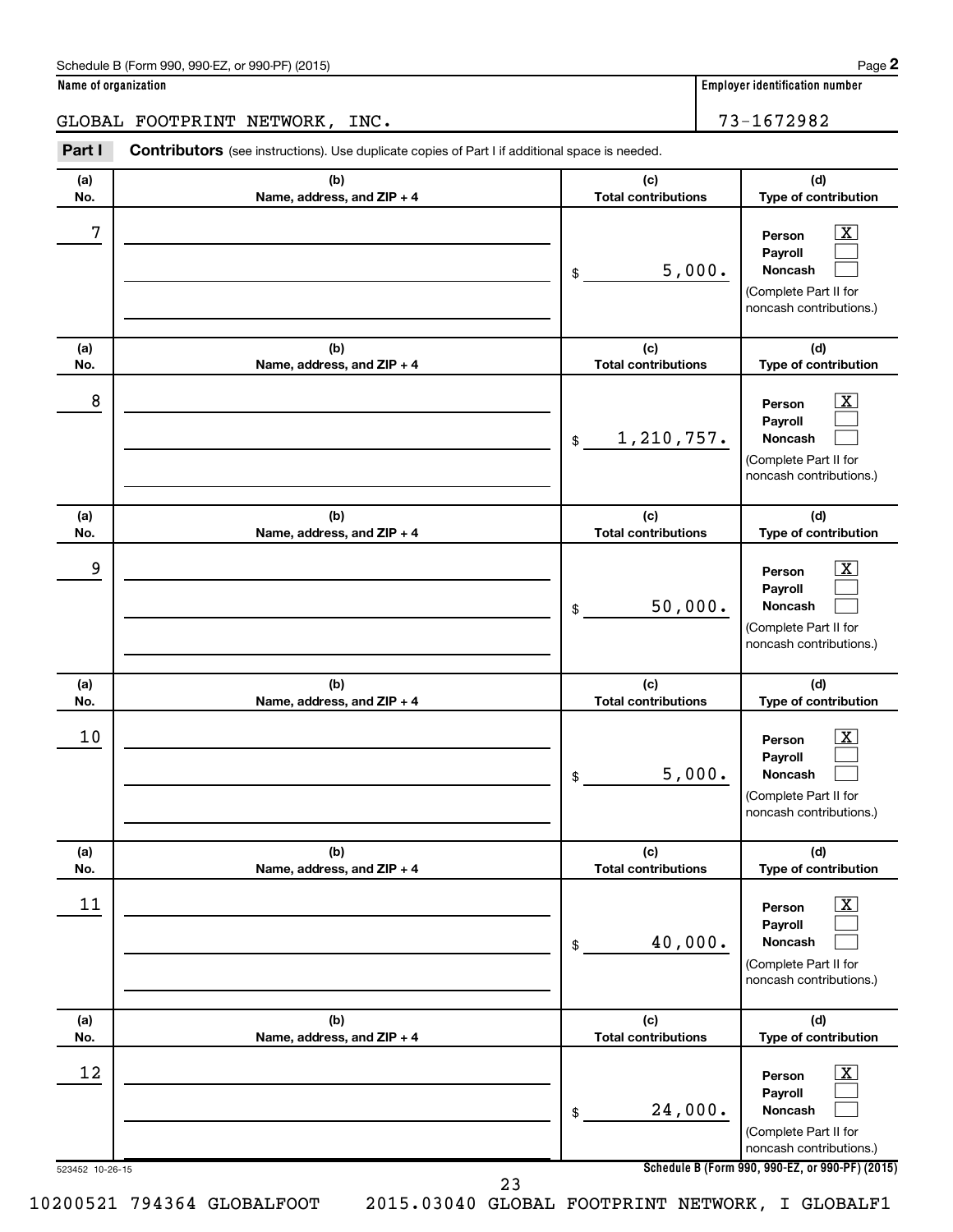Schedule B (Form 990, 990-EZ, or 990-PF) (2015)

**Name of organization**

GLOBAL FOOTPRINT NETWORK, INC.

**Employer identification number**

73-1672982

**Part I** **Contributors** (see instructions). Use duplicate copies of Part I if additional space is needed.

| (a) No. | (b) Name, address, and ZIP + 4 | (c) Total contributions | (d) Type of contribution |
|---|---|---|---|
| 7 | | $ 5,000. | Person [X] Payroll [ ] Noncash [ ] (Complete Part II for noncash contributions.) |
| 8 | | $ 1,210,757. | Person [X] Payroll [ ] Noncash [ ] (Complete Part II for noncash contributions.) |
| 9 | | $ 50,000. | Person [X] Payroll [ ] Noncash [ ] (Complete Part II for noncash contributions.) |
| 10 | | $ 5,000. | Person [X] Payroll [ ] Noncash [ ] (Complete Part II for noncash contributions.) |
| 11 | | $ 40,000. | Person [X] Payroll [ ] Noncash [ ] (Complete Part II for noncash contributions.) |
| 12 | | $ 24,000. | Person [X] Payroll [ ] Noncash [ ] (Complete Part II for noncash contributions.) |

523452 10-26-15

**Schedule B (Form 990, 990-EZ, or 990-PF) (2015)**

10200521 794364 GLOBALFOOT 2015.03040 GLOBAL FOOTPRINT NETWORK, I GLOBALF1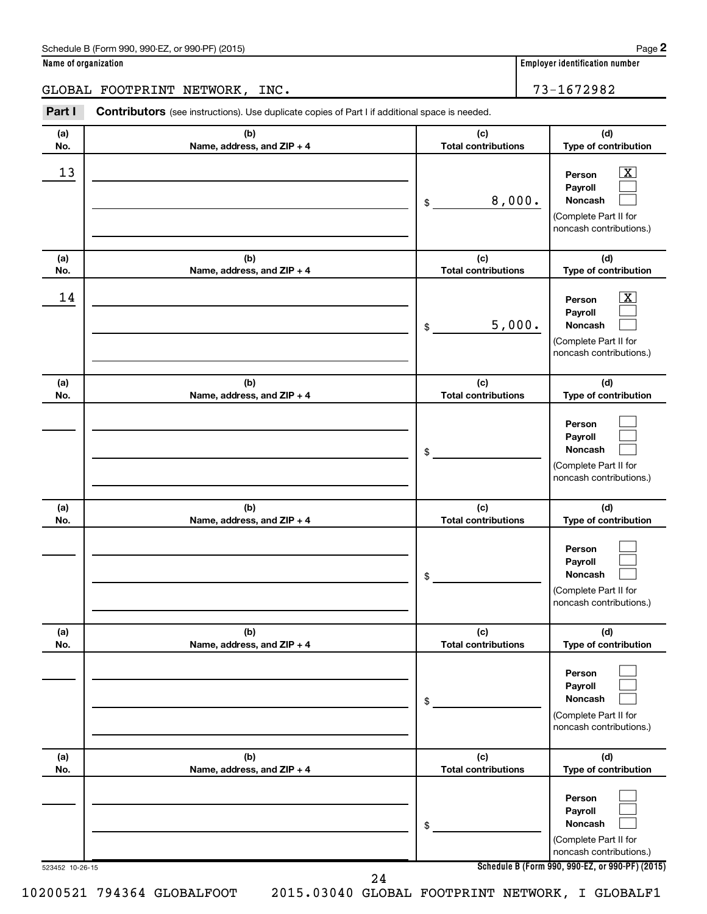Schedule B (Form 990, 990-EZ, or 990-PF) (2015)

**Name of organization**

GLOBAL FOOTPRINT NETWORK, INC.

**Employer identification number**

73-1672982

## Part I Contributors (see instructions). Use duplicate copies of Part I if additional space is needed.

| (a) No. | (b) Name, address, and ZIP + 4 | (c) Total contributions | (d) Type of contribution |
|---|---|---|---|
| 13 | | $ 8,000. | Person [X] Payroll [ ] Noncash [ ] (Complete Part II for noncash contributions.) |
| 14 | | $ 5,000. | Person [X] Payroll [ ] Noncash [ ] (Complete Part II for noncash contributions.) |
| | | $ | Person [ ] Payroll [ ] Noncash [ ] (Complete Part II for noncash contributions.) |
| | | $ | Person [ ] Payroll [ ] Noncash [ ] (Complete Part II for noncash contributions.) |
| | | $ | Person [ ] Payroll [ ] Noncash [ ] (Complete Part II for noncash contributions.) |
| | | $ | Person [ ] Payroll [ ] Noncash [ ] (Complete Part II for noncash contributions.) |

523452 10-26-15

**Schedule B (Form 990, 990-EZ, or 990-PF) (2015)**

10200521 794364 GLOBALFOOT 2015.03040 GLOBAL FOOTPRINT NETWORK, I GLOBALF1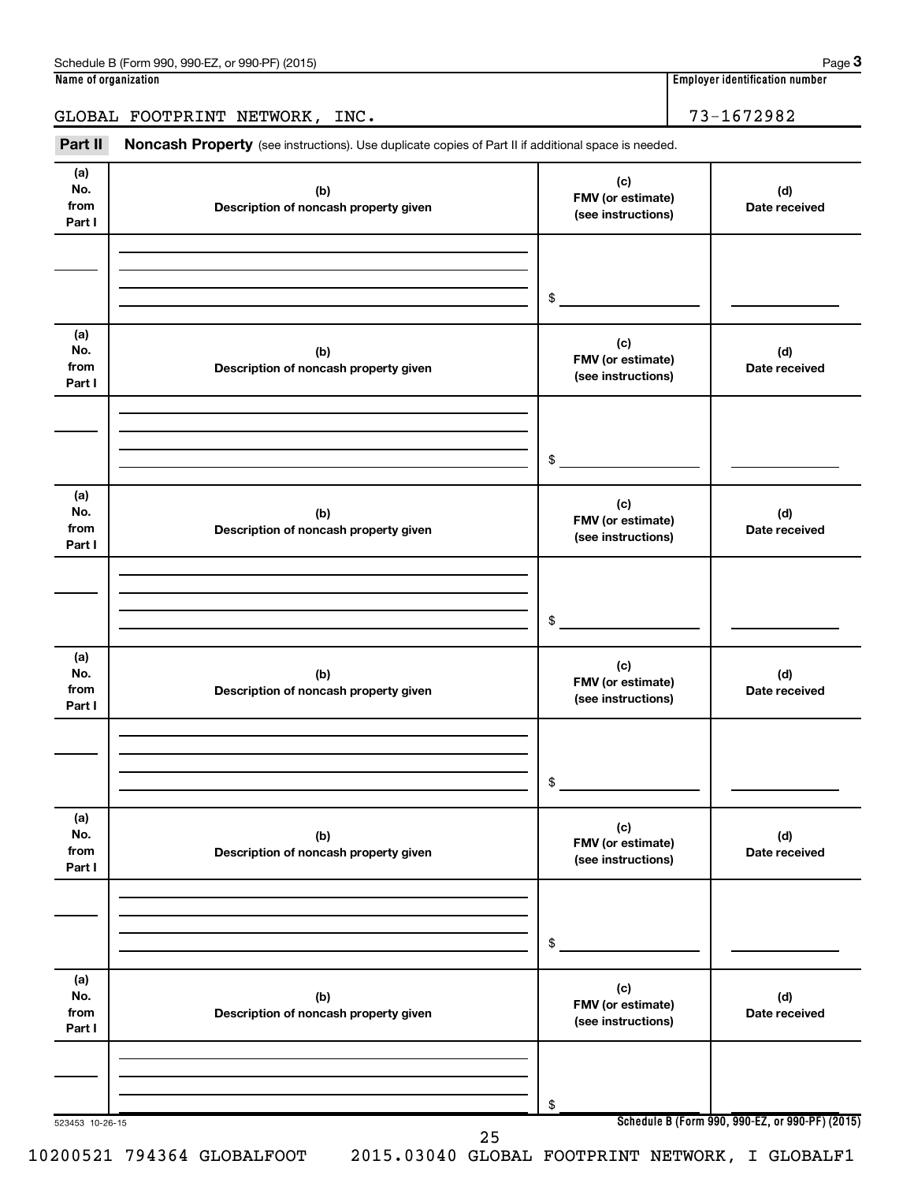Schedule B (Form 990, 990-EZ, or 990-PF) (2015) Page **3**

**Name of organization** | **Employer identification number**

GLOBAL FOOTPRINT NETWORK, INC. | 73-1672982

**Part II** **Noncash Property** (see instructions). Use duplicate copies of Part II if additional space is needed.

| (a) No. from Part I | (b) Description of noncash property given | (c) FMV (or estimate) (see instructions) | (d) Date received |
|---|---|---|---|
| | | $ | |

| (a) No. from Part I | (b) Description of noncash property given | (c) FMV (or estimate) (see instructions) | (d) Date received |
|---|---|---|---|
| | | $ | |

| (a) No. from Part I | (b) Description of noncash property given | (c) FMV (or estimate) (see instructions) | (d) Date received |
|---|---|---|---|
| | | $ | |

| (a) No. from Part I | (b) Description of noncash property given | (c) FMV (or estimate) (see instructions) | (d) Date received |
|---|---|---|---|
| | | $ | |

| (a) No. from Part I | (b) Description of noncash property given | (c) FMV (or estimate) (see instructions) | (d) Date received |
|---|---|---|---|
| | | $ | |

| (a) No. from Part I | (b) Description of noncash property given | (c) FMV (or estimate) (see instructions) | (d) Date received |
|---|---|---|---|
| | | $ | |

523453 10-26-15 **Schedule B (Form 990, 990-EZ, or 990-PF) (2015)**

10200521 794364 GLOBALFOOT 2015.03040 GLOBAL FOOTPRINT NETWORK, I GLOBALF1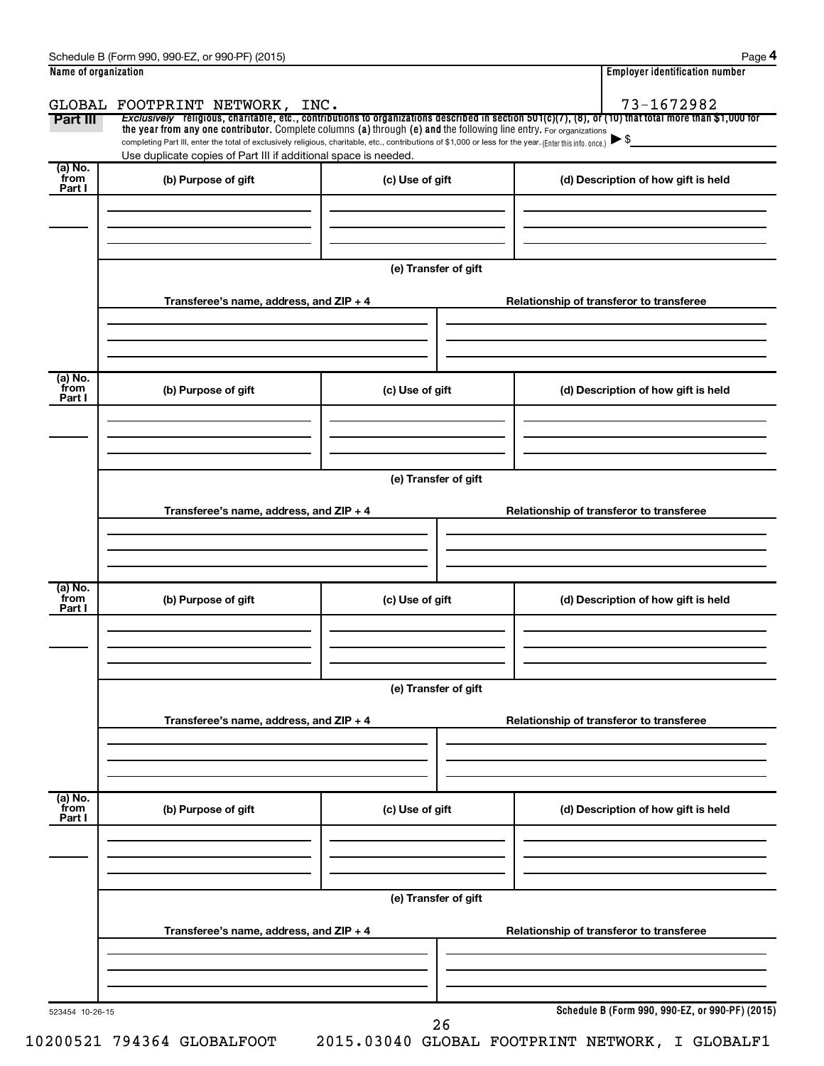Schedule B (Form 990, 990-EZ, or 990-PF) (2015) Page **4**

**Name of organization**

GLOBAL FOOTPRINT NETWORK, INC.

**Employer identification number**

73-1672982

**Part III** *Exclusively* religious, charitable, etc., contributions to organizations described in section 501(c)(7), (8), or (10) that total more than $1,000 for the year from any one contributor. Complete columns (a) through (e) and the following line entry. For organizations completing Part III, enter the total of exclusively religious, charitable, etc., contributions of $1,000 or less for the year. (Enter this info. once.) ▶ $

Use duplicate copies of Part III if additional space is needed.

| (a) No. from Part I | (b) Purpose of gift | (c) Use of gift | (d) Description of how gift is held |
|---|---|---|---|
| | | | |

(e) Transfer of gift

| Transferee's name, address, and ZIP + 4 | Relationship of transferor to transferee |
|---|---|
| | |

| (a) No. from Part I | (b) Purpose of gift | (c) Use of gift | (d) Description of how gift is held |
|---|---|---|---|
| | | | |

(e) Transfer of gift

| Transferee's name, address, and ZIP + 4 | Relationship of transferor to transferee |
|---|---|
| | |

| (a) No. from Part I | (b) Purpose of gift | (c) Use of gift | (d) Description of how gift is held |
|---|---|---|---|
| | | | |

(e) Transfer of gift

| Transferee's name, address, and ZIP + 4 | Relationship of transferor to transferee |
|---|---|
| | |

| (a) No. from Part I | (b) Purpose of gift | (c) Use of gift | (d) Description of how gift is held |
|---|---|---|---|
| | | | |

(e) Transfer of gift

| Transferee's name, address, and ZIP + 4 | Relationship of transferor to transferee |
|---|---|
| | |

523454 10-26-15

**Schedule B (Form 990, 990-EZ, or 990-PF) (2015)**

10200521 794364 GLOBALFOOT 2015.03040 GLOBAL FOOTPRINT NETWORK, I GLOBALF1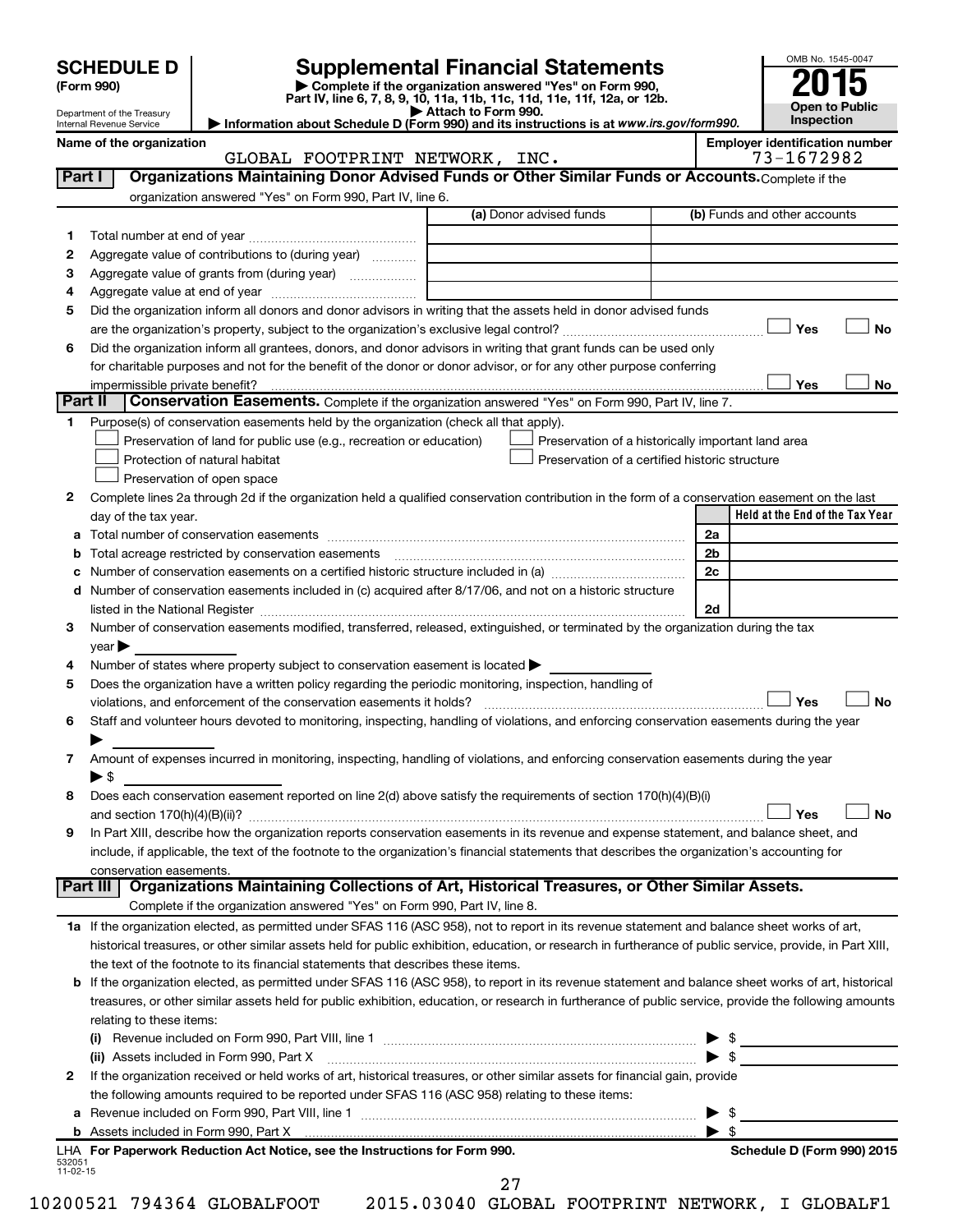# SCHEDULE D (Form 990)

Department of the Treasury
Internal Revenue Service

## Supplemental Financial Statements

▶ Complete if the organization answered "Yes" on Form 990, Part IV, line 6, 7, 8, 9, 10, 11a, 11b, 11c, 11d, 11e, 11f, 12a, or 12b.
▶ Attach to Form 990.
▶ Information about Schedule D (Form 990) and its instructions is at *www.irs.gov/form990.*

OMB No. 1545-0047

**2015**

**Open to Public Inspection**

Name of the organization: GLOBAL FOOTPRINT NETWORK, INC.

Employer identification number: 73-1672982

## Part I Organizations Maintaining Donor Advised Funds or Other Similar Funds or Accounts.

Complete if the organization answered "Yes" on Form 990, Part IV, line 6.

| | | (a) Donor advised funds | (b) Funds and other accounts |
|---|---|---|---|
| 1 | Total number at end of year | | |
| 2 | Aggregate value of contributions to (during year) | | |
| 3 | Aggregate value of grants from (during year) | | |
| 4 | Aggregate value at end of year | | |

5 Did the organization inform all donors and donor advisors in writing that the assets held in donor advised funds are the organization's property, subject to the organization's exclusive legal control? ☐ Yes ☐ No

6 Did the organization inform all grantees, donors, and donor advisors in writing that grant funds can be used only for charitable purposes and not for the benefit of the donor or donor advisor, or for any other purpose conferring impermissible private benefit? ☐ Yes ☐ No

## Part II Conservation Easements.

Complete if the organization answered "Yes" on Form 990, Part IV, line 7.

1 Purpose(s) of conservation easements held by the organization (check all that apply).

- ☐ Preservation of land for public use (e.g., recreation or education)
- ☐ Protection of natural habitat
- ☐ Preservation of open space
- ☐ Preservation of a historically important land area
- ☐ Preservation of a certified historic structure

2 Complete lines 2a through 2d if the organization held a qualified conservation contribution in the form of a conservation easement on the last day of the tax year.

| | | | Held at the End of the Tax Year |
|---|---|---|---|
| a | Total number of conservation easements | 2a | |
| b | Total acreage restricted by conservation easements | 2b | |
| c | Number of conservation easements on a certified historic structure included in (a) | 2c | |
| d | Number of conservation easements included in (c) acquired after 8/17/06, and not on a historic structure listed in the National Register | 2d | |

3 Number of conservation easements modified, transferred, released, extinguished, or terminated by the organization during the tax year ▶

4 Number of states where property subject to conservation easement is located ▶

5 Does the organization have a written policy regarding the periodic monitoring, inspection, handling of violations, and enforcement of the conservation easements it holds? ☐ Yes ☐ No

6 Staff and volunteer hours devoted to monitoring, inspecting, handling of violations, and enforcing conservation easements during the year ▶

7 Amount of expenses incurred in monitoring, inspecting, handling of violations, and enforcing conservation easements during the year ▶ $

8 Does each conservation easement reported on line 2(d) above satisfy the requirements of section 170(h)(4)(B)(i) and section 170(h)(4)(B)(ii)? ☐ Yes ☐ No

9 In Part XIII, describe how the organization reports conservation easements in its revenue and expense statement, and balance sheet, and include, if applicable, the text of the footnote to the organization's financial statements that describes the organization's accounting for conservation easements.

## Part III Organizations Maintaining Collections of Art, Historical Treasures, or Other Similar Assets.

Complete if the organization answered "Yes" on Form 990, Part IV, line 8.

1a If the organization elected, as permitted under SFAS 116 (ASC 958), not to report in its revenue statement and balance sheet works of art, historical treasures, or other similar assets held for public exhibition, education, or research in furtherance of public service, provide, in Part XIII, the text of the footnote to its financial statements that describes these items.

b If the organization elected, as permitted under SFAS 116 (ASC 958), to report in its revenue statement and balance sheet works of art, historical treasures, or other similar assets held for public exhibition, education, or research in furtherance of public service, provide the following amounts relating to these items:

(i) Revenue included on Form 990, Part VIII, line 1 ▶ $

(ii) Assets included in Form 990, Part X ▶ $

2 If the organization received or held works of art, historical treasures, or other similar assets for financial gain, provide the following amounts required to be reported under SFAS 116 (ASC 958) relating to these items:

a Revenue included on Form 990, Part VIII, line 1 ▶ $

b Assets included in Form 990, Part X ▶ $

LHA **For Paperwork Reduction Act Notice, see the Instructions for Form 990.** **Schedule D (Form 990) 2015**

532051 11-02-15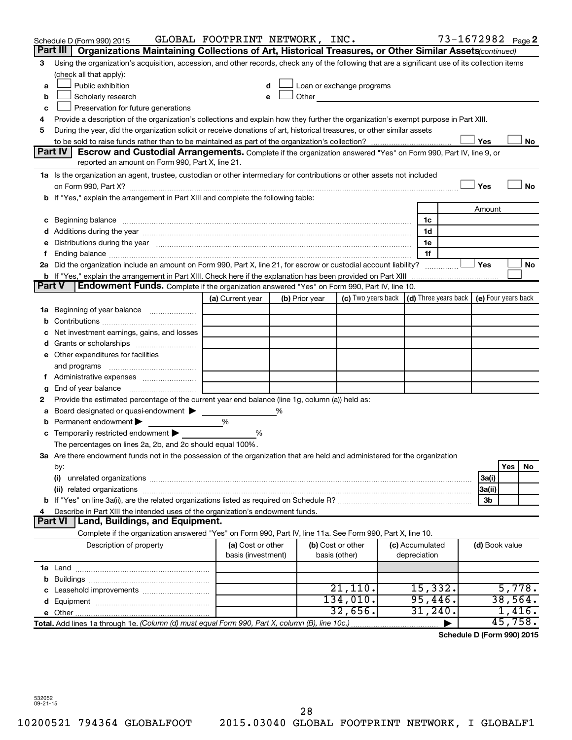Schedule D (Form 990) 2015 GLOBAL FOOTPRINT NETWORK, INC. 73-1672982 Page 2

**Part III Organizations Maintaining Collections of Art, Historical Treasures, or Other Similar Assets** *(continued)*

3 Using the organization's acquisition, accession, and other records, check any of the following that are a significant use of its collection items (check all that apply):

a ☐ Public exhibition
b ☐ Scholarly research
c ☐ Preservation for future generations
d ☐ Loan or exchange programs
e ☐ Other

4 Provide a description of the organization's collections and explain how they further the organization's exempt purpose in Part XIII.

5 During the year, did the organization solicit or receive donations of art, historical treasures, or other similar assets to be sold to raise funds rather than to be maintained as part of the organization's collection? ☐ Yes ☐ No

**Part IV Escrow and Custodial Arrangements.** Complete if the organization answered "Yes" on Form 990, Part IV, line 9, or reported an amount on Form 990, Part X, line 21.

1a Is the organization an agent, trustee, custodian or other intermediary for contributions or other assets not included on Form 990, Part X? ☐ Yes ☐ No

b If "Yes," explain the arrangement in Part XIII and complete the following table:

| | | Amount |
|---|---|---|
| c Beginning balance | 1c | |
| d Additions during the year | 1d | |
| e Distributions during the year | 1e | |
| f Ending balance | 1f | |

2a Did the organization include an amount on Form 990, Part X, line 21, for escrow or custodial account liability? ☐ Yes ☐ No

b If "Yes," explain the arrangement in Part XIII. Check here if the explanation has been provided on Part XIII ☐

**Part V Endowment Funds.** Complete if the organization answered "Yes" on Form 990, Part IV, line 10.

| | (a) Current year | (b) Prior year | (c) Two years back | (d) Three years back | (e) Four years back |
|---|---|---|---|---|---|
| 1a Beginning of year balance | | | | | |
| b Contributions | | | | | |
| c Net investment earnings, gains, and losses | | | | | |
| d Grants or scholarships | | | | | |
| e Other expenditures for facilities and programs | | | | | |
| f Administrative expenses | | | | | |
| g End of year balance | | | | | |

2 Provide the estimated percentage of the current year end balance (line 1g, column (a)) held as:

a Board designated or quasi-endowment ▶ ____ %
b Permanent endowment ▶ ____ %
c Temporarily restricted endowment ▶ ____ %

The percentages on lines 2a, 2b, and 2c should equal 100%.

3a Are there endowment funds not in the possession of the organization that are held and administered for the organization by:

| | | Yes | No |
|---|---|---|---|
| (i) unrelated organizations | 3a(i) | | |
| (ii) related organizations | 3a(ii) | | |
| b If "Yes" on line 3a(ii), are the related organizations listed as required on Schedule R? | 3b | | |

4 Describe in Part XIII the intended uses of the organization's endowment funds.

**Part VI Land, Buildings, and Equipment.**

Complete if the organization answered "Yes" on Form 990, Part IV, line 11a. See Form 990, Part X, line 10.

| Description of property | (a) Cost or other basis (investment) | (b) Cost or other basis (other) | (c) Accumulated depreciation | (d) Book value |
|---|---|---|---|---|
| 1a Land | | | | |
| b Buildings | | | | |
| c Leasehold improvements | | 21,110. | 15,332. | 5,778. |
| d Equipment | | 134,010. | 95,446. | 38,564. |
| e Other | | 32,656. | 31,240. | 1,416. |
| **Total.** Add lines 1a through 1e. *(Column (d) must equal Form 990, Part X, column (B), line 10c.)* | | | ▶ | 45,758. |

**Schedule D (Form 990) 2015**

532052
09-21-15

10200521 794364 GLOBALFOOT 2015.03040 GLOBAL FOOTPRINT NETWORK, I GLOBALF1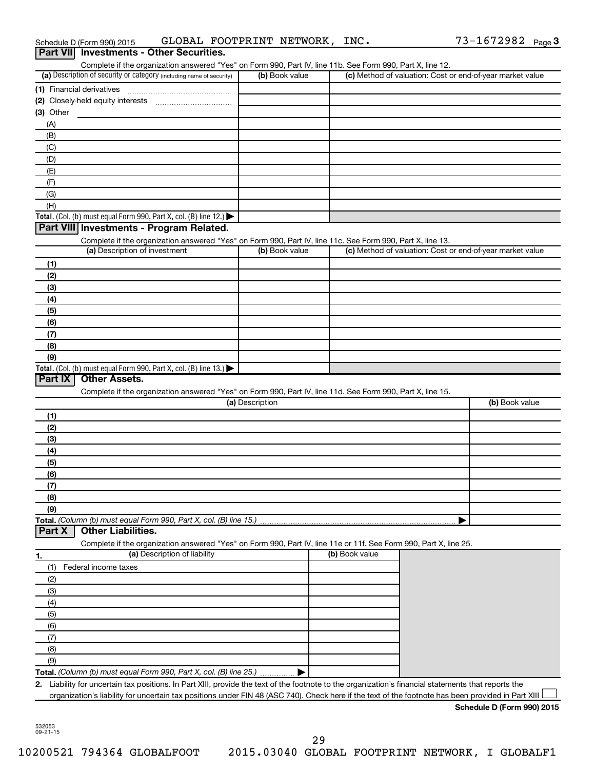Schedule D (Form 990) 2015 GLOBAL FOOTPRINT NETWORK, INC. 73-1672982 Page 3

## Part VII Investments - Other Securities.

Complete if the organization answered "Yes" on Form 990, Part IV, line 11b. See Form 990, Part X, line 12.

| (a) Description of security or category (including name of security) | (b) Book value | (c) Method of valuation: Cost or end-of-year market value |
|---|---|---|
| (1) Financial derivatives | | |
| (2) Closely-held equity interests | | |
| (3) Other | | |
| (A) | | |
| (B) | | |
| (C) | | |
| (D) | | |
| (E) | | |
| (F) | | |
| (G) | | |
| (H) | | |
| **Total.** (Col. (b) must equal Form 990, Part X, col. (B) line 12.) ▶ | | |

## Part VIII Investments - Program Related.

Complete if the organization answered "Yes" on Form 990, Part IV, line 11c. See Form 990, Part X, line 13.

| (a) Description of investment | (b) Book value | (c) Method of valuation: Cost or end-of-year market value |
|---|---|---|
| (1) | | |
| (2) | | |
| (3) | | |
| (4) | | |
| (5) | | |
| (6) | | |
| (7) | | |
| (8) | | |
| (9) | | |
| **Total.** (Col. (b) must equal Form 990, Part X, col. (B) line 13.) ▶ | | |

## Part IX Other Assets.

Complete if the organization answered "Yes" on Form 990, Part IV, line 11d. See Form 990, Part X, line 15.

| (a) Description | (b) Book value |
|---|---|
| (1) | |
| (2) | |
| (3) | |
| (4) | |
| (5) | |
| (6) | |
| (7) | |
| (8) | |
| (9) | |
| **Total.** *(Column (b) must equal Form 990, Part X, col. (B) line 15.)* ▶ | |

## Part X Other Liabilities.

Complete if the organization answered "Yes" on Form 990, Part IV, line 11e or 11f. See Form 990, Part X, line 25.

| 1. (a) Description of liability | (b) Book value |
|---|---|
| (1) Federal income taxes | |
| (2) | |
| (3) | |
| (4) | |
| (5) | |
| (6) | |
| (7) | |
| (8) | |
| (9) | |
| **Total.** *(Column (b) must equal Form 990, Part X, col. (B) line 25.)* ▶ | |

2. Liability for uncertain tax positions. In Part XIII, provide the text of the footnote to the organization's financial statements that reports the organization's liability for uncertain tax positions under FIN 48 (ASC 740). Check here if the text of the footnote has been provided in Part XIII ☐

**Schedule D (Form 990) 2015**

532053 09-21-15

10200521 794364 GLOBALFOOT 2015.03040 GLOBAL FOOTPRINT NETWORK, I GLOBALF1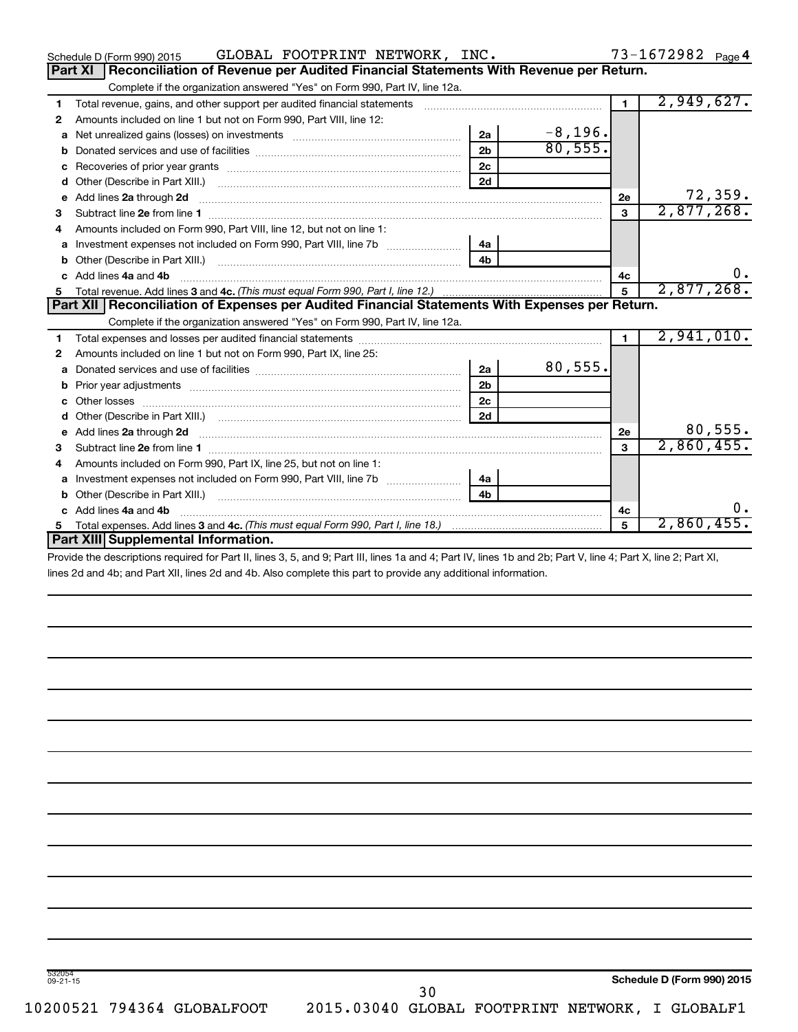Schedule D (Form 990) 2015 GLOBAL FOOTPRINT NETWORK, INC. 73-1672982 Page 4

## Part XI Reconciliation of Revenue per Audited Financial Statements With Revenue per Return.

Complete if the organization answered "Yes" on Form 990, Part IV, line 12a.

| | | | | | |
|---|---|---|---|---|---|
| 1 | Total revenue, gains, and other support per audited financial statements | | | 1 | 2,949,627. |
| 2 | Amounts included on line 1 but not on Form 990, Part VIII, line 12: | | | | |
| a | Net unrealized gains (losses) on investments | 2a | -8,196. | | |
| b | Donated services and use of facilities | 2b | 80,555. | | |
| c | Recoveries of prior year grants | 2c | | | |
| d | Other (Describe in Part XIII.) | 2d | | | |
| e | Add lines 2a through 2d | | | 2e | 72,359. |
| 3 | Subtract line 2e from line 1 | | | 3 | 2,877,268. |
| 4 | Amounts included on Form 990, Part VIII, line 12, but not on line 1: | | | | |
| a | Investment expenses not included on Form 990, Part VIII, line 7b | 4a | | | |
| b | Other (Describe in Part XIII.) | 4b | | | |
| c | Add lines 4a and 4b | | | 4c | 0. |
| 5 | Total revenue. Add lines 3 and 4c. *(This must equal Form 990, Part I, line 12.)* | | | 5 | 2,877,268. |

## Part XII Reconciliation of Expenses per Audited Financial Statements With Expenses per Return.

Complete if the organization answered "Yes" on Form 990, Part IV, line 12a.

| | | | | | |
|---|---|---|---|---|---|
| 1 | Total expenses and losses per audited financial statements | | | 1 | 2,941,010. |
| 2 | Amounts included on line 1 but not on Form 990, Part IX, line 25: | | | | |
| a | Donated services and use of facilities | 2a | 80,555. | | |
| b | Prior year adjustments | 2b | | | |
| c | Other losses | 2c | | | |
| d | Other (Describe in Part XIII.) | 2d | | | |
| e | Add lines 2a through 2d | | | 2e | 80,555. |
| 3 | Subtract line 2e from line 1 | | | 3 | 2,860,455. |
| 4 | Amounts included on Form 990, Part IX, line 25, but not on line 1: | | | | |
| a | Investment expenses not included on Form 990, Part VIII, line 7b | 4a | | | |
| b | Other (Describe in Part XIII.) | 4b | | | |
| c | Add lines 4a and 4b | | | 4c | 0. |
| 5 | Total expenses. Add lines 3 and 4c. *(This must equal Form 990, Part I, line 18.)* | | | 5 | 2,860,455. |

## Part XIII Supplemental Information.

Provide the descriptions required for Part II, lines 3, 5, and 9; Part III, lines 1a and 4; Part IV, lines 1b and 2b; Part V, line 4; Part X, line 2; Part XI, lines 2d and 4b; and Part XII, lines 2d and 4b. Also complete this part to provide any additional information.

532054 09-21-15

Schedule D (Form 990) 2015

10200521 794364 GLOBALFOOT 2015.03040 GLOBAL FOOTPRINT NETWORK, I GLOBALF1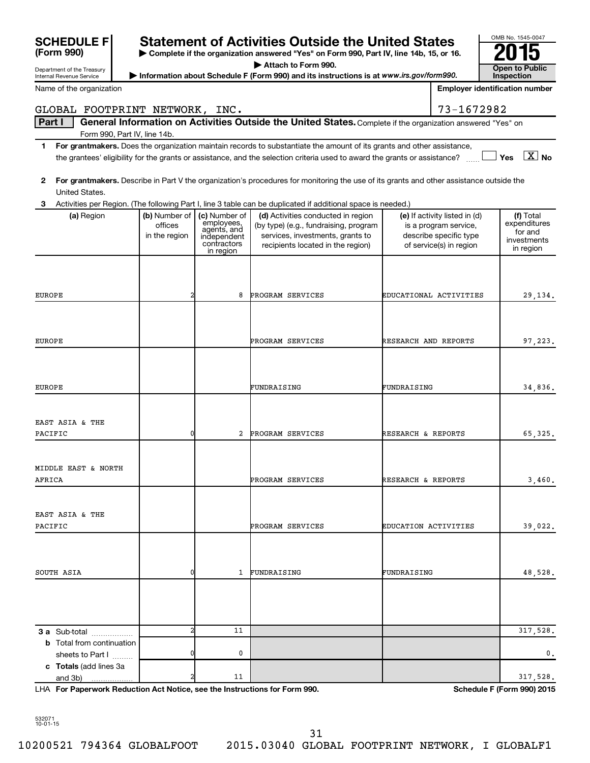**SCHEDULE F (Form 990)**

Department of the Treasury
Internal Revenue Service

# Statement of Activities Outside the United States

▶ Complete if the organization answered "Yes" on Form 990, Part IV, line 14b, 15, or 16.
▶ Attach to Form 990.
▶ Information about Schedule F (Form 990) and its instructions is at www.irs.gov/form990.

OMB No. 1545-0047

**2015**

**Open to Public Inspection**

Name of the organization: GLOBAL FOOTPRINT NETWORK, INC.

Employer identification number: 73-1672982

**Part I — General Information on Activities Outside the United States.** Complete if the organization answered "Yes" on Form 990, Part IV, line 14b.

1 **For grantmakers.** Does the organization maintain records to substantiate the amount of its grants and other assistance, the grantees' eligibility for the grants or assistance, and the selection criteria used to award the grants or assistance? ☐ Yes ☒ No

2 **For grantmakers.** Describe in Part V the organization's procedures for monitoring the use of its grants and other assistance outside the United States.

3 Activities per Region. (The following Part I, line 3 table can be duplicated if additional space is needed.)

| (a) Region | (b) Number of offices in the region | (c) Number of employees, agents, and independent contractors in region | (d) Activities conducted in region (by type) (e.g., fundraising, program services, investments, grants to recipients located in the region) | (e) If activity listed in (d) is a program service, describe specific type of service(s) in region | (f) Total expenditures for and investments in region |
|---|---|---|---|---|---|
| EUROPE | 2 | 8 | PROGRAM SERVICES | EDUCATIONAL ACTIVITIES | 29,134. |
| EUROPE | | | PROGRAM SERVICES | RESEARCH AND REPORTS | 97,223. |
| EUROPE | | | FUNDRAISING | FUNDRAISING | 34,836. |
| EAST ASIA & THE PACIFIC | 0 | 2 | PROGRAM SERVICES | RESEARCH & REPORTS | 65,325. |
| MIDDLE EAST & NORTH AFRICA | | | PROGRAM SERVICES | RESEARCH & REPORTS | 3,460. |
| EAST ASIA & THE PACIFIC | | | PROGRAM SERVICES | EDUCATION ACTIVITIES | 39,022. |
| SOUTH ASIA | 0 | 1 | FUNDRAISING | FUNDRAISING | 48,528. |
| | | | | | |
| **3 a** Sub-total | 2 | 11 | | | 317,528. |
| **b** Total from continuation sheets to Part I | 0 | 0 | | | 0. |
| **c Totals** (add lines 3a and 3b) | 2 | 11 | | | 317,528. |

LHA **For Paperwork Reduction Act Notice, see the Instructions for Form 990.** **Schedule F (Form 990) 2015**

532071 10-01-15

10200521 794364 GLOBALFOOT 2015.03040 GLOBAL FOOTPRINT NETWORK, I GLOBALF1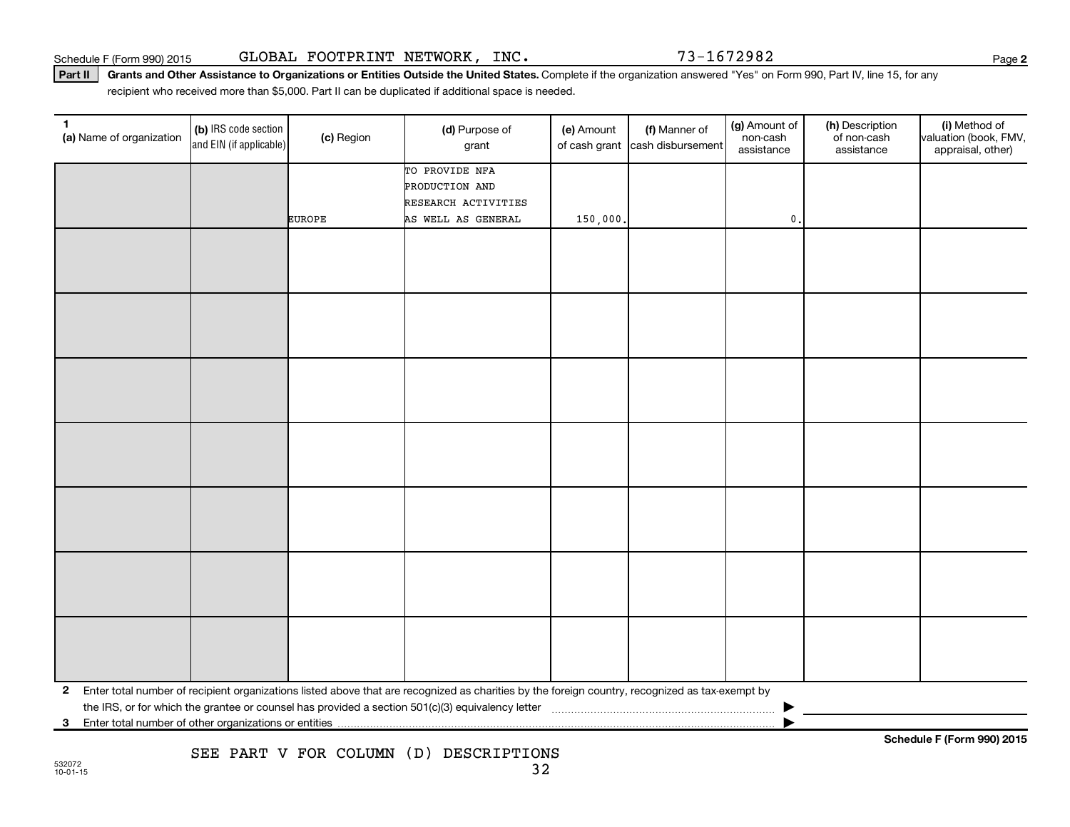Schedule F (Form 990) 2015 GLOBAL FOOTPRINT NETWORK, INC. 73-1672982

**Part II** **Grants and Other Assistance to Organizations or Entities Outside the United States.** Complete if the organization answered "Yes" on Form 990, Part IV, line 15, for any recipient who received more than $5,000. Part II can be duplicated if additional space is needed.

| 1 (a) Name of organization | (b) IRS code section and EIN (if applicable) | (c) Region | (d) Purpose of grant | (e) Amount of cash grant | (f) Manner of cash disbursement | (g) Amount of non-cash assistance | (h) Description of non-cash assistance | (i) Method of valuation (book, FMV, appraisal, other) |
|---|---|---|---|---|---|---|---|---|
| | | EUROPE | TO PROVIDE NFA PRODUCTION AND RESEARCH ACTIVITIES AS WELL AS GENERAL | 150,000. | | 0. | | |
| | | | | | | | | |
| | | | | | | | | |
| | | | | | | | | |
| | | | | | | | | |
| | | | | | | | | |
| | | | | | | | | |
| | | | | | | | | |

**2** Enter total number of recipient organizations listed above that are recognized as charities by the foreign country, recognized as tax-exempt by the IRS, or for which the grantee or counsel has provided a section 501(c)(3) equivalency letter ▶

**3** Enter total number of other organizations or entities ▶

SEE PART V FOR COLUMN (D) DESCRIPTIONS

**Schedule F (Form 990) 2015**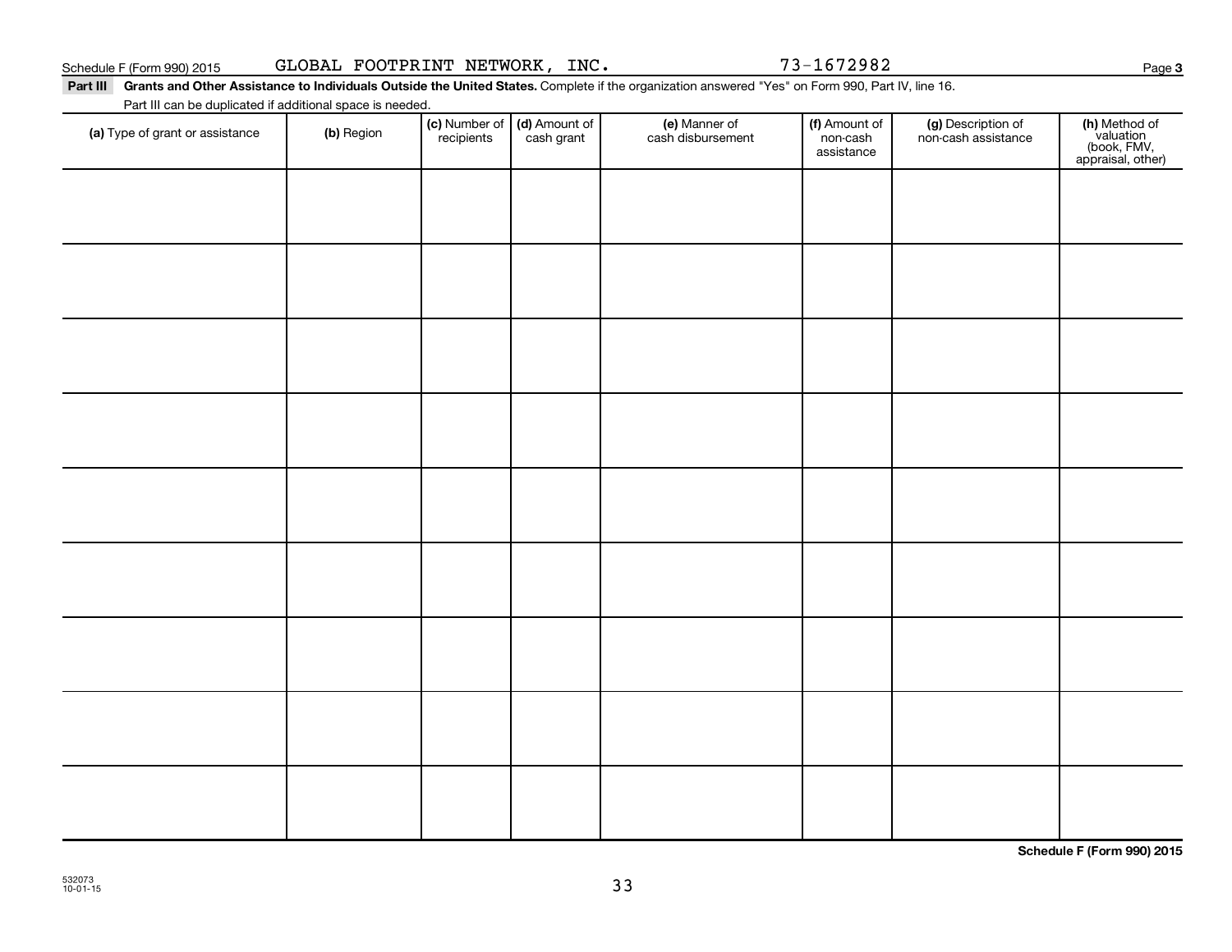Schedule F (Form 990) 2015 GLOBAL FOOTPRINT NETWORK, INC. 73-1672982 Page **3**

**Part III Grants and Other Assistance to Individuals Outside the United States.** Complete if the organization answered "Yes" on Form 990, Part IV, line 16.

Part III can be duplicated if additional space is needed.

| **(a)** Type of grant or assistance | **(b)** Region | **(c)** Number of recipients | **(d)** Amount of cash grant | **(e)** Manner of cash disbursement | **(f)** Amount of non-cash assistance | **(g)** Description of non-cash assistance | **(h)** Method of valuation (book, FMV, appraisal, other) |
|---|---|---|---|---|---|---|---|
| | | | | | | | |
| | | | | | | | |
| | | | | | | | |
| | | | | | | | |
| | | | | | | | |
| | | | | | | | |
| | | | | | | | |
| | | | | | | | |
| | | | | | | | |

**Schedule F (Form 990) 2015**

532073
10-01-15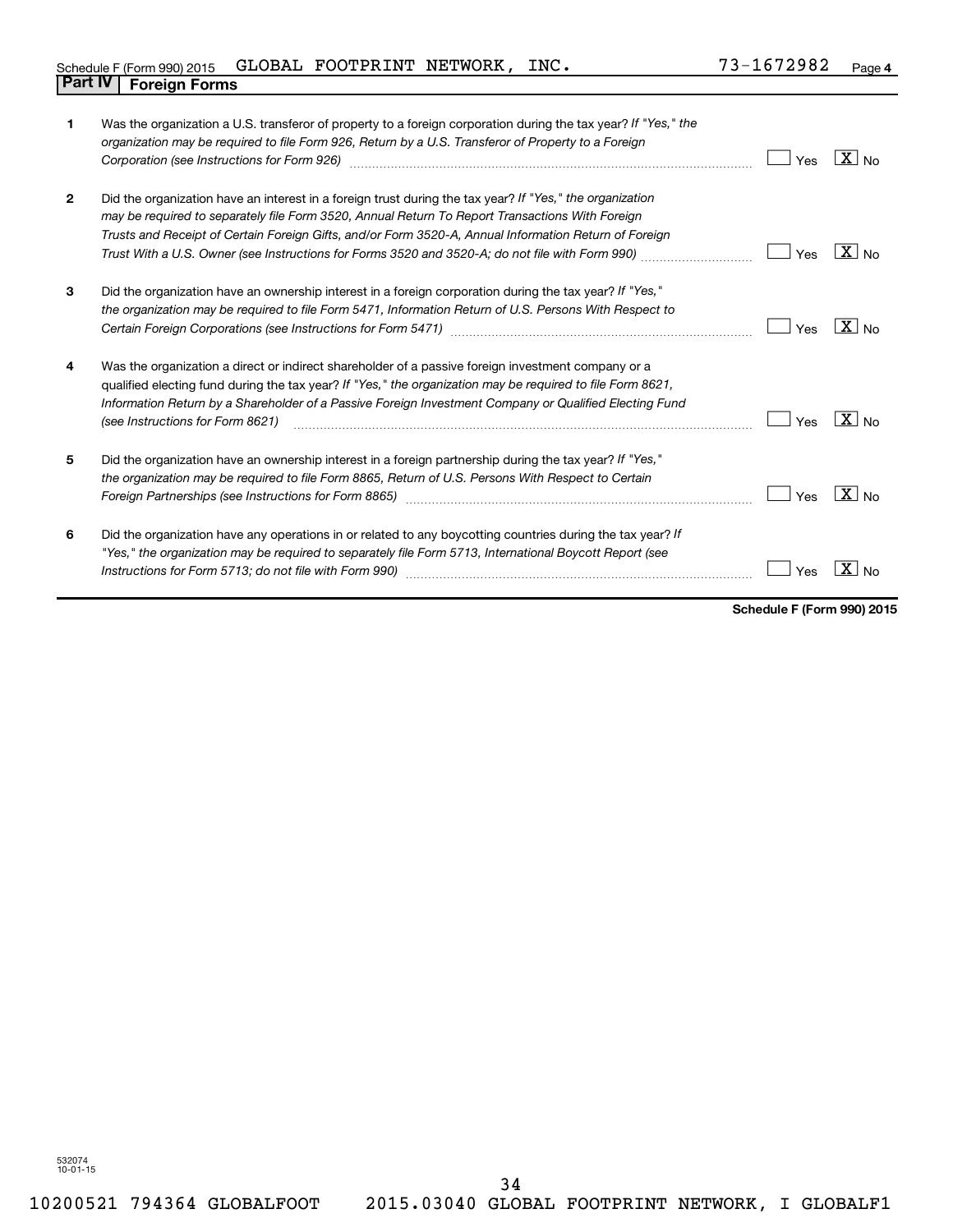Schedule F (Form 990) 2015 GLOBAL FOOTPRINT NETWORK, INC. 73-1672982 Page 4

## Part IV Foreign Forms

| | | Yes | No |
|---|---|---|---|
| 1 | Was the organization a U.S. transferor of property to a foreign corporation during the tax year? *If "Yes," the organization may be required to file Form 926, Return by a U.S. Transferor of Property to a Foreign Corporation (see Instructions for Form 926)* | | X |
| 2 | Did the organization have an interest in a foreign trust during the tax year? *If "Yes," the organization may be required to separately file Form 3520, Annual Return To Report Transactions With Foreign Trusts and Receipt of Certain Foreign Gifts, and/or Form 3520-A, Annual Information Return of Foreign Trust With a U.S. Owner (see Instructions for Forms 3520 and 3520-A; do not file with Form 990)* | | X |
| 3 | Did the organization have an ownership interest in a foreign corporation during the tax year? *If "Yes," the organization may be required to file Form 5471, Information Return of U.S. Persons With Respect to Certain Foreign Corporations (see Instructions for Form 5471)* | | X |
| 4 | Was the organization a direct or indirect shareholder of a passive foreign investment company or a qualified electing fund during the tax year? *If "Yes," the organization may be required to file Form 8621, Information Return by a Shareholder of a Passive Foreign Investment Company or Qualified Electing Fund (see Instructions for Form 8621)* | | X |
| 5 | Did the organization have an ownership interest in a foreign partnership during the tax year? *If "Yes," the organization may be required to file Form 8865, Return of U.S. Persons With Respect to Certain Foreign Partnerships (see Instructions for Form 8865)* | | X |
| 6 | Did the organization have any operations in or related to any boycotting countries during the tax year? *If "Yes," the organization may be required to separately file Form 5713, International Boycott Report (see Instructions for Form 5713; do not file with Form 990)* | | X |

**Schedule F (Form 990) 2015**

532074 10-01-15

10200521 794364 GLOBALFOOT 2015.03040 GLOBAL FOOTPRINT NETWORK, I GLOBALF1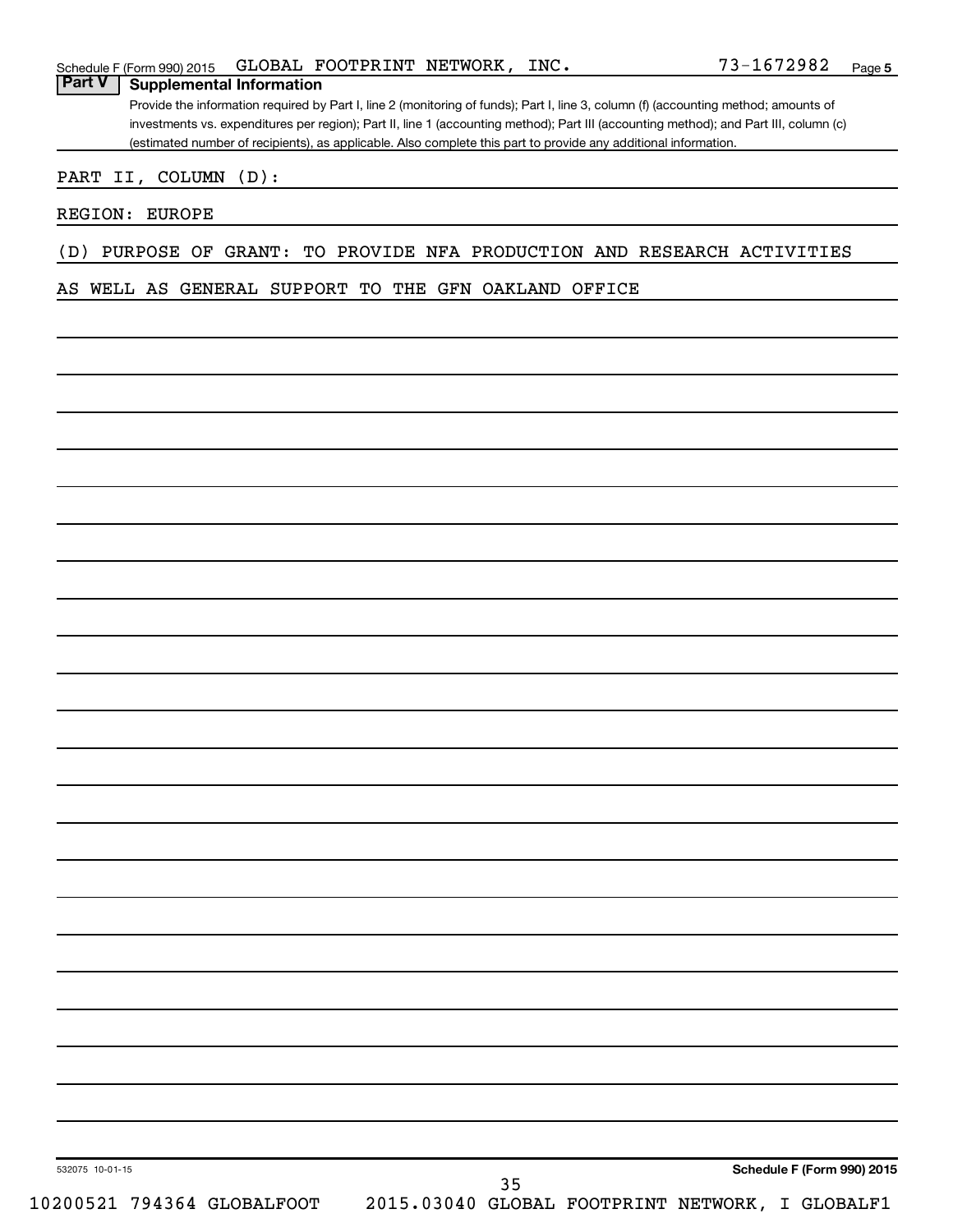## Part V Supplemental Information

Provide the information required by Part I, line 2 (monitoring of funds); Part I, line 3, column (f) (accounting method; amounts of investments vs. expenditures per region); Part II, line 1 (accounting method); Part III (accounting method); and Part III, column (c) (estimated number of recipients), as applicable. Also complete this part to provide any additional information.

PART II, COLUMN (D):

REGION: EUROPE

(D) PURPOSE OF GRANT: TO PROVIDE NFA PRODUCTION AND RESEARCH ACTIVITIES AS WELL AS GENERAL SUPPORT TO THE GFN OAKLAND OFFICE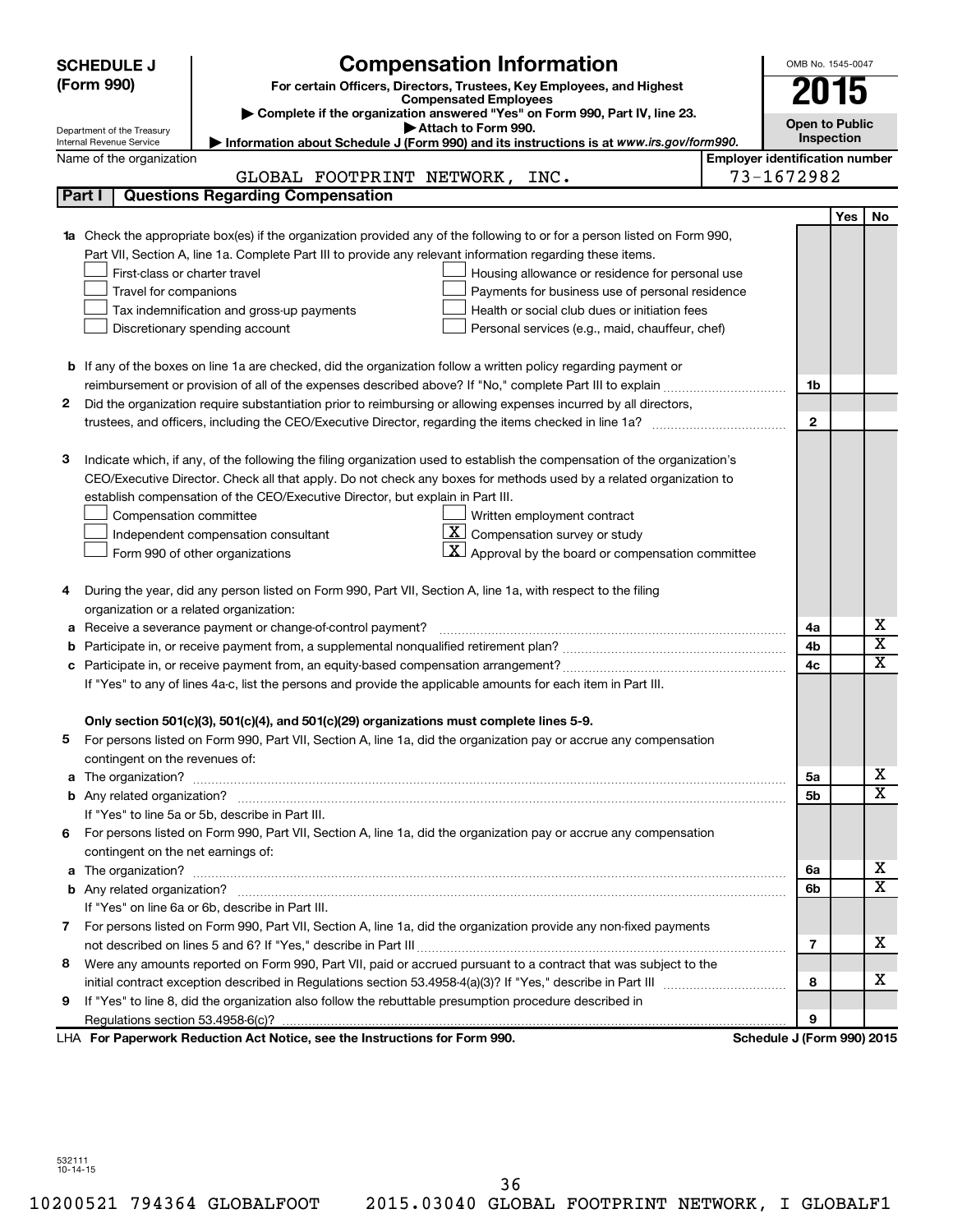# SCHEDULE J (Form 990)

# Compensation Information

**For certain Officers, Directors, Trustees, Key Employees, and Highest Compensated Employees**

▶ Complete if the organization answered "Yes" on Form 990, Part IV, line 23.
▶ Attach to Form 990.
▶ Information about Schedule J (Form 990) and its instructions is at *www.irs.gov/form990.*

Department of the Treasury
Internal Revenue Service

OMB No. 1545-0047

**2015**

**Open to Public Inspection**

Name of the organization: GLOBAL FOOTPRINT NETWORK, INC.

Employer identification number: 73-1672982

## Part I Questions Regarding Compensation

| | | | Yes | No |
|---|---|---|---|---|
| **1a** | Check the appropriate box(es) if the organization provided any of the following to or for a person listed on Form 990, Part VII, Section A, line 1a. Complete Part III to provide any relevant information regarding these items.<br>☐ First-class or charter travel ☐ Housing allowance or residence for personal use<br>☐ Travel for companions ☐ Payments for business use of personal residence<br>☐ Tax indemnification and gross-up payments ☐ Health or social club dues or initiation fees<br>☐ Discretionary spending account ☐ Personal services (e.g., maid, chauffeur, chef) | | | |
| **b** | If any of the boxes on line 1a are checked, did the organization follow a written policy regarding payment or reimbursement or provision of all of the expenses described above? If "No," complete Part III to explain | 1b | | |
| **2** | Did the organization require substantiation prior to reimbursing or allowing expenses incurred by all directors, trustees, and officers, including the CEO/Executive Director, regarding the items checked in line 1a? | 2 | | |
| **3** | Indicate which, if any, of the following the filing organization used to establish the compensation of the organization's CEO/Executive Director. Check all that apply. Do not check any boxes for methods used by a related organization to establish compensation of the CEO/Executive Director, but explain in Part III.<br>☐ Compensation committee ☐ Written employment contract<br>☐ Independent compensation consultant ☒ Compensation survey or study<br>☐ Form 990 of other organizations ☒ Approval by the board or compensation committee | | | |
| **4** | During the year, did any person listed on Form 990, Part VII, Section A, line 1a, with respect to the filing organization or a related organization: | | | |
| **a** | Receive a severance payment or change-of-control payment? | 4a | | X |
| **b** | Participate in, or receive payment from, a supplemental nonqualified retirement plan? | 4b | | X |
| **c** | Participate in, or receive payment from, an equity-based compensation arrangement?<br>If "Yes" to any of lines 4a-c, list the persons and provide the applicable amounts for each item in Part III. | 4c | | X |
| | **Only section 501(c)(3), 501(c)(4), and 501(c)(29) organizations must complete lines 5-9.** | | | |
| **5** | For persons listed on Form 990, Part VII, Section A, line 1a, did the organization pay or accrue any compensation contingent on the revenues of: | | | |
| **a** | The organization? | 5a | | X |
| **b** | Any related organization?<br>If "Yes" to line 5a or 5b, describe in Part III. | 5b | | X |
| **6** | For persons listed on Form 990, Part VII, Section A, line 1a, did the organization pay or accrue any compensation contingent on the net earnings of: | | | |
| **a** | The organization? | 6a | | X |
| **b** | Any related organization?<br>If "Yes" on line 6a or 6b, describe in Part III. | 6b | | X |
| **7** | For persons listed on Form 990, Part VII, Section A, line 1a, did the organization provide any non-fixed payments not described on lines 5 and 6? If "Yes," describe in Part III | 7 | | X |
| **8** | Were any amounts reported on Form 990, Part VII, paid or accrued pursuant to a contract that was subject to the initial contract exception described in Regulations section 53.4958-4(a)(3)? If "Yes," describe in Part III | 8 | | X |
| **9** | If "Yes" to line 8, did the organization also follow the rebuttable presumption procedure described in Regulations section 53.4958-6(c)? | 9 | | |

LHA **For Paperwork Reduction Act Notice, see the Instructions for Form 990.** **Schedule J (Form 990) 2015**

532111
10-14-15

10200521 794364 GLOBALFOOT 2015.03040 GLOBAL FOOTPRINT NETWORK, I GLOBALF1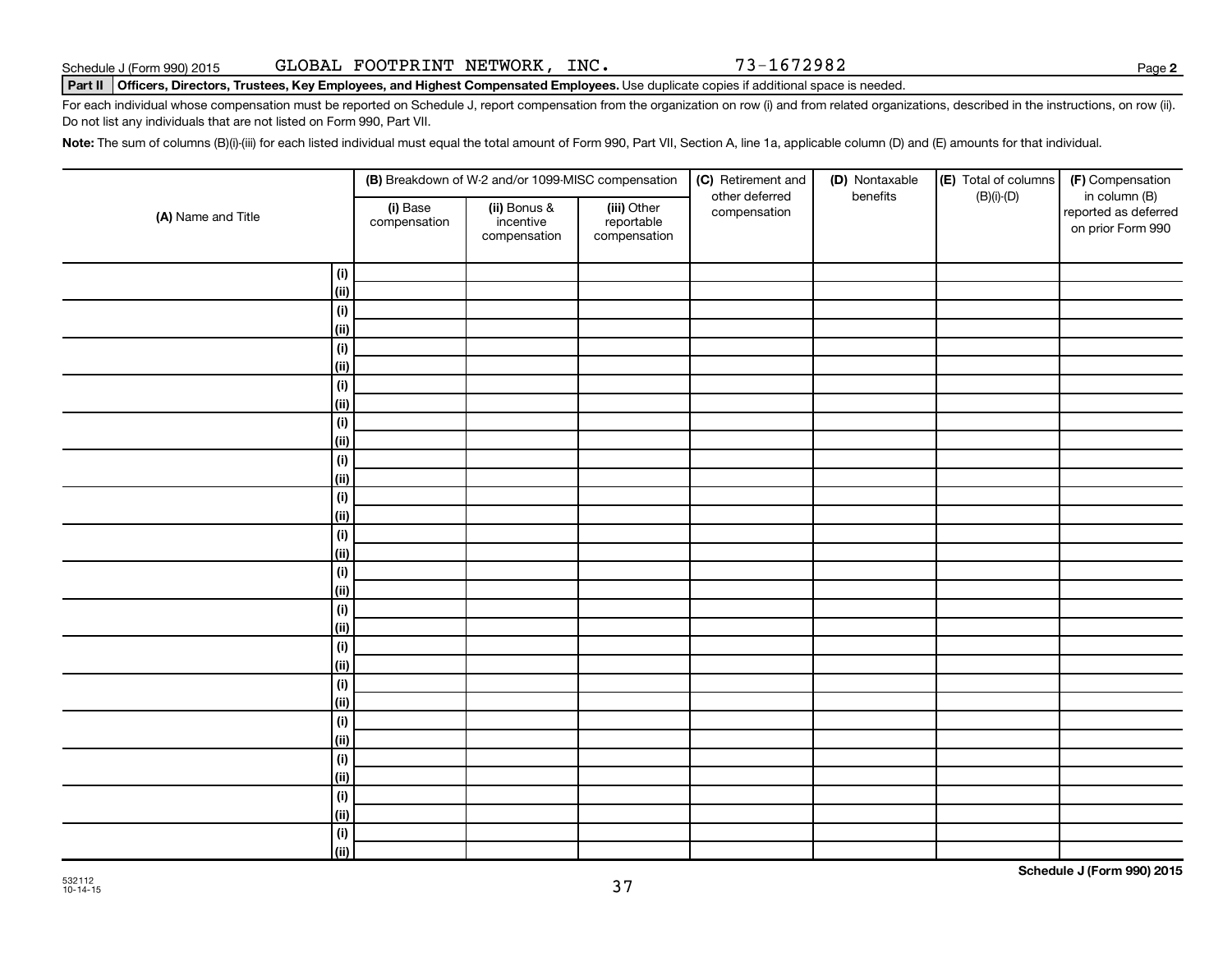Schedule J (Form 990) 2015 GLOBAL FOOTPRINT NETWORK, INC. 73-1672982 Page **2**

**Part II** **Officers, Directors, Trustees, Key Employees, and Highest Compensated Employees.** Use duplicate copies if additional space is needed.

For each individual whose compensation must be reported on Schedule J, report compensation from the organization on row (i) and from related organizations, described in the instructions, on row (ii). Do not list any individuals that are not listed on Form 990, Part VII.

**Note:** The sum of columns (B)(i)-(iii) for each listed individual must equal the total amount of Form 990, Part VII, Section A, line 1a, applicable column (D) and (E) amounts for that individual.

| (A) Name and Title | | (B) Breakdown of W-2 and/or 1099-MISC compensation | | | (C) Retirement and other deferred compensation | (D) Nontaxable benefits | (E) Total of columns (B)(i)-(D) | (F) Compensation in column (B) reported as deferred on prior Form 990 |
|---|---|---|---|---|---|---|---|---|
| | | (i) Base compensation | (ii) Bonus & incentive compensation | (iii) Other reportable compensation | | | | |
| | (i) | | | | | | | |
| | (ii) | | | | | | | |
| | (i) | | | | | | | |
| | (ii) | | | | | | | |
| | (i) | | | | | | | |
| | (ii) | | | | | | | |
| | (i) | | | | | | | |
| | (ii) | | | | | | | |
| | (i) | | | | | | | |
| | (ii) | | | | | | | |
| | (i) | | | | | | | |
| | (ii) | | | | | | | |
| | (i) | | | | | | | |
| | (ii) | | | | | | | |
| | (i) | | | | | | | |
| | (ii) | | | | | | | |
| | (i) | | | | | | | |
| | (ii) | | | | | | | |
| | (i) | | | | | | | |
| | (ii) | | | | | | | |
| | (i) | | | | | | | |
| | (ii) | | | | | | | |
| | (i) | | | | | | | |
| | (ii) | | | | | | | |
| | (i) | | | | | | | |
| | (ii) | | | | | | | |
| | (i) | | | | | | | |
| | (ii) | | | | | | | |
| | (i) | | | | | | | |
| | (ii) | | | | | | | |
| | (i) | | | | | | | |
| | (ii) | | | | | | | |

532112
10-14-15

**Schedule J (Form 990) 2015**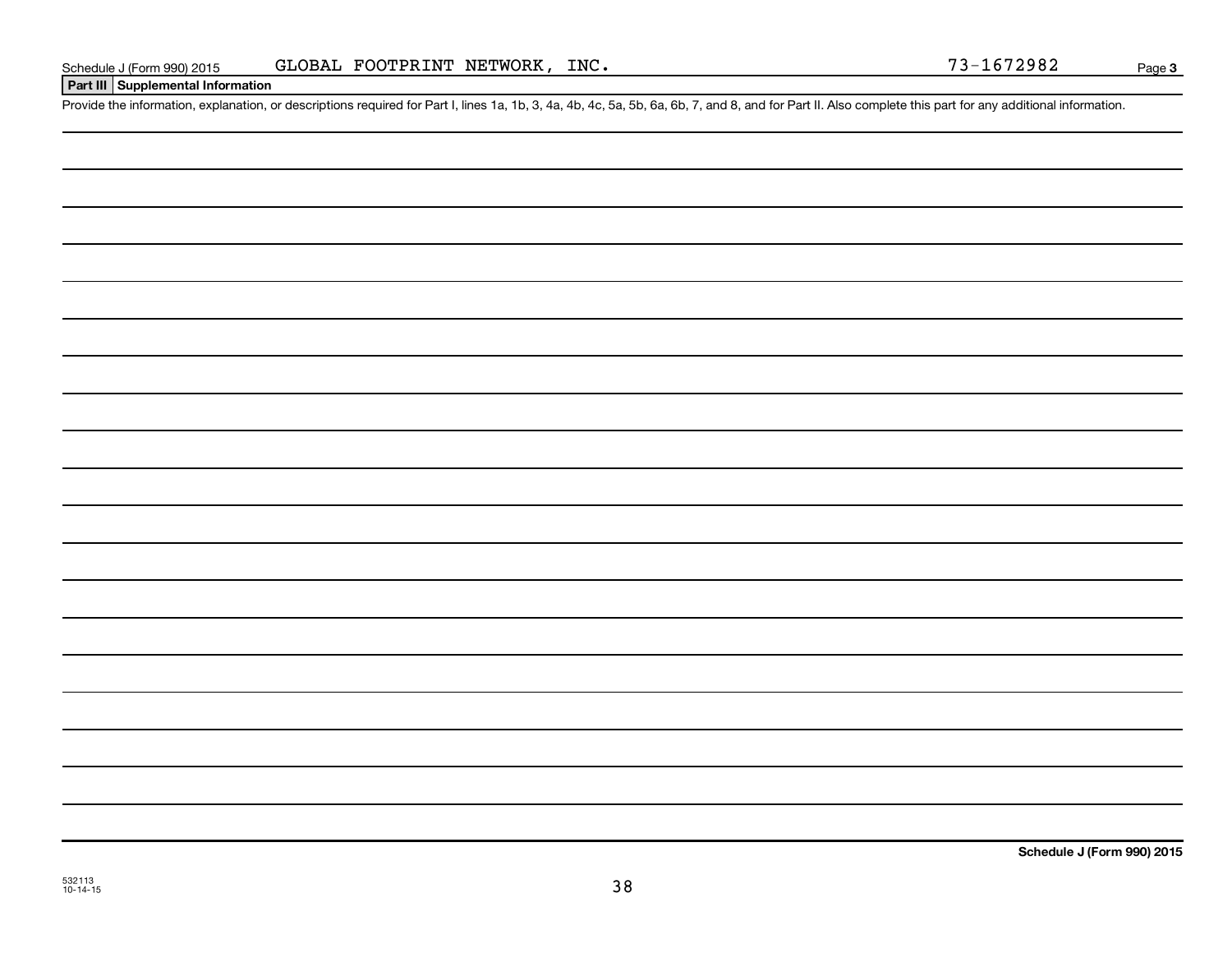Schedule J (Form 990) 2015 GLOBAL FOOTPRINT NETWORK, INC. 73-1672982 Page 3

**Part III Supplemental Information**

Provide the information, explanation, or descriptions required for Part I, lines 1a, 1b, 3, 4a, 4b, 4c, 5a, 5b, 6a, 6b, 7, and 8, and for Part II. Also complete this part for any additional information.

**Schedule J (Form 990) 2015**

532113
10-14-15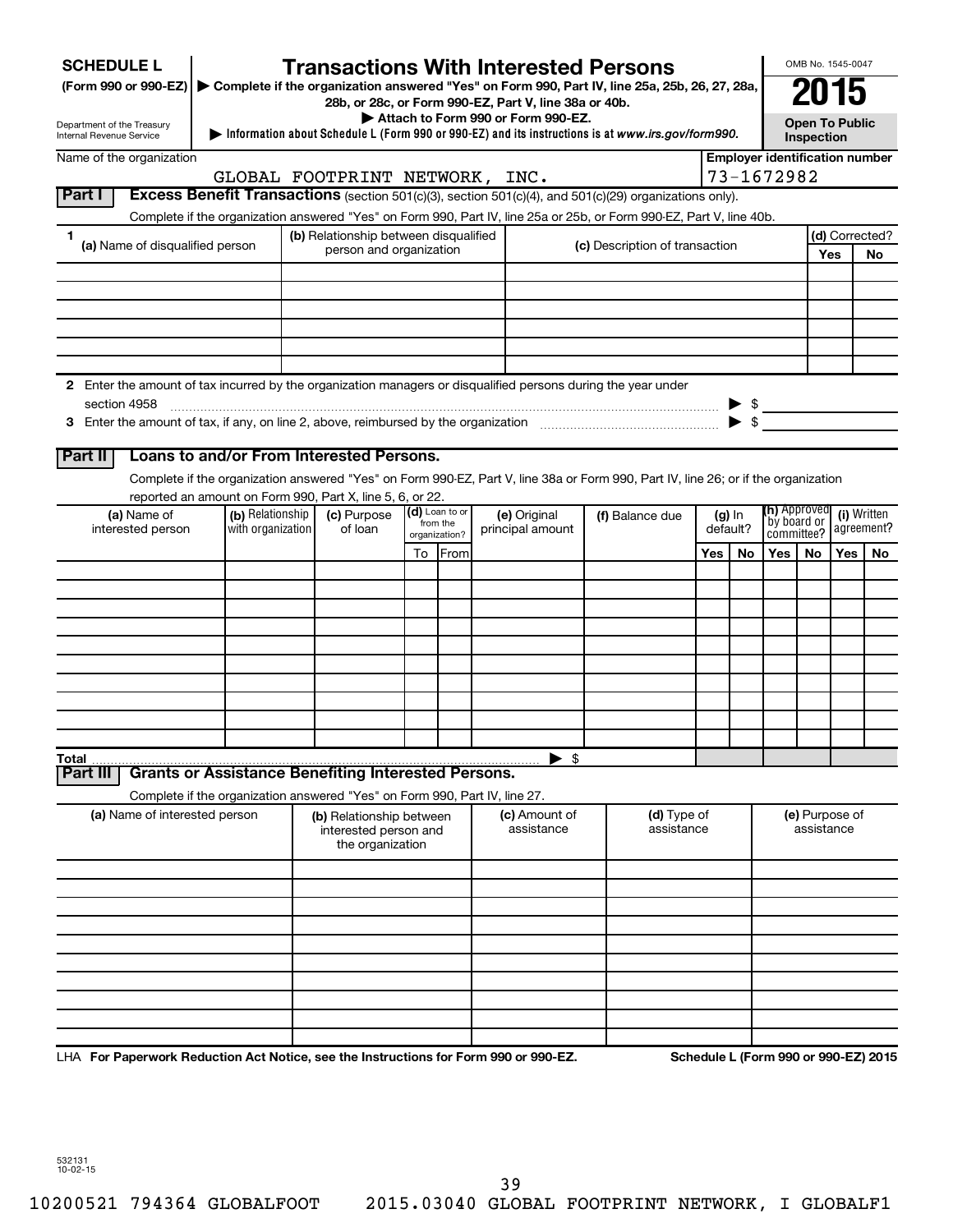**SCHEDULE L** **(Form 990 or 990-EZ)**

Department of the Treasury Internal Revenue Service

# Transactions With Interested Persons

▶ Complete if the organization answered "Yes" on Form 990, Part IV, line 25a, 25b, 26, 27, 28a, 28b, or 28c, or Form 990-EZ, Part V, line 38a or 40b.

▶ Attach to Form 990 or Form 990-EZ.

▶ Information about Schedule L (Form 990 or 990-EZ) and its instructions is at *www.irs.gov/form990.*

OMB No. 1545-0047

**2015**

**Open To Public Inspection**

Name of the organization: GLOBAL FOOTPRINT NETWORK, INC.

Employer identification number: 73-1672982

## Part I Excess Benefit Transactions (section 501(c)(3), section 501(c)(4), and 501(c)(29) organizations only).

Complete if the organization answered "Yes" on Form 990, Part IV, line 25a or 25b, or Form 990-EZ, Part V, line 40b.

| 1 (a) Name of disqualified person | (b) Relationship between disqualified person and organization | (c) Description of transaction | (d) Corrected? Yes | No |
|---|---|---|---|---|
| | | | | |
| | | | | |
| | | | | |
| | | | | |
| | | | | |
| | | | | |

**2** Enter the amount of tax incurred by the organization managers or disqualified persons during the year under section 4958 ▶ $

**3** Enter the amount of tax, if any, on line 2, above, reimbursed by the organization ▶ $

## Part II Loans to and/or From Interested Persons.

Complete if the organization answered "Yes" on Form 990-EZ, Part V, line 38a or Form 990, Part IV, line 26; or if the organization reported an amount on Form 990, Part X, line 5, 6, or 22.

| (a) Name of interested person | (b) Relationship with organization | (c) Purpose of loan | (d) Loan to or from the organization? To | From | (e) Original principal amount | (f) Balance due | (g) In default? Yes | No | (h) Approved by board or committee? Yes | No | (i) Written agreement? Yes | No |
|---|---|---|---|---|---|---|---|---|---|---|---|---|
| | | | | | | | | | | | | |
| | | | | | | | | | | | | |
| | | | | | | | | | | | | |
| | | | | | | | | | | | | |
| | | | | | | | | | | | | |
| | | | | | | | | | | | | |
| | | | | | | | | | | | | |
| | | | | | | | | | | | | |
| | | | | | | | | | | | | |
| | | | | | | | | | | | | |
| **Total** | | | | | ▶ $ | | | | | | | |

## Part III Grants or Assistance Benefiting Interested Persons.

Complete if the organization answered "Yes" on Form 990, Part IV, line 27.

| (a) Name of interested person | (b) Relationship between interested person and the organization | (c) Amount of assistance | (d) Type of assistance | (e) Purpose of assistance |
|---|---|---|---|---|
| | | | | |
| | | | | |
| | | | | |
| | | | | |
| | | | | |
| | | | | |
| | | | | |
| | | | | |
| | | | | |
| | | | | |

LHA **For Paperwork Reduction Act Notice, see the Instructions for Form 990 or 990-EZ.** **Schedule L (Form 990 or 990-EZ) 2015**

532131 10-02-15

10200521 794364 GLOBALFOOT 2015.03040 GLOBAL FOOTPRINT NETWORK, I GLOBALF1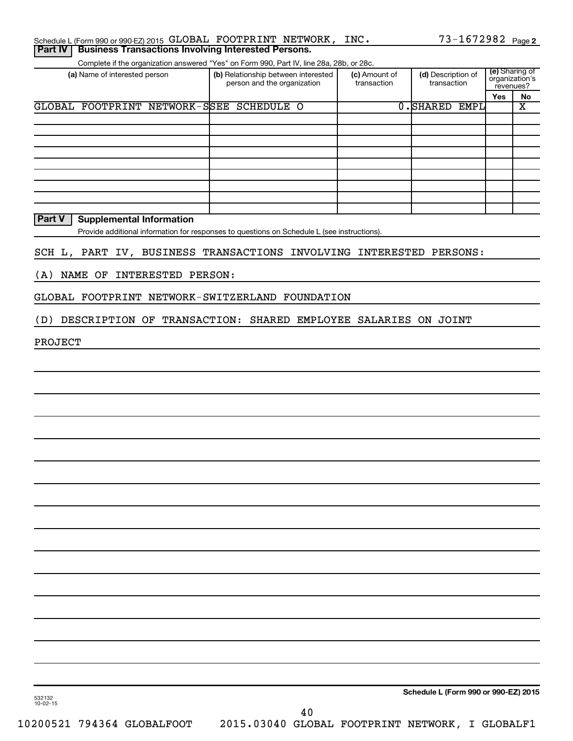Schedule L (Form 990 or 990-EZ) 2015 GLOBAL FOOTPRINT NETWORK, INC. 73-1672982 Page 2

**Part IV | Business Transactions Involving Interested Persons.**

Complete if the organization answered "Yes" on Form 990, Part IV, line 28a, 28b, or 28c.

| (a) Name of interested person | (b) Relationship between interested person and the organization | (c) Amount of transaction | (d) Description of transaction | (e) Sharing of organization's revenues? | |
|---|---|---|---|---|---|
| | | | | Yes | No |
| GLOBAL FOOTPRINT NETWORK-S | SEE SCHEDULE O | 0. | SHARED EMPL | | X |
| | | | | | |
| | | | | | |
| | | | | | |
| | | | | | |
| | | | | | |
| | | | | | |
| | | | | | |
| | | | | | |
| | | | | | |

**Part V | Supplemental Information**

Provide additional information for responses to questions on Schedule L (see instructions).

SCH L, PART IV, BUSINESS TRANSACTIONS INVOLVING INTERESTED PERSONS:

(A) NAME OF INTERESTED PERSON:

GLOBAL FOOTPRINT NETWORK-SWITZERLAND FOUNDATION

(D) DESCRIPTION OF TRANSACTION: SHARED EMPLOYEE SALARIES ON JOINT PROJECT

532132 10-02-15

**Schedule L (Form 990 or 990-EZ) 2015**

10200521 794364 GLOBALFOOT 2015.03040 GLOBAL FOOTPRINT NETWORK, I GLOBALF1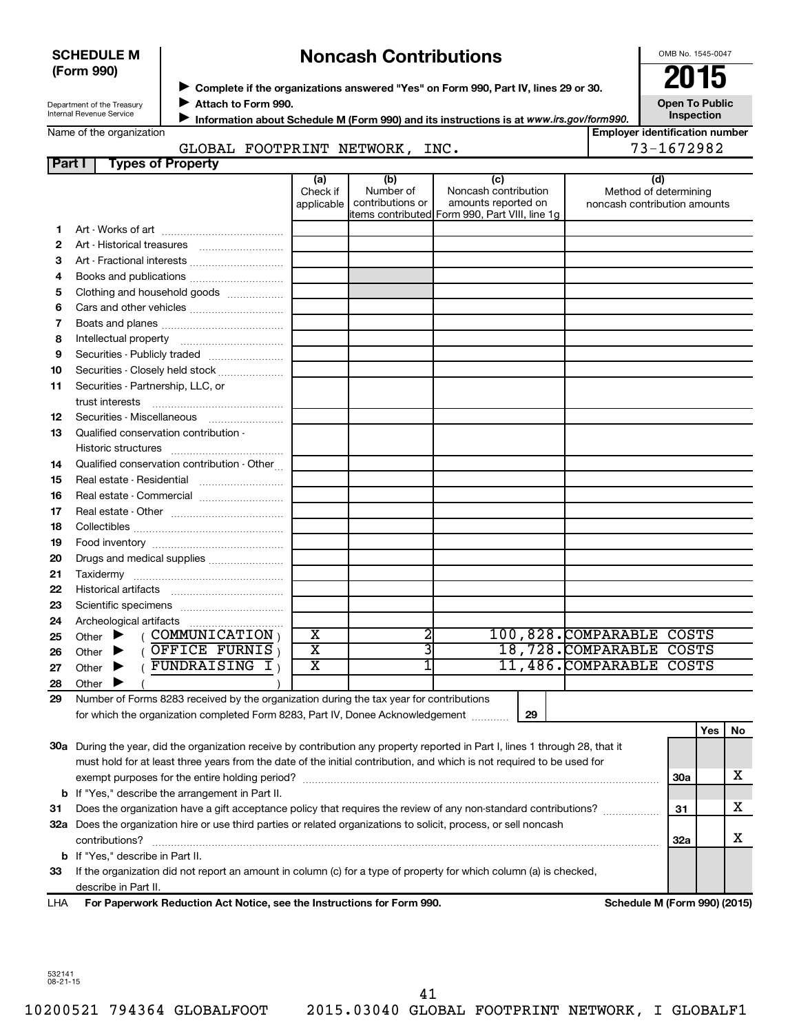**SCHEDULE M (Form 990)**

Department of the Treasury
Internal Revenue Service

# Noncash Contributions

▶ Complete if the organizations answered "Yes" on Form 990, Part IV, lines 29 or 30.
▶ Attach to Form 990.
▶ Information about Schedule M (Form 990) and its instructions is at *www.irs.gov/form990.*

OMB No. 1545-0047

**2015**

**Open To Public Inspection**

Name of the organization: GLOBAL FOOTPRINT NETWORK, INC.

Employer identification number: 73-1672982

## Part I Types of Property

| | | (a) Check if applicable | (b) Number of contributions or items contributed | (c) Noncash contribution amounts reported on Form 990, Part VIII, line 1g | (d) Method of determining noncash contribution amounts |
|---|---|---|---|---|---|
| 1 | Art - Works of art | | | | |
| 2 | Art - Historical treasures | | | | |
| 3 | Art - Fractional interests | | | | |
| 4 | Books and publications | | | | |
| 5 | Clothing and household goods | | | | |
| 6 | Cars and other vehicles | | | | |
| 7 | Boats and planes | | | | |
| 8 | Intellectual property | | | | |
| 9 | Securities - Publicly traded | | | | |
| 10 | Securities - Closely held stock | | | | |
| 11 | Securities - Partnership, LLC, or trust interests | | | | |
| 12 | Securities - Miscellaneous | | | | |
| 13 | Qualified conservation contribution - Historic structures | | | | |
| 14 | Qualified conservation contribution - Other | | | | |
| 15 | Real estate - Residential | | | | |
| 16 | Real estate - Commercial | | | | |
| 17 | Real estate - Other | | | | |
| 18 | Collectibles | | | | |
| 19 | Food inventory | | | | |
| 20 | Drugs and medical supplies | | | | |
| 21 | Taxidermy | | | | |
| 22 | Historical artifacts | | | | |
| 23 | Scientific specimens | | | | |
| 24 | Archeological artifacts | | | | |
| 25 | Other ▶ ( COMMUNICATION ) | X | 2 | 100,828. | COMPARABLE COSTS |
| 26 | Other ▶ ( OFFICE FURNIS ) | X | 3 | 18,728. | COMPARABLE COSTS |
| 27 | Other ▶ ( FUNDRAISING I ) | X | 1 | 11,486. | COMPARABLE COSTS |
| 28 | Other ▶ ( ) | | | | |

29 Number of Forms 8283 received by the organization during the tax year for contributions for which the organization completed Form 8283, Part IV, Donee Acknowledgement ..... **29**

| | | | Yes | No |
|---|---|---|---|---|
| 30a | During the year, did the organization receive by contribution any property reported in Part I, lines 1 through 28, that it must hold for at least three years from the date of the initial contribution, and which is not required to be used for exempt purposes for the entire holding period? | 30a | | X |
| b | If "Yes," describe the arrangement in Part II. | | | |
| 31 | Does the organization have a gift acceptance policy that requires the review of any non-standard contributions? | 31 | | X |
| 32a | Does the organization hire or use third parties or related organizations to solicit, process, or sell noncash contributions? | 32a | | X |
| b | If "Yes," describe in Part II. | | | |
| 33 | If the organization did not report an amount in column (c) for a type of property for which column (a) is checked, describe in Part II. | | | |

LHA **For Paperwork Reduction Act Notice, see the Instructions for Form 990.** **Schedule M (Form 990) (2015)**

532141 08-21-15

10200521 794364 GLOBALFOOT 2015.03040 GLOBAL FOOTPRINT NETWORK, I GLOBALF1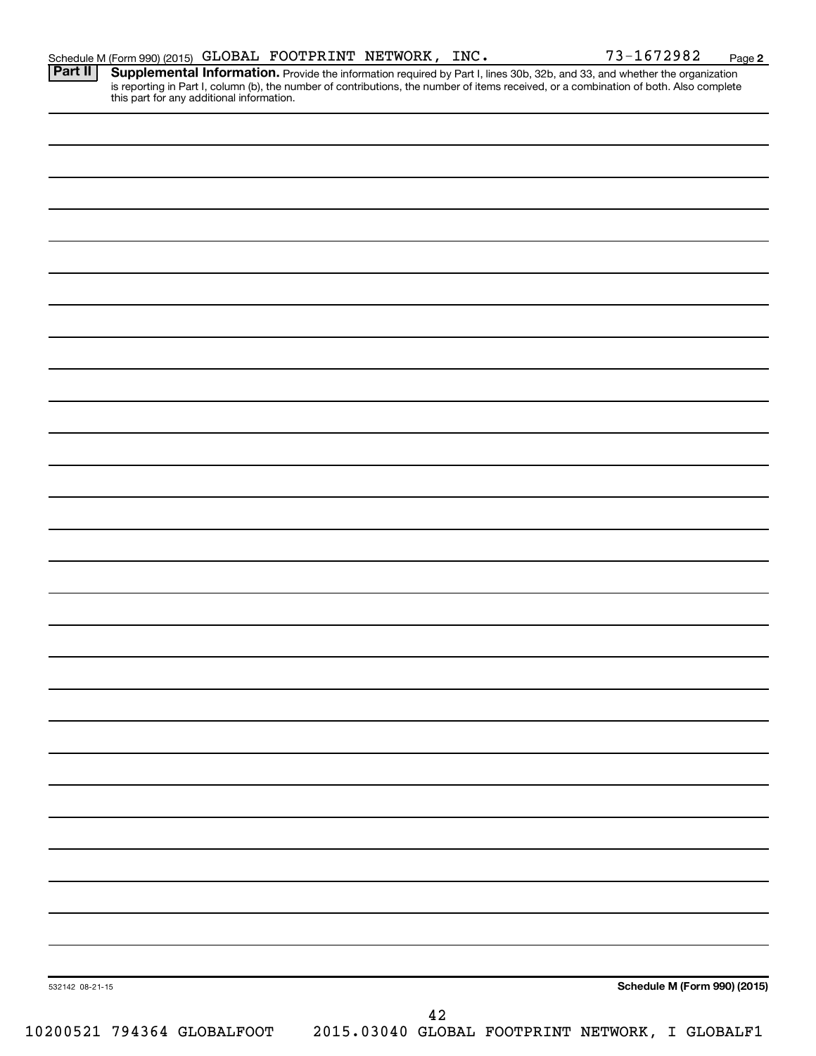Schedule M (Form 990) (2015) GLOBAL FOOTPRINT NETWORK, INC. 73-1672982 Page **2**

**Part II** **Supplemental Information.** Provide the information required by Part I, lines 30b, 32b, and 33, and whether the organization is reporting in Part I, column (b), the number of contributions, the number of items received, or a combination of both. Also complete this part for any additional information.

532142 08-21-15

**Schedule M (Form 990) (2015)**

10200521 794364 GLOBALFOOT 2015.03040 GLOBAL FOOTPRINT NETWORK, I GLOBALF1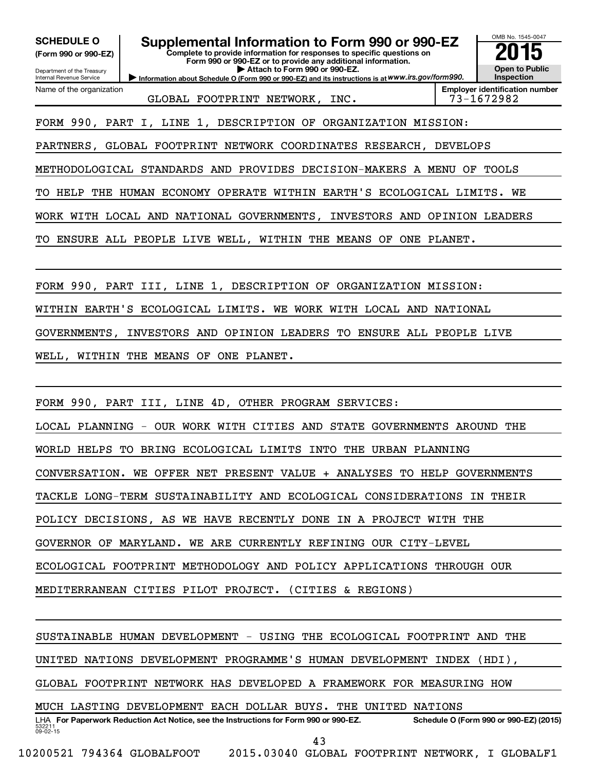**SCHEDULE O (Form 990 or 990-EZ)**

Department of the Treasury
Internal Revenue Service

# Supplemental Information to Form 990 or 990-EZ

**Complete to provide information for responses to specific questions on Form 990 or 990-EZ or to provide any additional information.**
**▶ Attach to Form 990 or 990-EZ.**
**▶ Information about Schedule O (Form 990 or 990-EZ) and its instructions is at www.irs.gov/form990.**

OMB No. 1545-0047

**2015**

**Open to Public Inspection**

| Name of the organization | Employer identification number |
|---|---|
| GLOBAL FOOTPRINT NETWORK, INC. | 73-1672982 |

FORM 990, PART I, LINE 1, DESCRIPTION OF ORGANIZATION MISSION:

PARTNERS, GLOBAL FOOTPRINT NETWORK COORDINATES RESEARCH, DEVELOPS METHODOLOGICAL STANDARDS AND PROVIDES DECISION-MAKERS A MENU OF TOOLS TO HELP THE HUMAN ECONOMY OPERATE WITHIN EARTH'S ECOLOGICAL LIMITS. WE WORK WITH LOCAL AND NATIONAL GOVERNMENTS, INVESTORS AND OPINION LEADERS TO ENSURE ALL PEOPLE LIVE WELL, WITHIN THE MEANS OF ONE PLANET.

FORM 990, PART III, LINE 1, DESCRIPTION OF ORGANIZATION MISSION:

WITHIN EARTH'S ECOLOGICAL LIMITS. WE WORK WITH LOCAL AND NATIONAL GOVERNMENTS, INVESTORS AND OPINION LEADERS TO ENSURE ALL PEOPLE LIVE WELL, WITHIN THE MEANS OF ONE PLANET.

FORM 990, PART III, LINE 4D, OTHER PROGRAM SERVICES:

LOCAL PLANNING - OUR WORK WITH CITIES AND STATE GOVERNMENTS AROUND THE WORLD HELPS TO BRING ECOLOGICAL LIMITS INTO THE URBAN PLANNING CONVERSATION. WE OFFER NET PRESENT VALUE + ANALYSES TO HELP GOVERNMENTS TACKLE LONG-TERM SUSTAINABILITY AND ECOLOGICAL CONSIDERATIONS IN THEIR POLICY DECISIONS, AS WE HAVE RECENTLY DONE IN A PROJECT WITH THE GOVERNOR OF MARYLAND. WE ARE CURRENTLY REFINING OUR CITY-LEVEL ECOLOGICAL FOOTPRINT METHODOLOGY AND POLICY APPLICATIONS THROUGH OUR MEDITERRANEAN CITIES PILOT PROJECT. (CITIES & REGIONS)

SUSTAINABLE HUMAN DEVELOPMENT - USING THE ECOLOGICAL FOOTPRINT AND THE UNITED NATIONS DEVELOPMENT PROGRAMME'S HUMAN DEVELOPMENT INDEX (HDI), GLOBAL FOOTPRINT NETWORK HAS DEVELOPED A FRAMEWORK FOR MEASURING HOW MUCH LASTING DEVELOPMENT EACH DOLLAR BUYS. THE UNITED NATIONS

LHA **For Paperwork Reduction Act Notice, see the Instructions for Form 990 or 990-EZ.** **Schedule O (Form 990 or 990-EZ) (2015)**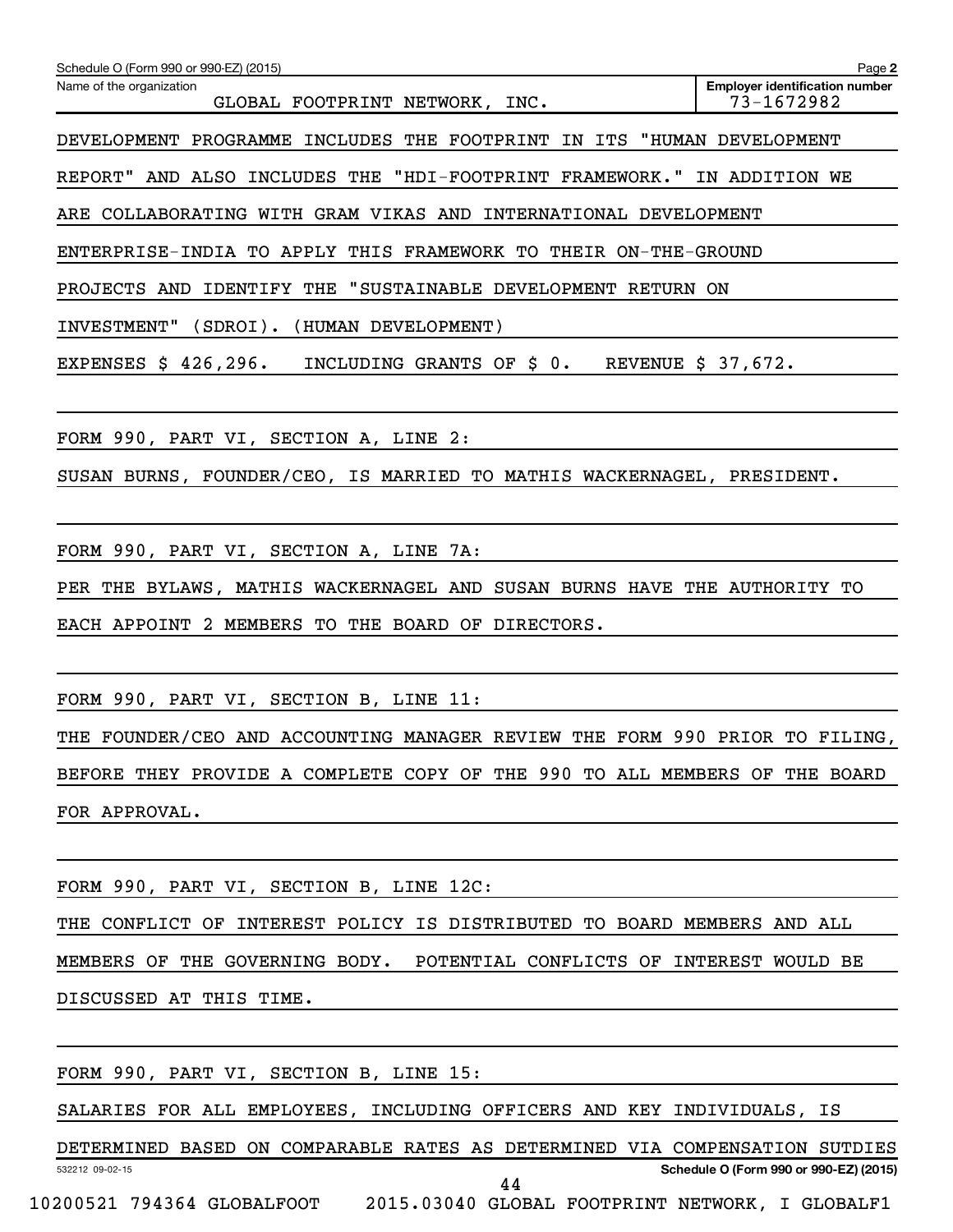Schedule O (Form 990 or 990-EZ) (2015) Page **2**

Name of the organization: GLOBAL FOOTPRINT NETWORK, INC.

**Employer identification number** 73-1672982

DEVELOPMENT PROGRAMME INCLUDES THE FOOTPRINT IN ITS "HUMAN DEVELOPMENT REPORT" AND ALSO INCLUDES THE "HDI-FOOTPRINT FRAMEWORK." IN ADDITION WE ARE COLLABORATING WITH GRAM VIKAS AND INTERNATIONAL DEVELOPMENT ENTERPRISE-INDIA TO APPLY THIS FRAMEWORK TO THEIR ON-THE-GROUND PROJECTS AND IDENTIFY THE "SUSTAINABLE DEVELOPMENT RETURN ON INVESTMENT" (SDROI). (HUMAN DEVELOPMENT)

EXPENSES $ 426,296. INCLUDING GRANTS OF $ 0. REVENUE $ 37,672.

FORM 990, PART VI, SECTION A, LINE 2:

SUSAN BURNS, FOUNDER/CEO, IS MARRIED TO MATHIS WACKERNAGEL, PRESIDENT.

FORM 990, PART VI, SECTION A, LINE 7A:

PER THE BYLAWS, MATHIS WACKERNAGEL AND SUSAN BURNS HAVE THE AUTHORITY TO EACH APPOINT 2 MEMBERS TO THE BOARD OF DIRECTORS.

FORM 990, PART VI, SECTION B, LINE 11:

THE FOUNDER/CEO AND ACCOUNTING MANAGER REVIEW THE FORM 990 PRIOR TO FILING, BEFORE THEY PROVIDE A COMPLETE COPY OF THE 990 TO ALL MEMBERS OF THE BOARD FOR APPROVAL.

FORM 990, PART VI, SECTION B, LINE 12C:

THE CONFLICT OF INTEREST POLICY IS DISTRIBUTED TO BOARD MEMBERS AND ALL MEMBERS OF THE GOVERNING BODY. POTENTIAL CONFLICTS OF INTEREST WOULD BE DISCUSSED AT THIS TIME.

FORM 990, PART VI, SECTION B, LINE 15:

SALARIES FOR ALL EMPLOYEES, INCLUDING OFFICERS AND KEY INDIVIDUALS, IS DETERMINED BASED ON COMPARABLE RATES AS DETERMINED VIA COMPENSATION SUTDIES

532212 09-02-15 **Schedule O (Form 990 or 990-EZ) (2015)**

10200521 794364 GLOBALFOOT 2015.03040 GLOBAL FOOTPRINT NETWORK, I GLOBALF1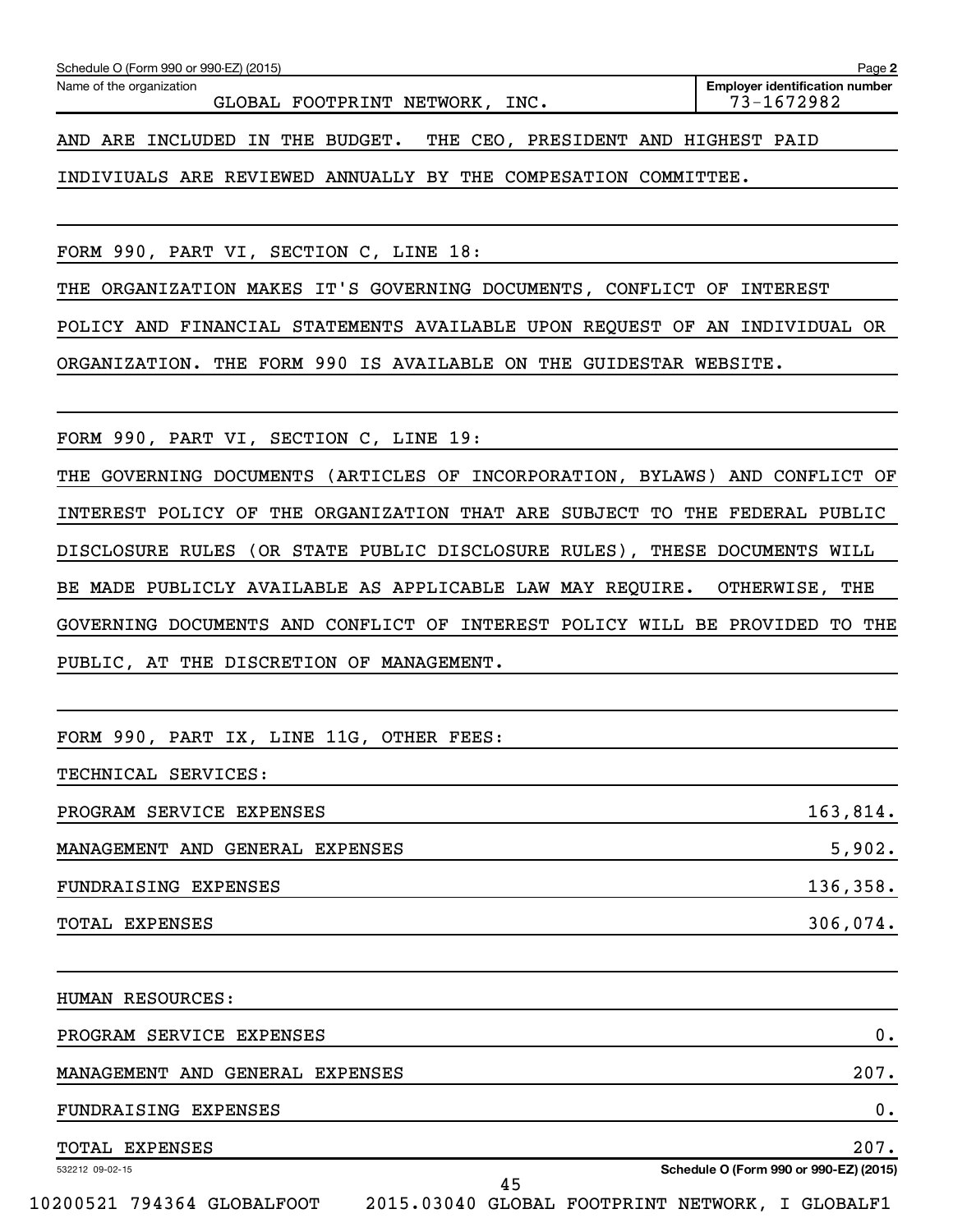Schedule O (Form 990 or 990-EZ) (2015)

Name of the organization: GLOBAL FOOTPRINT NETWORK, INC.

Employer identification number: 73-1672982

AND ARE INCLUDED IN THE BUDGET. THE CEO, PRESIDENT AND HIGHEST PAID INDIVIUALS ARE REVIEWED ANNUALLY BY THE COMPESATION COMMITTEE.

FORM 990, PART VI, SECTION C, LINE 18:

THE ORGANIZATION MAKES IT'S GOVERNING DOCUMENTS, CONFLICT OF INTEREST POLICY AND FINANCIAL STATEMENTS AVAILABLE UPON REQUEST OF AN INDIVIDUAL OR ORGANIZATION. THE FORM 990 IS AVAILABLE ON THE GUIDESTAR WEBSITE.

FORM 990, PART VI, SECTION C, LINE 19:

THE GOVERNING DOCUMENTS (ARTICLES OF INCORPORATION, BYLAWS) AND CONFLICT OF INTEREST POLICY OF THE ORGANIZATION THAT ARE SUBJECT TO THE FEDERAL PUBLIC DISCLOSURE RULES (OR STATE PUBLIC DISCLOSURE RULES), THESE DOCUMENTS WILL BE MADE PUBLICLY AVAILABLE AS APPLICABLE LAW MAY REQUIRE. OTHERWISE, THE GOVERNING DOCUMENTS AND CONFLICT OF INTEREST POLICY WILL BE PROVIDED TO THE PUBLIC, AT THE DISCRETION OF MANAGEMENT.

FORM 990, PART IX, LINE 11G, OTHER FEES:

TECHNICAL SERVICES:

| | |
|---|---:|
| PROGRAM SERVICE EXPENSES | 163,814. |
| MANAGEMENT AND GENERAL EXPENSES | 5,902. |
| FUNDRAISING EXPENSES | 136,358. |
| TOTAL EXPENSES | 306,074. |

HUMAN RESOURCES:

| | |
|---|---:|
| PROGRAM SERVICE EXPENSES | 0. |
| MANAGEMENT AND GENERAL EXPENSES | 207. |
| FUNDRAISING EXPENSES | 0. |
| TOTAL EXPENSES | 207. |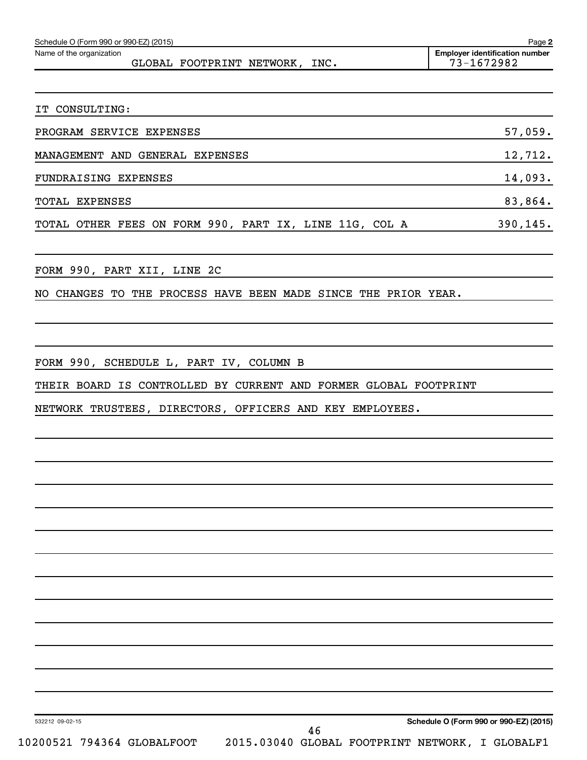Schedule O (Form 990 or 990-EZ) (2015) Page **2**

| Name of the organization | Employer identification number |
|---|---|
| GLOBAL FOOTPRINT NETWORK, INC. | 73-1672982 |

IT CONSULTING:

| | |
|---|---|
| PROGRAM SERVICE EXPENSES | 57,059. |
| MANAGEMENT AND GENERAL EXPENSES | 12,712. |
| FUNDRAISING EXPENSES | 14,093. |
| TOTAL EXPENSES | 83,864. |
| TOTAL OTHER FEES ON FORM 990, PART IX, LINE 11G, COL A | 390,145. |

FORM 990, PART XII, LINE 2C

NO CHANGES TO THE PROCESS HAVE BEEN MADE SINCE THE PRIOR YEAR.

FORM 990, SCHEDULE L, PART IV, COLUMN B

THEIR BOARD IS CONTROLLED BY CURRENT AND FORMER GLOBAL FOOTPRINT NETWORK TRUSTEES, DIRECTORS, OFFICERS AND KEY EMPLOYEES.

532212 09-02-15 **Schedule O (Form 990 or 990-EZ) (2015)**

10200521 794364 GLOBALFOOT 2015.03040 GLOBAL FOOTPRINT NETWORK, I GLOBALF1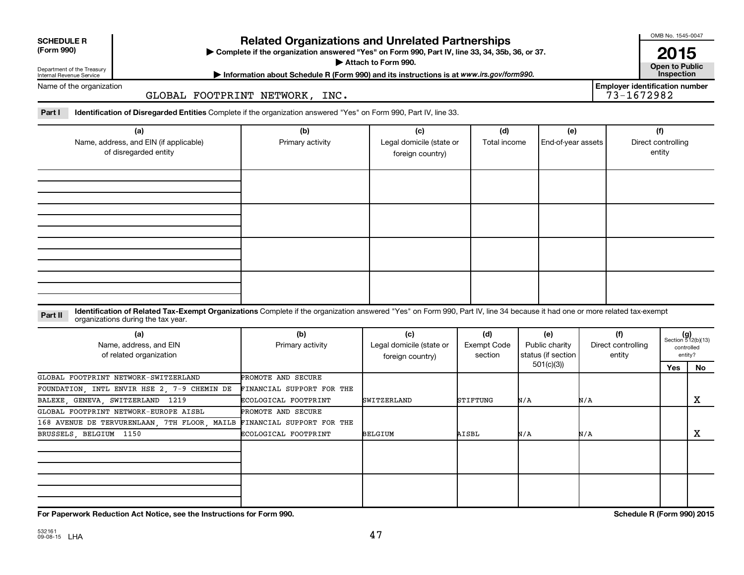**SCHEDULE R**
**(Form 990)**

Department of the Treasury
Internal Revenue Service

# Related Organizations and Unrelated Partnerships

▶ **Complete if the organization answered "Yes" on Form 990, Part IV, line 33, 34, 35b, 36, or 37.**
▶ **Attach to Form 990.**
▶ **Information about Schedule R (Form 990) and its instructions is at *www.irs.gov/form990*.**

OMB No. 1545-0047
**2015**
**Open to Public Inspection**

Name of the organization: GLOBAL FOOTPRINT NETWORK, INC.
**Employer identification number:** 73-1672982

**Part I** **Identification of Disregarded Entities** Complete if the organization answered "Yes" on Form 990, Part IV, line 33.

| (a) Name, address, and EIN (if applicable) of disregarded entity | (b) Primary activity | (c) Legal domicile (state or foreign country) | (d) Total income | (e) End-of-year assets | (f) Direct controlling entity |
|---|---|---|---|---|---|
| | | | | | |
| | | | | | |
| | | | | | |
| | | | | | |

**Part II** **Identification of Related Tax-Exempt Organizations** Complete if the organization answered "Yes" on Form 990, Part IV, line 34 because it had one or more related tax-exempt organizations during the tax year.

| (a) Name, address, and EIN of related organization | (b) Primary activity | (c) Legal domicile (state or foreign country) | (d) Exempt Code section | (e) Public charity status (if section 501(c)(3)) | (f) Direct controlling entity | (g) Section 512(b)(13) controlled entity? Yes | No |
|---|---|---|---|---|---|---|---|
| GLOBAL FOOTPRINT NETWORK-SWITZERLAND FOUNDATION, INTL ENVIR HSE 2, 7-9 CHEMIN DE BALEXE, GENEVA, SWITZERLAND 1219 | PROMOTE AND SECURE FINANCIAL SUPPORT FOR THE ECOLOGICAL FOOTPRINT | SWITZERLAND | STIFTUNG | N/A | N/A | | X |
| GLOBAL FOOTPRINT NETWORK-EUROPE AISBL 168 AVENUE DE TERVURENLAAN, 7TH FLOOR, MAILB BRUSSELS, BELGIUM 1150 | PROMOTE AND SECURE FINANCIAL SUPPORT FOR THE ECOLOGICAL FOOTPRINT | BELGIUM | AISBL | N/A | N/A | | X |
| | | | | | | | |
| | | | | | | | |

**For Paperwork Reduction Act Notice, see the Instructions for Form 990.**
**Schedule R (Form 990) 2015**

532161 09-08-15 LHA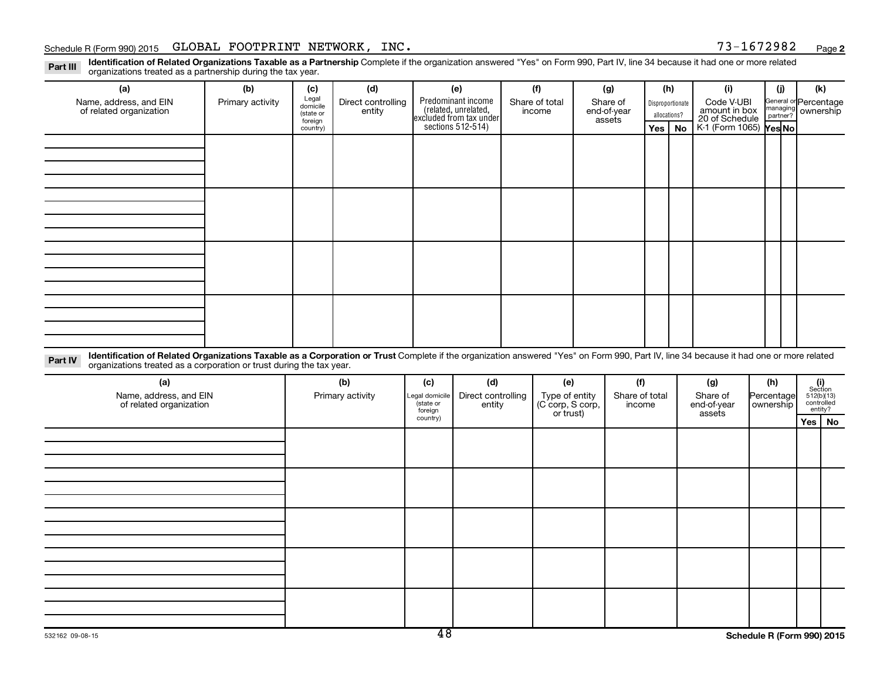Schedule R (Form 990) 2015 GLOBAL FOOTPRINT NETWORK, INC. 73-1672982 Page 2

**Part III** **Identification of Related Organizations Taxable as a Partnership** Complete if the organization answered "Yes" on Form 990, Part IV, line 34 because it had one or more related organizations treated as a partnership during the tax year.

| (a) Name, address, and EIN of related organization | (b) Primary activity | (c) Legal domicile (state or foreign country) | (d) Direct controlling entity | (e) Predominant income (related, unrelated, excluded from tax under sections 512-514) | (f) Share of total income | (g) Share of end-of-year assets | (h) Disproportionate allocations? Yes | (h) No | (i) Code V-UBI amount in box 20 of Schedule K-1 (Form 1065) | (j) General or managing partner? Yes | (j) No | (k) Percentage ownership |
|---|---|---|---|---|---|---|---|---|---|---|---|---|
| | | | | | | | | | | | | |
| | | | | | | | | | | | | |
| | | | | | | | | | | | | |
| | | | | | | | | | | | | |

**Part IV** **Identification of Related Organizations Taxable as a Corporation or Trust** Complete if the organization answered "Yes" on Form 990, Part IV, line 34 because it had one or more related organizations treated as a corporation or trust during the tax year.

| (a) Name, address, and EIN of related organization | (b) Primary activity | (c) Legal domicile (state or foreign country) | (d) Direct controlling entity | (e) Type of entity (C corp, S corp, or trust) | (f) Share of total income | (g) Share of end-of-year assets | (h) Percentage ownership | (i) Section 512(b)(13) controlled entity? Yes | (i) No |
|---|---|---|---|---|---|---|---|---|---|
| | | | | | | | | | |
| | | | | | | | | | |
| | | | | | | | | | |
| | | | | | | | | | |
| | | | | | | | | | |

532162 09-08-15 **Schedule R (Form 990) 2015**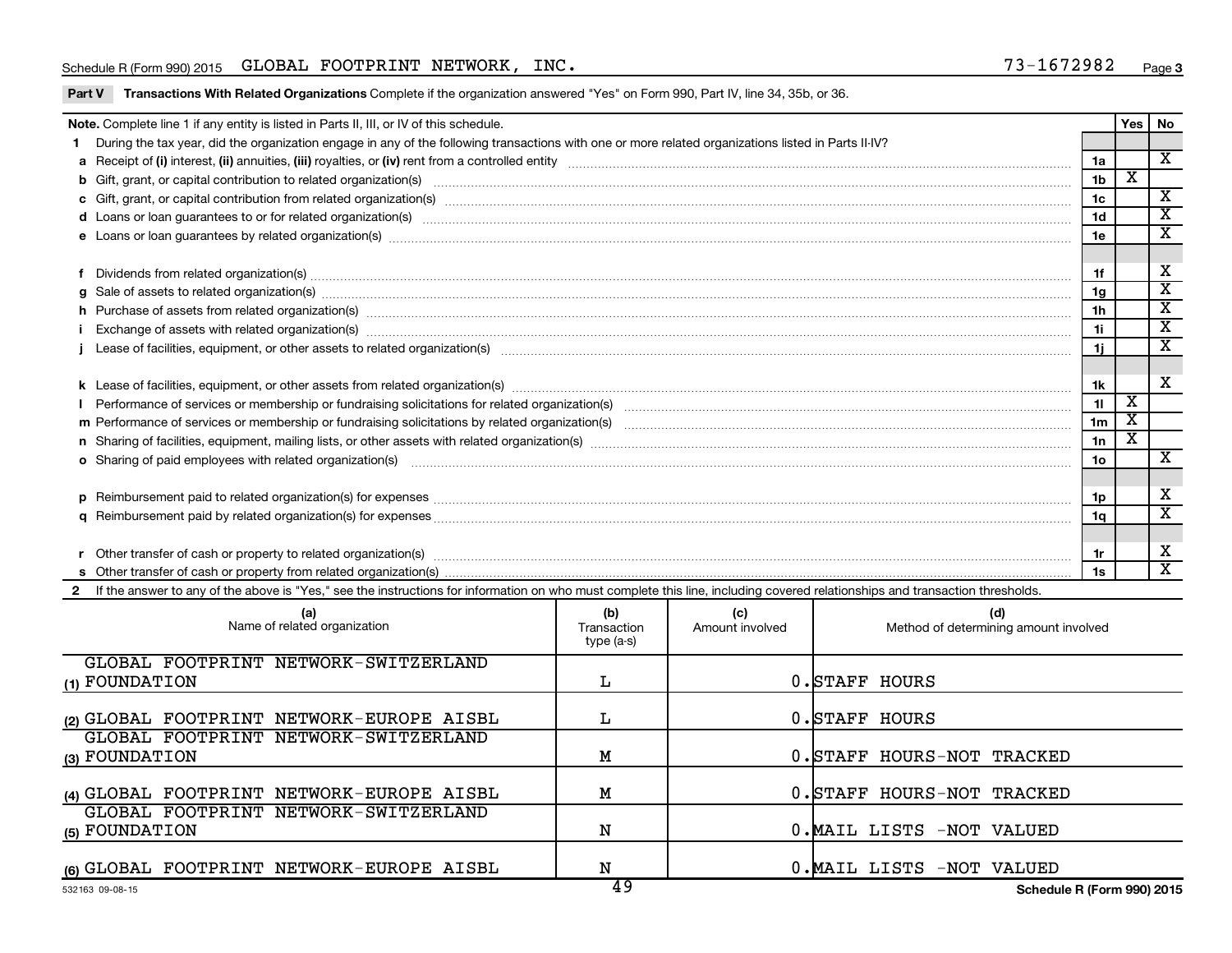Schedule R (Form 990) 2015 GLOBAL FOOTPRINT NETWORK, INC. 73-1672982 Page 3

**Part V** **Transactions With Related Organizations** Complete if the organization answered "Yes" on Form 990, Part IV, line 34, 35b, or 36.

| **Note.** Complete line 1 if any entity is listed in Parts II, III, or IV of this schedule. | | **Yes** | **No** |
|---|---|---|---|
| **1** During the tax year, did the organization engage in any of the following transactions with one or more related organizations listed in Parts II-IV? | | | |
| **a** Receipt of **(i)** interest, **(ii)** annuities, **(iii)** royalties, or **(iv)** rent from a controlled entity | 1a | | X |
| **b** Gift, grant, or capital contribution to related organization(s) | 1b | X | |
| **c** Gift, grant, or capital contribution from related organization(s) | 1c | | X |
| **d** Loans or loan guarantees to or for related organization(s) | 1d | | X |
| **e** Loans or loan guarantees by related organization(s) | 1e | | X |
| **f** Dividends from related organization(s) | 1f | | X |
| **g** Sale of assets to related organization(s) | 1g | | X |
| **h** Purchase of assets from related organization(s) | 1h | | X |
| **i** Exchange of assets with related organization(s) | 1i | | X |
| **j** Lease of facilities, equipment, or other assets to related organization(s) | 1j | | X |
| **k** Lease of facilities, equipment, or other assets from related organization(s) | 1k | | X |
| **l** Performance of services or membership or fundraising solicitations for related organization(s) | 1l | X | |
| **m** Performance of services or membership or fundraising solicitations by related organization(s) | 1m | X | |
| **n** Sharing of facilities, equipment, mailing lists, or other assets with related organization(s) | 1n | X | |
| **o** Sharing of paid employees with related organization(s) | 1o | | X |
| **p** Reimbursement paid to related organization(s) for expenses | 1p | | X |
| **q** Reimbursement paid by related organization(s) for expenses | 1q | | X |
| **r** Other transfer of cash or property to related organization(s) | 1r | | X |
| **s** Other transfer of cash or property from related organization(s) | 1s | | X |

**2** If the answer to any of the above is "Yes," see the instructions for information on who must complete this line, including covered relationships and transaction thresholds.

| | (a) Name of related organization | (b) Transaction type (a-s) | (c) Amount involved | (d) Method of determining amount involved |
|---|---|---|---|---|
| (1) | GLOBAL FOOTPRINT NETWORK-SWITZERLAND FOUNDATION | L | 0. | STAFF HOURS |
| (2) | GLOBAL FOOTPRINT NETWORK-EUROPE AISBL | L | 0. | STAFF HOURS |
| (3) | GLOBAL FOOTPRINT NETWORK-SWITZERLAND FOUNDATION | M | 0. | STAFF HOURS-NOT TRACKED |
| (4) | GLOBAL FOOTPRINT NETWORK-EUROPE AISBL | M | 0. | STAFF HOURS-NOT TRACKED |
| (5) | GLOBAL FOOTPRINT NETWORK-SWITZERLAND FOUNDATION | N | 0. | MAIL LISTS -NOT VALUED |
| (6) | GLOBAL FOOTPRINT NETWORK-EUROPE AISBL | N | 0. | MAIL LISTS -NOT VALUED |

532163 09-08-15 Schedule R (Form 990) 2015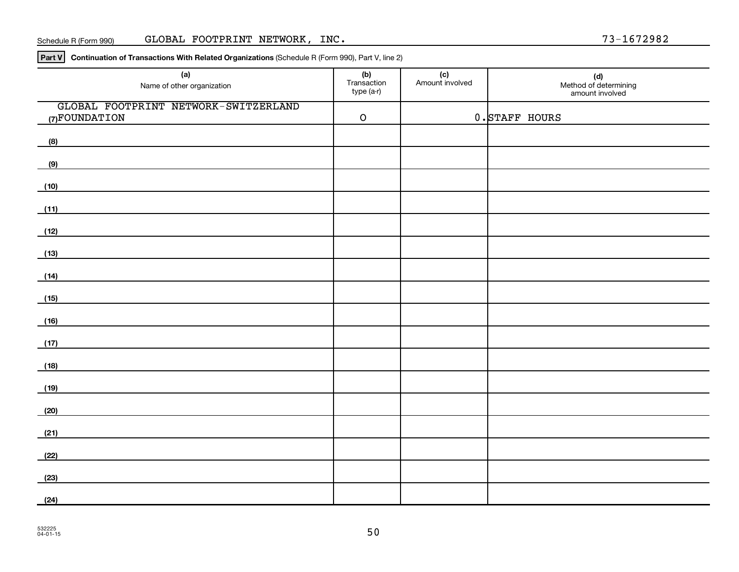Schedule R (Form 990) GLOBAL FOOTPRINT NETWORK, INC. 73-1672982

**Part V** **Continuation of Transactions With Related Organizations** (Schedule R (Form 990), Part V, line 2)

| (a) Name of other organization | (b) Transaction type (a-r) | (c) Amount involved | (d) Method of determining amount involved |
|---|---|---|---|
| (7) GLOBAL FOOTPRINT NETWORK-SWITZERLAND FOUNDATION | O | 0. | STAFF HOURS |
| (8) | | | |
| (9) | | | |
| (10) | | | |
| (11) | | | |
| (12) | | | |
| (13) | | | |
| (14) | | | |
| (15) | | | |
| (16) | | | |
| (17) | | | |
| (18) | | | |
| (19) | | | |
| (20) | | | |
| (21) | | | |
| (22) | | | |
| (23) | | | |
| (24) | | | |

532225
04-01-15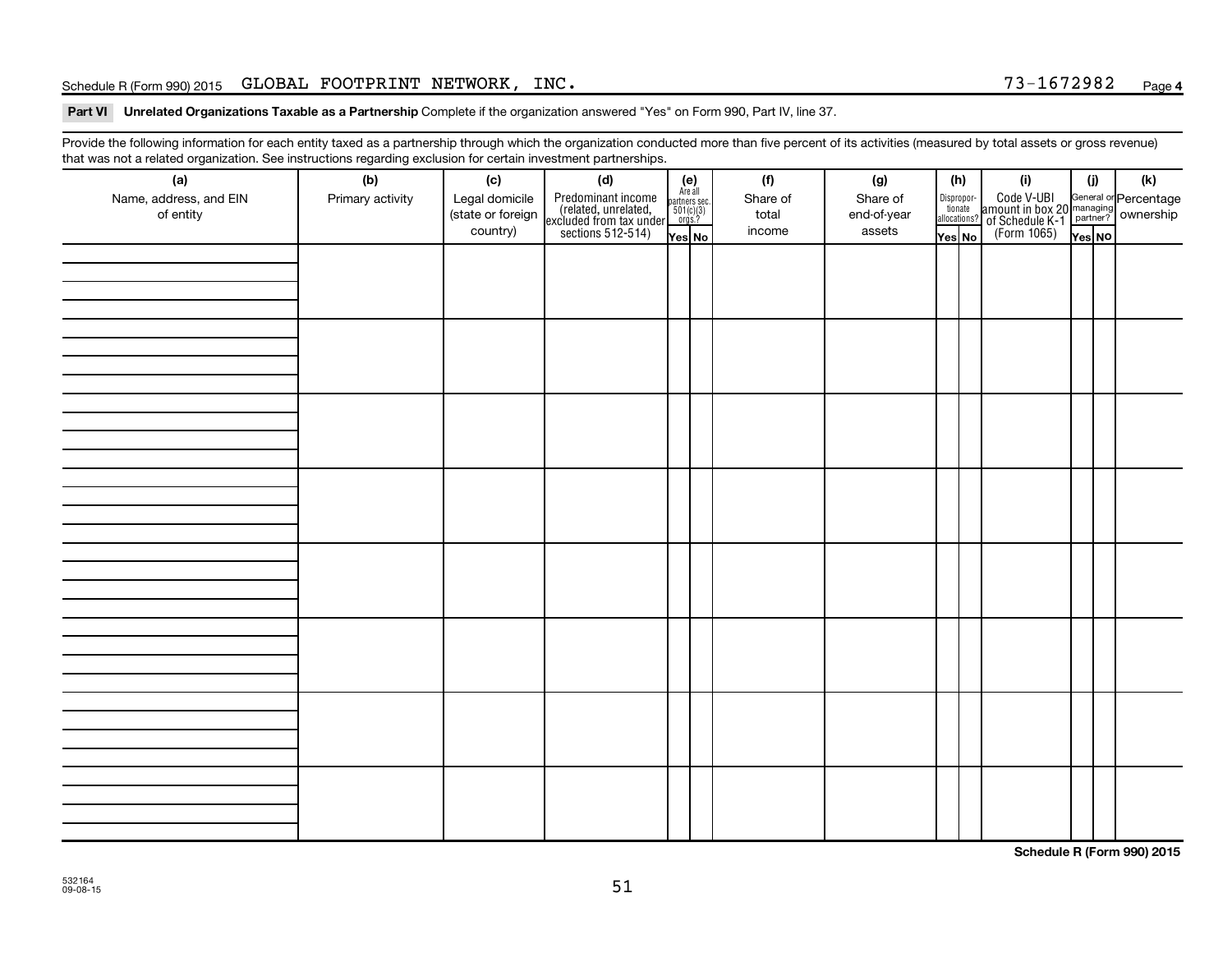Schedule R (Form 990) 2015 GLOBAL FOOTPRINT NETWORK, INC. 73-1672982 Page 4

**Part VI Unrelated Organizations Taxable as a Partnership** Complete if the organization answered "Yes" on Form 990, Part IV, line 37.

Provide the following information for each entity taxed as a partnership through which the organization conducted more than five percent of its activities (measured by total assets or gross revenue) that was not a related organization. See instructions regarding exclusion for certain investment partnerships.

| (a) Name, address, and EIN of entity | (b) Primary activity | (c) Legal domicile (state or foreign country) | (d) Predominant income (related, unrelated, excluded from tax under sections 512-514) | (e) Are all partners sec. 501(c)(3) orgs.? | | (f) Share of total income | (g) Share of end-of-year assets | (h) Disproportionate allocations? | | (i) Code V-UBI amount in box 20 of Schedule K-1 (Form 1065) | (j) General or managing partner? | | (k) Percentage ownership |
|---|---|---|---|---|---|---|---|---|---|---|---|---|---|
| | | | | Yes | No | | | Yes | No | | Yes | No | |
| | | | | | | | | | | | | | |
| | | | | | | | | | | | | | |
| | | | | | | | | | | | | | |
| | | | | | | | | | | | | | |
| | | | | | | | | | | | | | |
| | | | | | | | | | | | | | |
| | | | | | | | | | | | | | |
| | | | | | | | | | | | | | |

**Schedule R (Form 990) 2015**

532164
09-08-15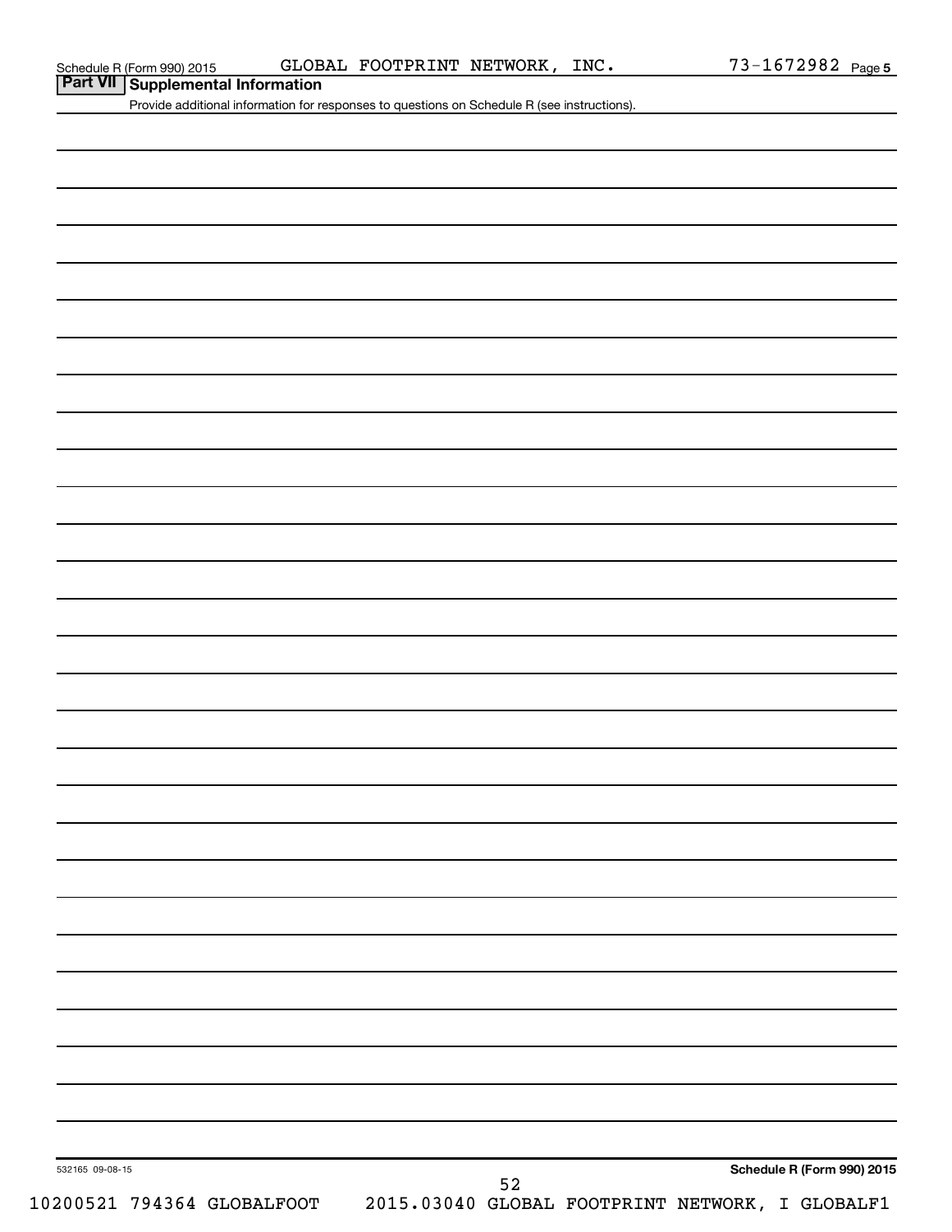Schedule R (Form 990) 2015 GLOBAL FOOTPRINT NETWORK, INC. 73-1672982 Page 5

## Part VII Supplemental Information

Provide additional information for responses to questions on Schedule R (see instructions).

532165 09-08-15

Schedule R (Form 990) 2015

10200521 794364 GLOBALFOOT 2015.03040 GLOBAL FOOTPRINT NETWORK, I GLOBALF1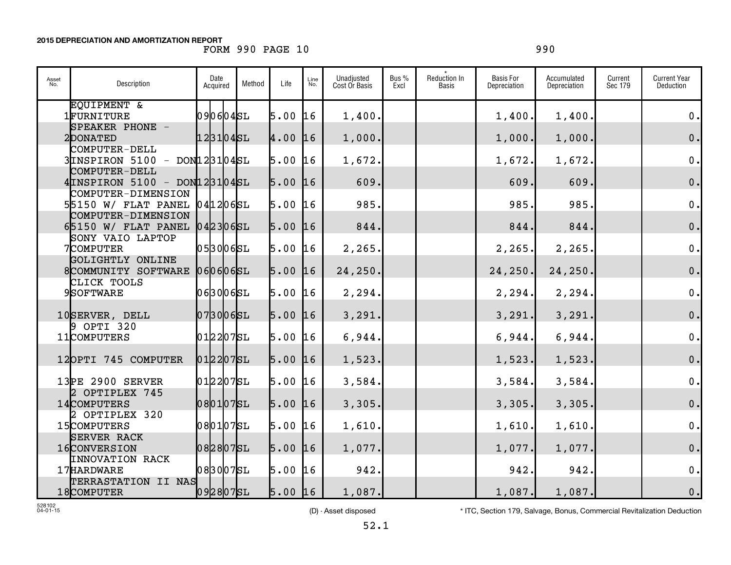**2015 DEPRECIATION AND AMORTIZATION REPORT**

FORM 990 PAGE 10 990

| Asset No. | Description | Date Acquired | Method | Life | Line No. | Unadjusted Cost Or Basis | Bus % Excl | * Reduction In Basis | Basis For Depreciation | Accumulated Depreciation | Current Sec 179 | Current Year Deduction |
|---|---|---|---|---|---|---|---|---|---|---|---|---|
| 1 | EQUIPMENT & FURNITURE | 090604 | SL | 5.00 | 16 | 1,400. | | | 1,400. | 1,400. | | 0. |
| 2 | SPEAKER PHONE - DONATED | 123104 | SL | 4.00 | 16 | 1,000. | | | 1,000. | 1,000. | | 0. |
| 3 | COMPUTER-DELL INSPIRON 5100 - DON | 123104 | SL | 5.00 | 16 | 1,672. | | | 1,672. | 1,672. | | 0. |
| 4 | COMPUTER-DELL INSPIRON 5100 - DON | 123104 | SL | 5.00 | 16 | 609. | | | 609. | 609. | | 0. |
| 5 | COMPUTER-DIMENSION 5150 W/ FLAT PANEL | 041206 | SL | 5.00 | 16 | 985. | | | 985. | 985. | | 0. |
| 6 | COMPUTER-DIMENSION 5150 W/ FLAT PANEL | 042306 | SL | 5.00 | 16 | 844. | | | 844. | 844. | | 0. |
| 7 | SONY VAIO LAPTOP COMPUTER | 053006 | SL | 5.00 | 16 | 2,265. | | | 2,265. | 2,265. | | 0. |
| 8 | GOLIGHTLY ONLINE COMMUNITY SOFTWARE | 060606 | SL | 5.00 | 16 | 24,250. | | | 24,250. | 24,250. | | 0. |
| 9 | CLICK TOOLS SOFTWARE | 063006 | SL | 5.00 | 16 | 2,294. | | | 2,294. | 2,294. | | 0. |
| 10 | SERVER, DELL | 073006 | SL | 5.00 | 16 | 3,291. | | | 3,291. | 3,291. | | 0. |
| 11 | 9 OPTI 320 COMPUTERS | 012207 | SL | 5.00 | 16 | 6,944. | | | 6,944. | 6,944. | | 0. |
| 12 | OPTI 745 COMPUTER | 012207 | SL | 5.00 | 16 | 1,523. | | | 1,523. | 1,523. | | 0. |
| 13 | PE 2900 SERVER | 012207 | SL | 5.00 | 16 | 3,584. | | | 3,584. | 3,584. | | 0. |
| 14 | 2 OPTIPLEX 745 COMPUTERS | 080107 | SL | 5.00 | 16 | 3,305. | | | 3,305. | 3,305. | | 0. |
| 15 | 2 OPTIPLEX 320 COMPUTERS | 080107 | SL | 5.00 | 16 | 1,610. | | | 1,610. | 1,610. | | 0. |
| 16 | SERVER RACK CONVERSION | 082807 | SL | 5.00 | 16 | 1,077. | | | 1,077. | 1,077. | | 0. |
| 17 | INNOVATION RACK HARDWARE | 083007 | SL | 5.00 | 16 | 942. | | | 942. | 942. | | 0. |
| 18 | TERRASTATION II NAS COMPUTER | 092807 | SL | 5.00 | 16 | 1,087. | | | 1,087. | 1,087. | | 0. |

528102 04-01-15

(D) - Asset disposed

* ITC, Section 179, Salvage, Bonus, Commercial Revitalization Deduction

52.1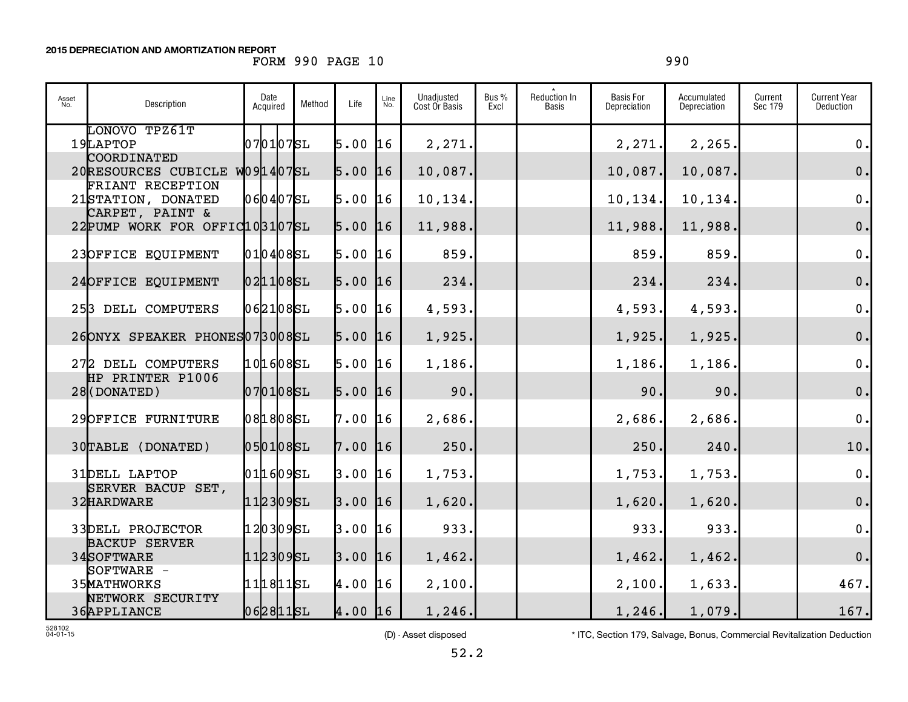**2015 DEPRECIATION AND AMORTIZATION REPORT**

FORM 990 PAGE 10 990

| Asset No. | Description | Date Acquired | Method | Life | Line No. | Unadjusted Cost Or Basis | Bus % Excl | * Reduction In Basis | Basis For Depreciation | Accumulated Depreciation | Current Sec 179 | Current Year Deduction |
|---|---|---|---|---|---|---|---|---|---|---|---|---|
| 19 | LONOVO TPZ61T LAPTOP | 070107 | SL | 5.00 | 16 | 2,271. | | | 2,271. | 2,265. | | 0. |
| 20 | COORDINATED RESOURCES CUBICLE W | 091407 | SL | 5.00 | 16 | 10,087. | | | 10,087. | 10,087. | | 0. |
| 21 | FRIANT RECEPTION STATION, DONATED | 060407 | SL | 5.00 | 16 | 10,134. | | | 10,134. | 10,134. | | 0. |
| 22 | CARPET, PAINT & PUMP WORK FOR OFFIC | 103107 | SL | 5.00 | 16 | 11,988. | | | 11,988. | 11,988. | | 0. |
| 23 | OFFICE EQUIPMENT | 010408 | SL | 5.00 | 16 | 859. | | | 859. | 859. | | 0. |
| 24 | OFFICE EQUIPMENT | 021108 | SL | 5.00 | 16 | 234. | | | 234. | 234. | | 0. |
| 25 | 3 DELL COMPUTERS | 062108 | SL | 5.00 | 16 | 4,593. | | | 4,593. | 4,593. | | 0. |
| 26 | ONYX SPEAKER PHONES | 073008 | SL | 5.00 | 16 | 1,925. | | | 1,925. | 1,925. | | 0. |
| 27 | 2 DELL COMPUTERS | 101608 | SL | 5.00 | 16 | 1,186. | | | 1,186. | 1,186. | | 0. |
| 28 | HP PRINTER P1006 (DONATED) | 070108 | SL | 5.00 | 16 | 90. | | | 90. | 90. | | 0. |
| 29 | OFFICE FURNITURE | 081808 | SL | 7.00 | 16 | 2,686. | | | 2,686. | 2,686. | | 0. |
| 30 | TABLE (DONATED) | 050108 | SL | 7.00 | 16 | 250. | | | 250. | 240. | | 10. |
| 31 | DELL LAPTOP | 011609 | SL | 3.00 | 16 | 1,753. | | | 1,753. | 1,753. | | 0. |
| 32 | SERVER BACUP SET, HARDWARE | 112309 | SL | 3.00 | 16 | 1,620. | | | 1,620. | 1,620. | | 0. |
| 33 | DELL PROJECTOR | 120309 | SL | 3.00 | 16 | 933. | | | 933. | 933. | | 0. |
| 34 | BACKUP SERVER SOFTWARE | 112309 | SL | 3.00 | 16 | 1,462. | | | 1,462. | 1,462. | | 0. |
| 35 | SOFTWARE - MATHWORKS | 111811 | SL | 4.00 | 16 | 2,100. | | | 2,100. | 1,633. | | 467. |
| 36 | NETWORK SECURITY APPLIANCE | 062811 | SL | 4.00 | 16 | 1,246. | | | 1,246. | 1,079. | | 167. |

528102 04-01-15

(D) - Asset disposed

* ITC, Section 179, Salvage, Bonus, Commercial Revitalization Deduction

52.2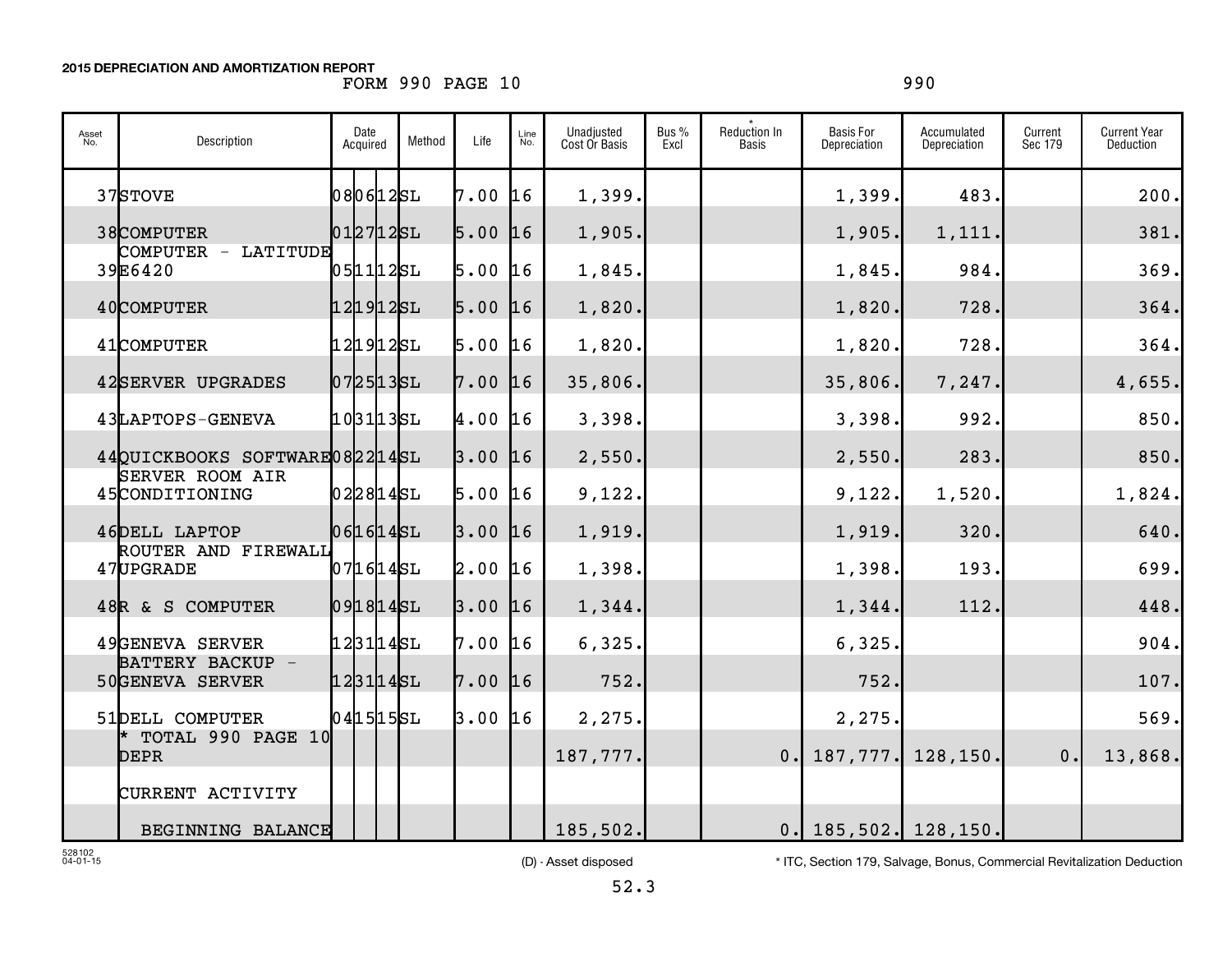**2015 DEPRECIATION AND AMORTIZATION REPORT**

FORM 990 PAGE 10 990

| Asset No. | Description | Date Acquired | Method | Life | Line No. | Unadjusted Cost Or Basis | Bus % Excl | * Reduction In Basis | Basis For Depreciation | Accumulated Depreciation | Current Sec 179 | Current Year Deduction |
|---|---|---|---|---|---|---|---|---|---|---|---|---|
| 37 | STOVE | 080612 | SL | 7.00 | 16 | 1,399. | | | 1,399. | 483. | | 200. |
| 38 | COMPUTER | 012712 | SL | 5.00 | 16 | 1,905. | | | 1,905. | 1,111. | | 381. |
| 39 | COMPUTER - LATITUDE E6420 | 051112 | SL | 5.00 | 16 | 1,845. | | | 1,845. | 984. | | 369. |
| 40 | COMPUTER | 121912 | SL | 5.00 | 16 | 1,820. | | | 1,820. | 728. | | 364. |
| 41 | COMPUTER | 121912 | SL | 5.00 | 16 | 1,820. | | | 1,820. | 728. | | 364. |
| 42 | SERVER UPGRADES | 072513 | SL | 7.00 | 16 | 35,806. | | | 35,806. | 7,247. | | 4,655. |
| 43 | LAPTOPS-GENEVA | 103113 | SL | 4.00 | 16 | 3,398. | | | 3,398. | 992. | | 850. |
| 44 | QUICKBOOKS SOFTWARE | 082214 | SL | 3.00 | 16 | 2,550. | | | 2,550. | 283. | | 850. |
| 45 | SERVER ROOM AIR CONDITIONING | 022814 | SL | 5.00 | 16 | 9,122. | | | 9,122. | 1,520. | | 1,824. |
| 46 | DELL LAPTOP | 061614 | SL | 3.00 | 16 | 1,919. | | | 1,919. | 320. | | 640. |
| 47 | ROUTER AND FIREWALL UPGRADE | 071614 | SL | 2.00 | 16 | 1,398. | | | 1,398. | 193. | | 699. |
| 48 | R & S COMPUTER | 091814 | SL | 3.00 | 16 | 1,344. | | | 1,344. | 112. | | 448. |
| 49 | GENEVA SERVER | 123114 | SL | 7.00 | 16 | 6,325. | | | 6,325. | | | 904. |
| 50 | BATTERY BACKUP - GENEVA SERVER | 123114 | SL | 7.00 | 16 | 752. | | | 752. | | | 107. |
| 51 | DELL COMPUTER | 041515 | SL | 3.00 | 16 | 2,275. | | | 2,275. | | | 569. |
| | * TOTAL 990 PAGE 10 DEPR | | | | | 187,777. | | 0. | 187,777. | 128,150. | 0. | 13,868. |
| | CURRENT ACTIVITY | | | | | | | | | | | |
| | BEGINNING BALANCE | | | | | 185,502. | | 0. | 185,502. | 128,150. | | |

528102 04-01-15

(D) - Asset disposed

* ITC, Section 179, Salvage, Bonus, Commercial Revitalization Deduction

52.3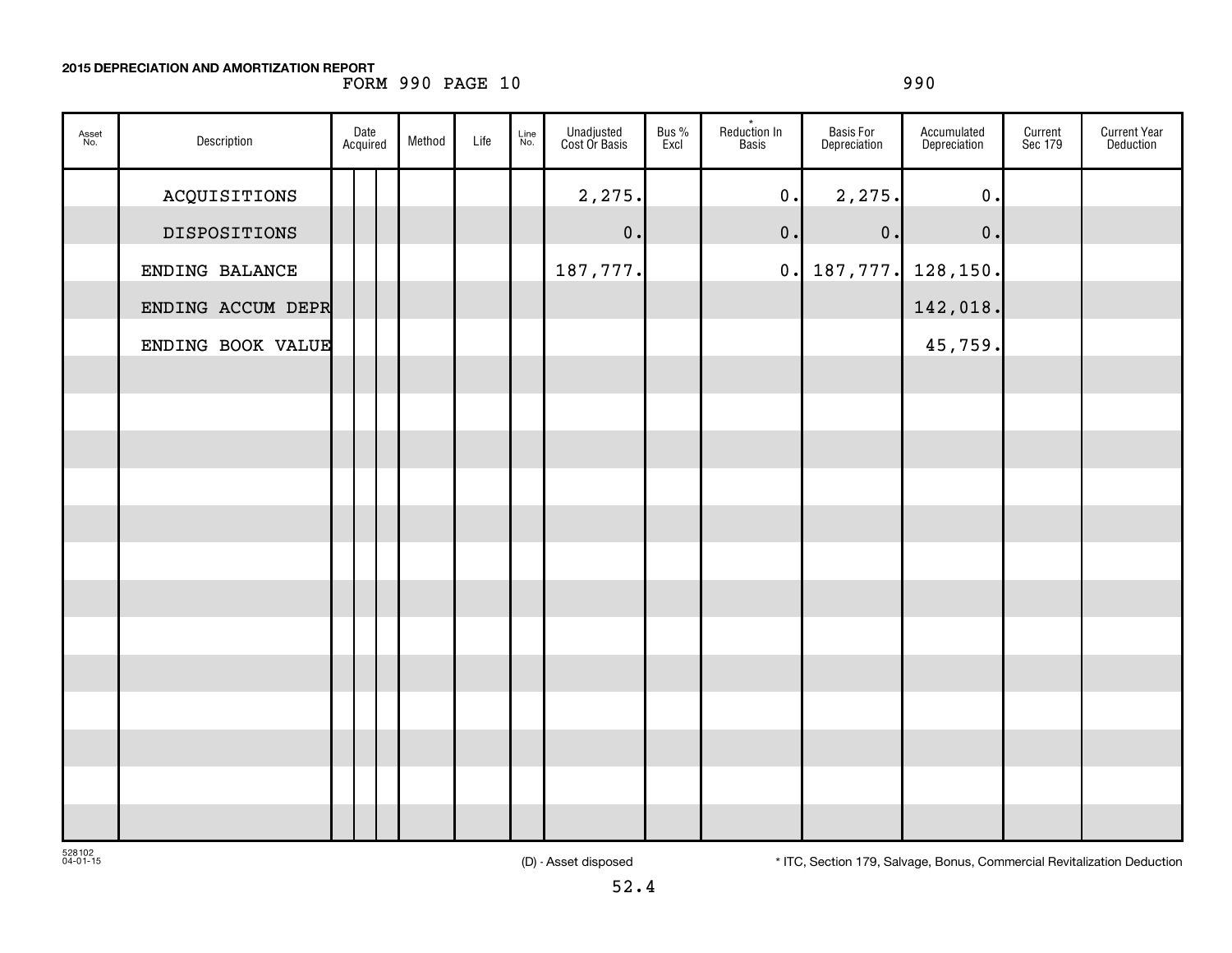**2015 DEPRECIATION AND AMORTIZATION REPORT**

FORM 990 PAGE 10 990

| Asset No. | Description | Date Acquired | Method | Life | Line No. | Unadjusted Cost Or Basis | Bus % Excl | * Reduction In Basis | Basis For Depreciation | Accumulated Depreciation | Current Sec 179 | Current Year Deduction |
|---|---|---|---|---|---|---|---|---|---|---|---|---|
| | ACQUISITIONS | | | | | 2,275. | | 0. | 2,275. | 0. | | |
| | DISPOSITIONS | | | | | 0. | | 0. | 0. | 0. | | |
| | ENDING BALANCE | | | | | 187,777. | | 0. | 187,777. | 128,150. | | |
| | ENDING ACCUM DEPR | | | | | | | | | 142,018. | | |
| | ENDING BOOK VALUE | | | | | | | | | 45,759. | | |

528102
04-01-15

(D) - Asset disposed

* ITC, Section 179, Salvage, Bonus, Commercial Revitalization Deduction

52.4